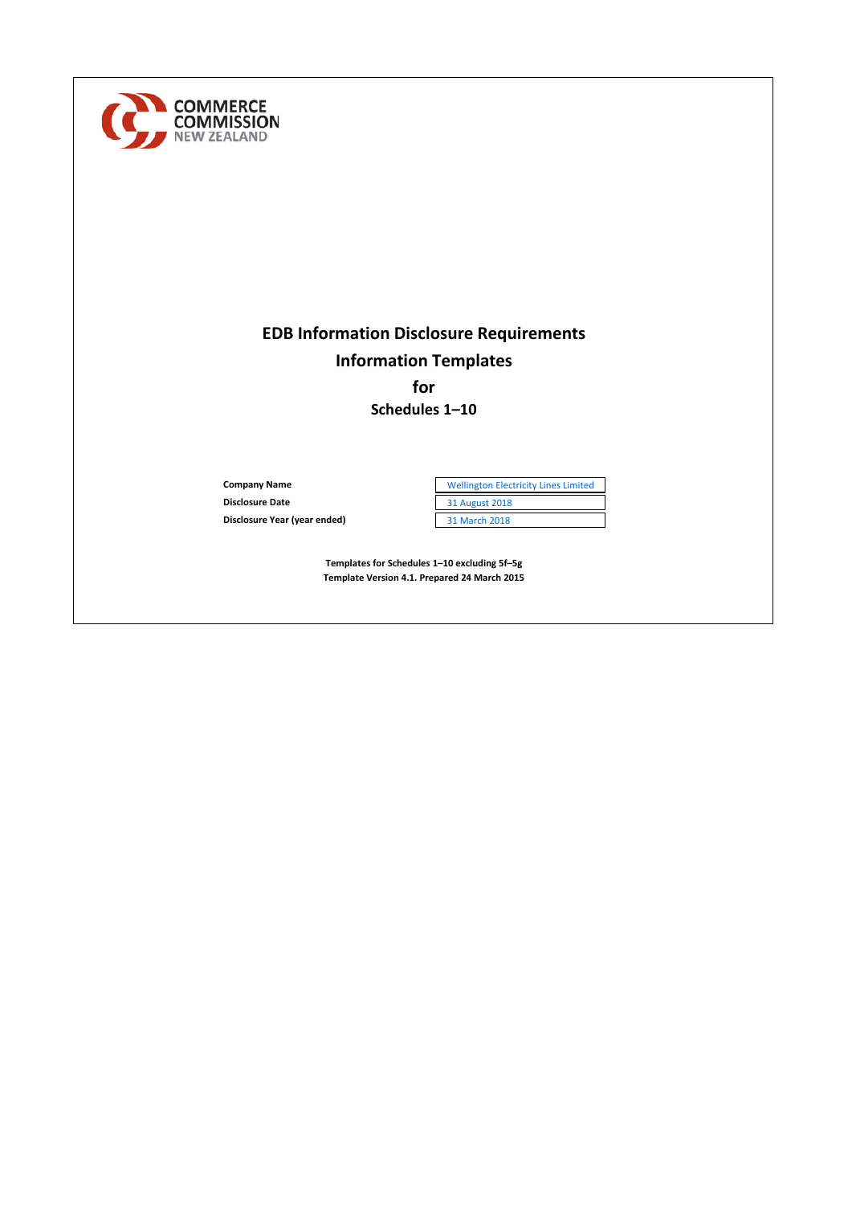COMMERCE COMMISSION
NEW ZEALAND

# EDB Information Disclosure Requirements
# Information Templates
# for
## Schedules 1–10

| | |
|---|---|
| **Company Name** | Wellington Electricity Lines Limited |
| **Disclosure Date** | 31 August 2018 |
| **Disclosure Year (year ended)** | 31 March 2018 |

**Templates for Schedules 1–10 excluding 5f–5g**
**Template Version 4.1. Prepared 24 March 2015**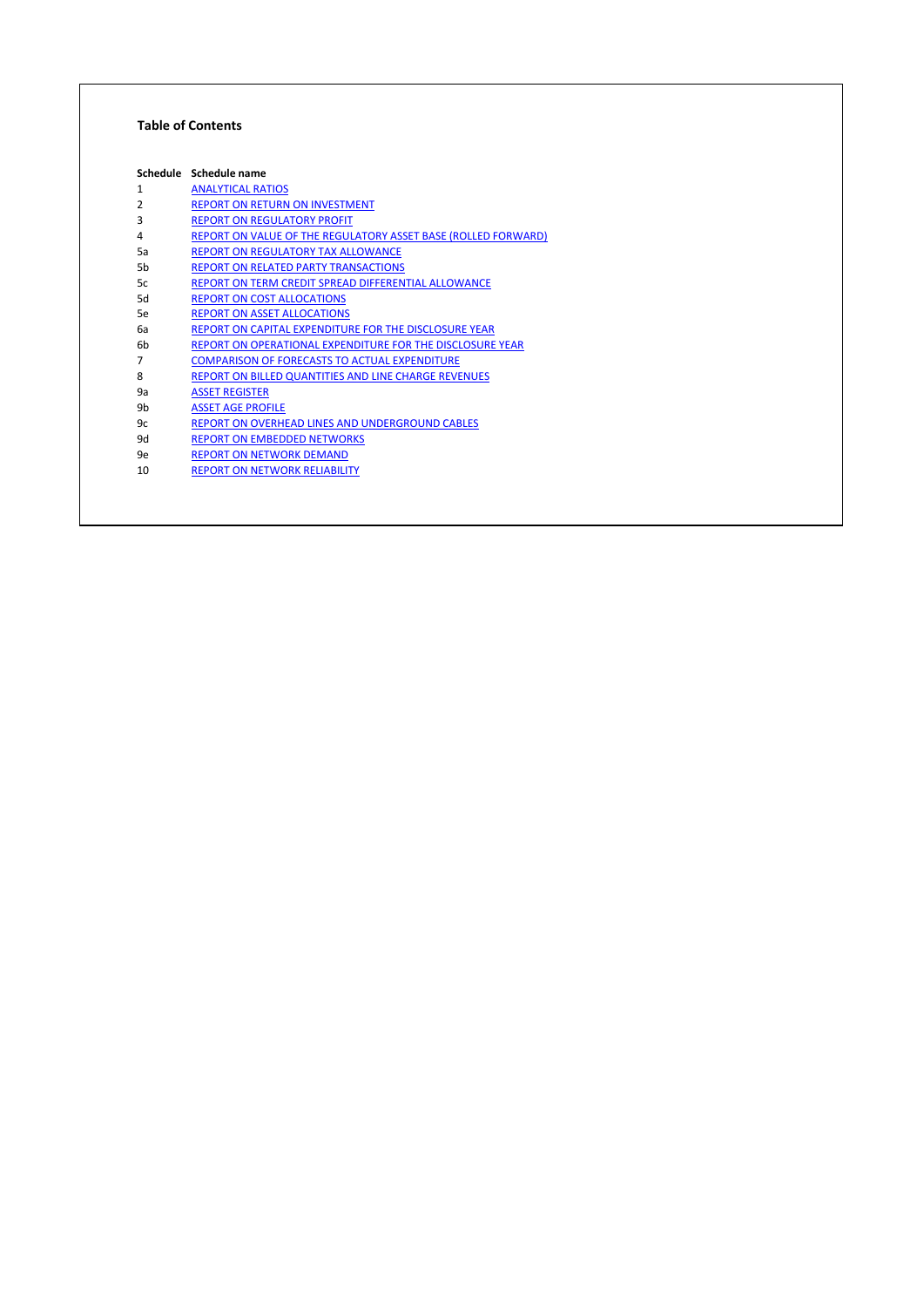**Table of Contents**

| Schedule | Schedule name |
|---|---|
| 1 | ANALYTICAL RATIOS |
| 2 | REPORT ON RETURN ON INVESTMENT |
| 3 | REPORT ON REGULATORY PROFIT |
| 4 | REPORT ON VALUE OF THE REGULATORY ASSET BASE (ROLLED FORWARD) |
| 5a | REPORT ON REGULATORY TAX ALLOWANCE |
| 5b | REPORT ON RELATED PARTY TRANSACTIONS |
| 5c | REPORT ON TERM CREDIT SPREAD DIFFERENTIAL ALLOWANCE |
| 5d | REPORT ON COST ALLOCATIONS |
| 5e | REPORT ON ASSET ALLOCATIONS |
| 6a | REPORT ON CAPITAL EXPENDITURE FOR THE DISCLOSURE YEAR |
| 6b | REPORT ON OPERATIONAL EXPENDITURE FOR THE DISCLOSURE YEAR |
| 7 | COMPARISON OF FORECASTS TO ACTUAL EXPENDITURE |
| 8 | REPORT ON BILLED QUANTITIES AND LINE CHARGE REVENUES |
| 9a | ASSET REGISTER |
| 9b | ASSET AGE PROFILE |
| 9c | REPORT ON OVERHEAD LINES AND UNDERGROUND CABLES |
| 9d | REPORT ON EMBEDDED NETWORKS |
| 9e | REPORT ON NETWORK DEMAND |
| 10 | REPORT ON NETWORK RELIABILITY |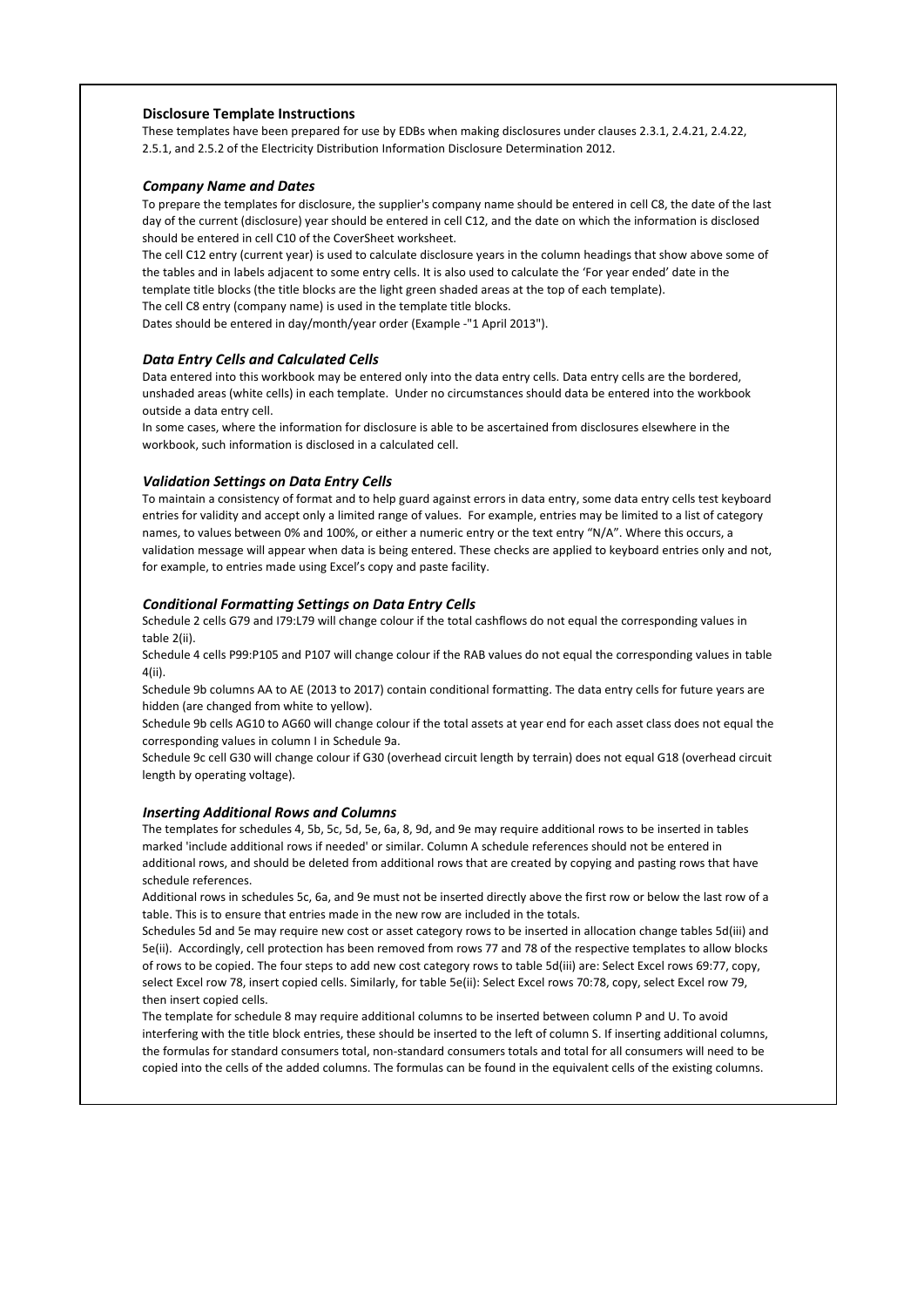## Disclosure Template Instructions

These templates have been prepared for use by EDBs when making disclosures under clauses 2.3.1, 2.4.21, 2.4.22, 2.5.1, and 2.5.2 of the Electricity Distribution Information Disclosure Determination 2012.

### *Company Name and Dates*

To prepare the templates for disclosure, the supplier's company name should be entered in cell C8, the date of the last day of the current (disclosure) year should be entered in cell C12, and the date on which the information is disclosed should be entered in cell C10 of the CoverSheet worksheet.

The cell C12 entry (current year) is used to calculate disclosure years in the column headings that show above some of the tables and in labels adjacent to some entry cells. It is also used to calculate the 'For year ended' date in the template title blocks (the title blocks are the light green shaded areas at the top of each template).

The cell C8 entry (company name) is used in the template title blocks.

Dates should be entered in day/month/year order (Example -"1 April 2013").

### *Data Entry Cells and Calculated Cells*

Data entered into this workbook may be entered only into the data entry cells. Data entry cells are the bordered, unshaded areas (white cells) in each template. Under no circumstances should data be entered into the workbook outside a data entry cell.

In some cases, where the information for disclosure is able to be ascertained from disclosures elsewhere in the workbook, such information is disclosed in a calculated cell.

### *Validation Settings on Data Entry Cells*

To maintain a consistency of format and to help guard against errors in data entry, some data entry cells test keyboard entries for validity and accept only a limited range of values. For example, entries may be limited to a list of category names, to values between 0% and 100%, or either a numeric entry or the text entry "N/A". Where this occurs, a validation message will appear when data is being entered. These checks are applied to keyboard entries only and not, for example, to entries made using Excel's copy and paste facility.

### *Conditional Formatting Settings on Data Entry Cells*

Schedule 2 cells G79 and I79:L79 will change colour if the total cashflows do not equal the corresponding values in table 2(ii).

Schedule 4 cells P99:P105 and P107 will change colour if the RAB values do not equal the corresponding values in table 4(ii).

Schedule 9b columns AA to AE (2013 to 2017) contain conditional formatting. The data entry cells for future years are hidden (are changed from white to yellow).

Schedule 9b cells AG10 to AG60 will change colour if the total assets at year end for each asset class does not equal the corresponding values in column I in Schedule 9a.

Schedule 9c cell G30 will change colour if G30 (overhead circuit length by terrain) does not equal G18 (overhead circuit length by operating voltage).

### *Inserting Additional Rows and Columns*

The templates for schedules 4, 5b, 5c, 5d, 5e, 6a, 8, 9d, and 9e may require additional rows to be inserted in tables marked 'include additional rows if needed' or similar. Column A schedule references should not be entered in additional rows, and should be deleted from additional rows that are created by copying and pasting rows that have schedule references.

Additional rows in schedules 5c, 6a, and 9e must not be inserted directly above the first row or below the last row of a table. This is to ensure that entries made in the new row are included in the totals.

Schedules 5d and 5e may require new cost or asset category rows to be inserted in allocation change tables 5d(iii) and 5e(ii). Accordingly, cell protection has been removed from rows 77 and 78 of the respective templates to allow blocks of rows to be copied. The four steps to add new cost category rows to table 5d(iii) are: Select Excel rows 69:77, copy, select Excel row 78, insert copied cells. Similarly, for table 5e(ii): Select Excel rows 70:78, copy, select Excel row 79, then insert copied cells.

The template for schedule 8 may require additional columns to be inserted between column P and U. To avoid interfering with the title block entries, these should be inserted to the left of column S. If inserting additional columns, the formulas for standard consumers total, non-standard consumers totals and total for all consumers will need to be copied into the cells of the added columns. The formulas can be found in the equivalent cells of the existing columns.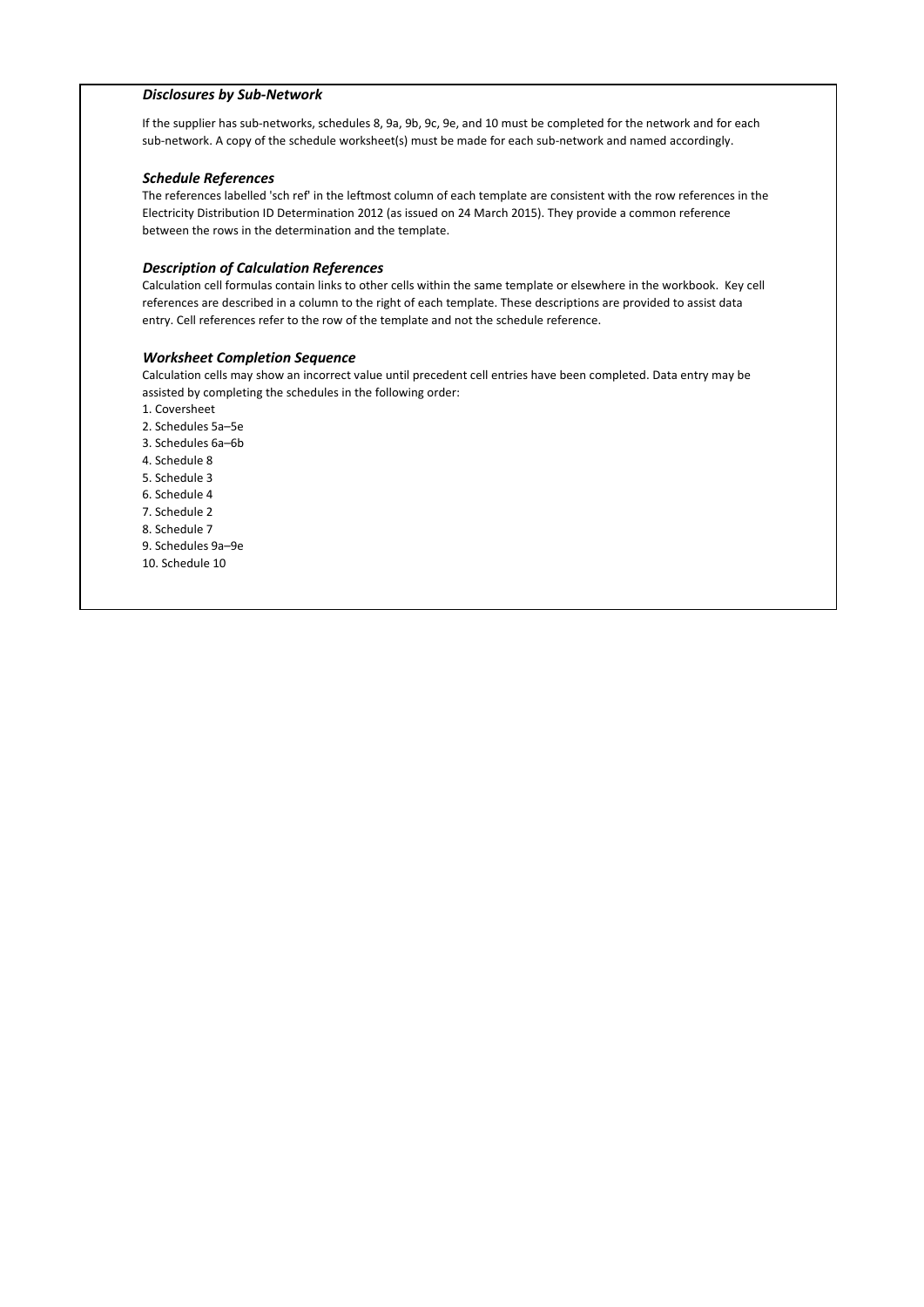### *Disclosures by Sub-Network*

If the supplier has sub-networks, schedules 8, 9a, 9b, 9c, 9e, and 10 must be completed for the network and for each sub-network. A copy of the schedule worksheet(s) must be made for each sub-network and named accordingly.

### *Schedule References*

The references labelled 'sch ref' in the leftmost column of each template are consistent with the row references in the Electricity Distribution ID Determination 2012 (as issued on 24 March 2015). They provide a common reference between the rows in the determination and the template.

### *Description of Calculation References*

Calculation cell formulas contain links to other cells within the same template or elsewhere in the workbook. Key cell references are described in a column to the right of each template. These descriptions are provided to assist data entry. Cell references refer to the row of the template and not the schedule reference.

### *Worksheet Completion Sequence*

Calculation cells may show an incorrect value until precedent cell entries have been completed. Data entry may be assisted by completing the schedules in the following order:

1. Coversheet
2. Schedules 5a–5e
3. Schedules 6a–6b
4. Schedule 8
5. Schedule 3
6. Schedule 4
7. Schedule 2
8. Schedule 7
9. Schedules 9a–9e
10. Schedule 10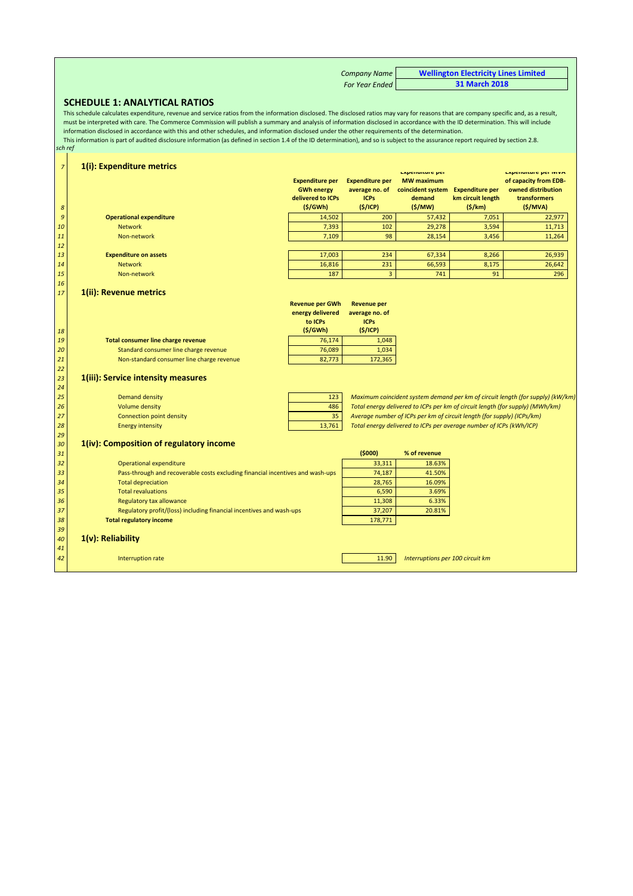| Company Name | Wellington Electricity Lines Limited |
|---|---|
| For Year Ended | 31 March 2018 |

## SCHEDULE 1: ANALYTICAL RATIOS

This schedule calculates expenditure, revenue and service ratios from the information disclosed. The disclosed ratios may vary for reasons that are company specific and, as a result, must be interpreted with care. The Commerce Commission will publish a summary and analysis of information disclosed in accordance with the ID determination. This will include information disclosed in accordance with this and other schedules, and information disclosed under the other requirements of the determination.

This information is part of audited disclosure information (as defined in section 1.4 of the ID determination), and so is subject to the assurance report required by section 2.8.

*sch ref*

### 1(i): Expenditure metrics

| sch ref | | Expenditure per GWh energy delivered to ICPs ($/GWh) | Expenditure per average no. of ICPs ($/ICP) | Expenditure per MW maximum coincident system demand ($/MW) | Expenditure per km circuit length ($/km) | Expenditure per MVA of capacity from EDB-owned distribution transformers ($/MVA) |
|---|---|---|---|---|---|---|
| 9 | **Operational expenditure** | 14,502 | 200 | 57,432 | 7,051 | 22,977 |
| 10 | Network | 7,393 | 102 | 29,278 | 3,594 | 11,713 |
| 11 | Non-network | 7,109 | 98 | 28,154 | 3,456 | 11,264 |
| 13 | **Expenditure on assets** | 17,003 | 234 | 67,334 | 8,266 | 26,939 |
| 14 | Network | 16,816 | 231 | 66,593 | 8,175 | 26,642 |
| 15 | Non-network | 187 | 3 | 741 | 91 | 296 |

### 1(ii): Revenue metrics

| sch ref | | Revenue per GWh energy delivered to ICPs ($/GWh) | Revenue per average no. of ICPs ($/ICP) |
|---|---|---|---|
| 19 | **Total consumer line charge revenue** | 76,174 | 1,048 |
| 20 | Standard consumer line charge revenue | 76,089 | 1,034 |
| 21 | Non-standard consumer line charge revenue | 82,773 | 172,365 |

### 1(iii): Service intensity measures

| sch ref | | | |
|---|---|---|---|
| 25 | Demand density | 123 | *Maximum coincident system demand per km of circuit length (for supply) (kW/km)* |
| 26 | Volume density | 486 | *Total energy delivered to ICPs per km of circuit length (for supply) (MWh/km)* |
| 27 | Connection point density | 35 | *Average number of ICPs per km of circuit length (for supply) (ICPs/km)* |
| 28 | Energy intensity | 13,761 | *Total energy delivered to ICPs per average number of ICPs (kWh/ICP)* |

### 1(iv): Composition of regulatory income

| sch ref | | ($000) | % of revenue |
|---|---|---|---|
| 32 | Operational expenditure | 33,311 | 18.63% |
| 33 | Pass-through and recoverable costs excluding financial incentives and wash-ups | 74,187 | 41.50% |
| 34 | Total depreciation | 28,765 | 16.09% |
| 35 | Total revaluations | 6,590 | 3.69% |
| 36 | Regulatory tax allowance | 11,308 | 6.33% |
| 37 | Regulatory profit/(loss) including financial incentives and wash-ups | 37,207 | 20.81% |
| 38 | **Total regulatory income** | 178,771 | |

### 1(v): Reliability

| sch ref | | | |
|---|---|---|---|
| 42 | Interruption rate | 11.90 | *Interruptions per 100 circuit km* |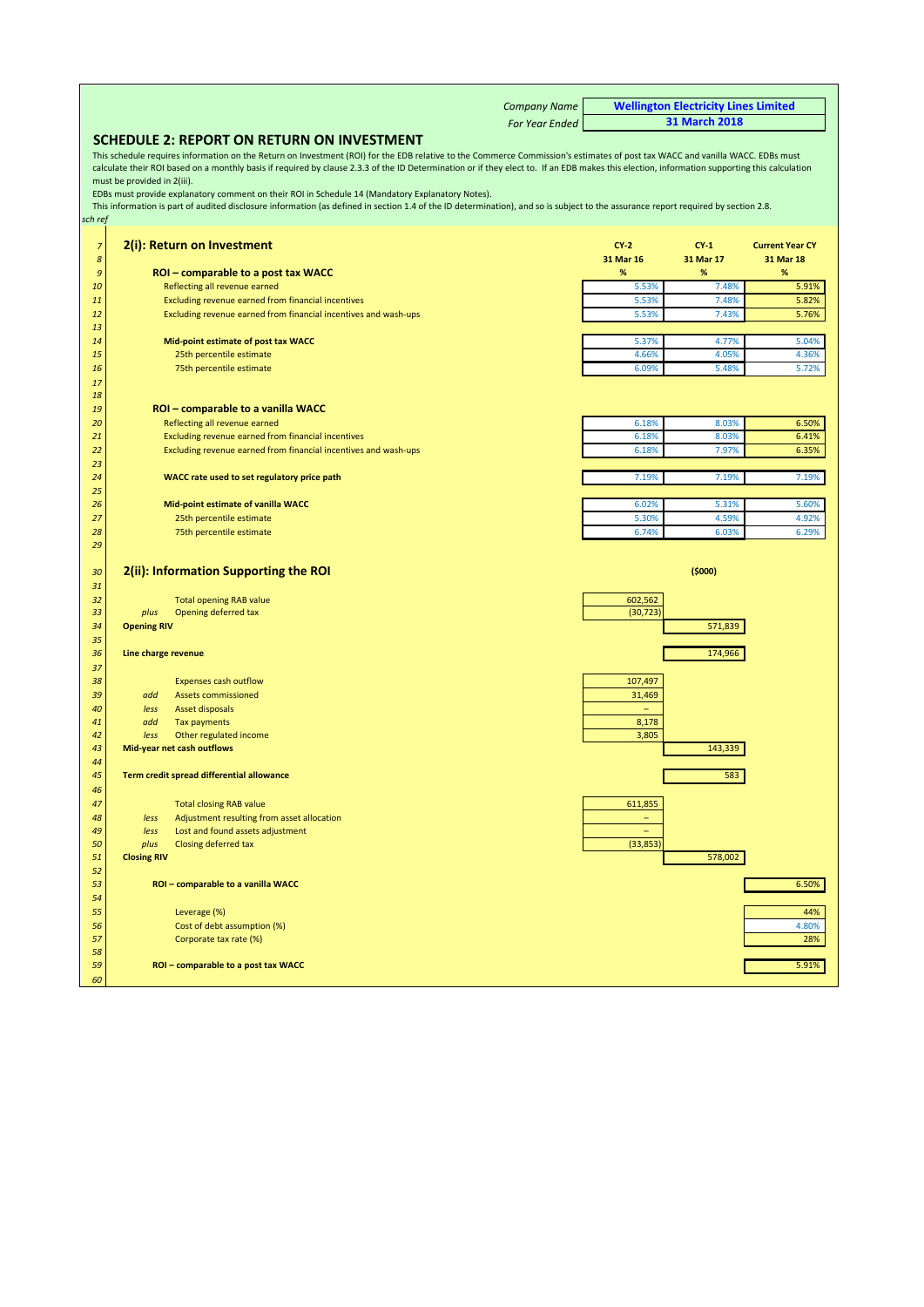| | |
|---|---|
| *Company Name* | **Wellington Electricity Lines Limited** |
| *For Year Ended* | **31 March 2018** |

## SCHEDULE 2: REPORT ON RETURN ON INVESTMENT

This schedule requires information on the Return on Investment (ROI) for the EDB relative to the Commerce Commission's estimates of post tax WACC and vanilla WACC. EDBs must calculate their ROI based on a monthly basis if required by clause 2.3.3 of the ID Determination or if they elect to. If an EDB makes this election, information supporting this calculation must be provided in 2(iii).

EDBs must provide explanatory comment on their ROI in Schedule 14 (Mandatory Explanatory Notes).

This information is part of audited disclosure information (as defined in section 1.4 of the ID determination), and so is subject to the assurance report required by section 2.8.

*sch ref*

| sch ref | **2(i): Return on Investment** | CY-2 | CY-1 | Current Year CY |
|---|---|---|---|---|
| 8 | | 31 Mar 16 | 31 Mar 17 | 31 Mar 18 |
| 9 | **ROI – comparable to a post tax WACC** | % | % | % |
| 10 | Reflecting all revenue earned | 5.53% | 7.48% | 5.91% |
| 11 | Excluding revenue earned from financial incentives | 5.53% | 7.48% | 5.82% |
| 12 | Excluding revenue earned from financial incentives and wash-ups | 5.53% | 7.43% | 5.76% |
| 13 | | | | |
| 14 | **Mid-point estimate of post tax WACC** | 5.37% | 4.77% | 5.04% |
| 15 | 25th percentile estimate | 4.66% | 4.05% | 4.36% |
| 16 | 75th percentile estimate | 6.09% | 5.48% | 5.72% |
| 17 | | | | |
| 18 | | | | |
| 19 | **ROI – comparable to a vanilla WACC** | | | |
| 20 | Reflecting all revenue earned | 6.18% | 8.03% | 6.50% |
| 21 | Excluding revenue earned from financial incentives | 6.18% | 8.03% | 6.41% |
| 22 | Excluding revenue earned from financial incentives and wash-ups | 6.18% | 7.97% | 6.35% |
| 23 | | | | |
| 24 | **WACC rate used to set regulatory price path** | 7.19% | 7.19% | 7.19% |
| 25 | | | | |
| 26 | **Mid-point estimate of vanilla WACC** | 6.02% | 5.31% | 5.60% |
| 27 | 25th percentile estimate | 5.30% | 4.59% | 4.92% |
| 28 | 75th percentile estimate | 6.74% | 6.03% | 6.29% |
| 29 | | | | |

| sch ref | **2(ii): Information Supporting the ROI** | | ($000) | |
|---|---|---|---|---|
| 31 | | | | |
| 32 | Total opening RAB value | 602,562 | | |
| 33 | *plus* Opening deferred tax | (30,723) | | |
| 34 | **Opening RIV** | | 571,839 | |
| 35 | | | | |
| 36 | **Line charge revenue** | | 174,966 | |
| 37 | | | | |
| 38 | Expenses cash outflow | 107,497 | | |
| 39 | *add* Assets commissioned | 31,469 | | |
| 40 | *less* Asset disposals | – | | |
| 41 | *add* Tax payments | 8,178 | | |
| 42 | *less* Other regulated income | 3,805 | | |
| 43 | **Mid-year net cash outflows** | | 143,339 | |
| 44 | | | | |
| 45 | **Term credit spread differential allowance** | | 583 | |
| 46 | | | | |
| 47 | Total closing RAB value | 611,855 | | |
| 48 | *less* Adjustment resulting from asset allocation | – | | |
| 49 | *less* Lost and found assets adjustment | – | | |
| 50 | *plus* Closing deferred tax | (33,853) | | |
| 51 | **Closing RIV** | | 578,002 | |
| 52 | | | | |
| 53 | **ROI – comparable to a vanilla WACC** | | | 6.50% |
| 54 | | | | |
| 55 | Leverage (%) | | | 44% |
| 56 | Cost of debt assumption (%) | | | 4.80% |
| 57 | Corporate tax rate (%) | | | 28% |
| 58 | | | | |
| 59 | **ROI – comparable to a post tax WACC** | | | 5.91% |
| 60 | | | | |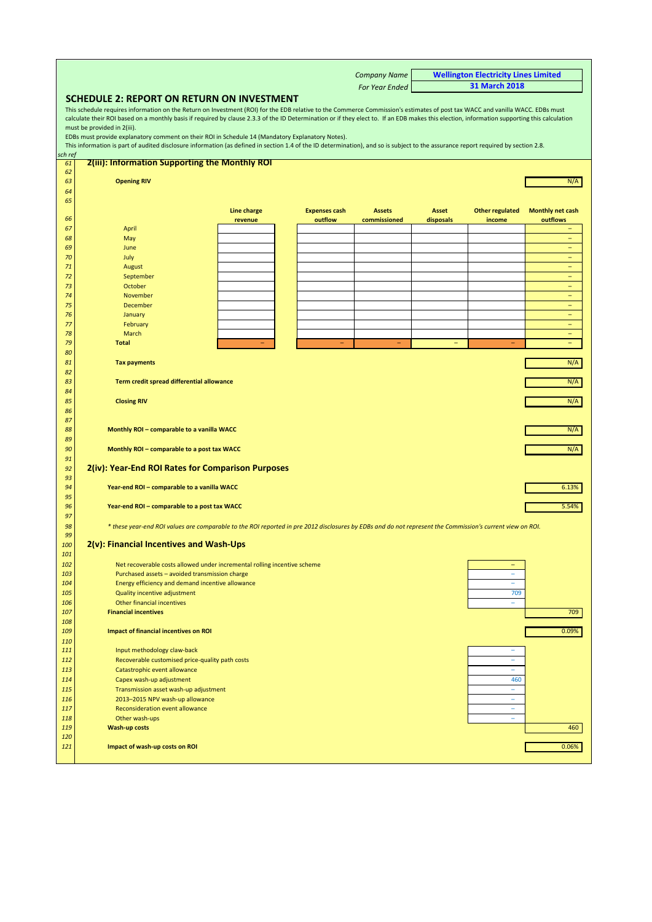| | |
|---|---|
| *Company Name* | **Wellington Electricity Lines Limited** |
| *For Year Ended* | **31 March 2018** |

## SCHEDULE 2: REPORT ON RETURN ON INVESTMENT

This schedule requires information on the Return on Investment (ROI) for the EDB relative to the Commerce Commission's estimates of post tax WACC and vanilla WACC. EDBs must calculate their ROI based on a monthly basis if required by clause 2.3.3 of the ID Determination or if they elect to. If an EDB makes this election, information supporting this calculation must be provided in 2(iii).

EDBs must provide explanatory comment on their ROI in Schedule 14 (Mandatory Explanatory Notes).

This information is part of audited disclosure information (as defined in section 1.4 of the ID determination), and so is subject to the assurance report required by section 2.8.

*sch ref*

### 2(iii): Information Supporting the Monthly ROI

| sch ref | | | | | | | | |
|---|---|---|---|---|---|---|---|---|
| 63 | **Opening RIV** | | | | | | | N/A |
| 66 | | Line charge revenue | Expenses cash outflow | Assets commissioned | Asset disposals | Other regulated income | | Monthly net cash outflows |
| 67 | April | | | | | | | – |
| 68 | May | | | | | | | – |
| 69 | June | | | | | | | – |
| 70 | July | | | | | | | – |
| 71 | August | | | | | | | – |
| 72 | September | | | | | | | – |
| 73 | October | | | | | | | – |
| 74 | November | | | | | | | – |
| 75 | December | | | | | | | – |
| 76 | January | | | | | | | – |
| 77 | February | | | | | | | – |
| 78 | March | | | | | | | – |
| 79 | **Total** | – | – | – | – | – | | – |
| 81 | **Tax payments** | | | | | | | N/A |
| 83 | **Term credit spread differential allowance** | | | | | | | N/A |
| 85 | **Closing RIV** | | | | | | | N/A |
| 88 | **Monthly ROI – comparable to a vanilla WACC** | | | | | | | N/A |
| 90 | **Monthly ROI – comparable to a post tax WACC** | | | | | | | N/A |

### 2(iv): Year-End ROI Rates for Comparison Purposes

| sch ref | | |
|---|---|---|
| 94 | **Year-end ROI – comparable to a vanilla WACC** | 6.13% |
| 96 | **Year-end ROI – comparable to a post tax WACC** | 5.54% |

*\* these year-end ROI values are comparable to the ROI reported in pre 2012 disclosures by EDBs and do not represent the Commission's current view on ROI.*

### 2(v): Financial Incentives and Wash-Ups

| sch ref | | | |
|---|---|---|---|
| 102 | Net recoverable costs allowed under incremental rolling incentive scheme | – | |
| 103 | Purchased assets – avoided transmission charge | – | |
| 104 | Energy efficiency and demand incentive allowance | – | |
| 105 | Quality incentive adjustment | 709 | |
| 106 | Other financial incentives | – | |
| 107 | **Financial incentives** | | 709 |
| 109 | **Impact of financial incentives on ROI** | | 0.09% |
| 111 | Input methodology claw-back | – | |
| 112 | Recoverable customised price-quality path costs | – | |
| 113 | Catastrophic event allowance | – | |
| 114 | Capex wash-up adjustment | 460 | |
| 115 | Transmission asset wash-up adjustment | – | |
| 116 | 2013–2015 NPV wash-up allowance | – | |
| 117 | Reconsideration event allowance | – | |
| 118 | Other wash-ups | – | |
| 119 | **Wash-up costs** | | 460 |
| 121 | **Impact of wash-up costs on ROI** | | 0.06% |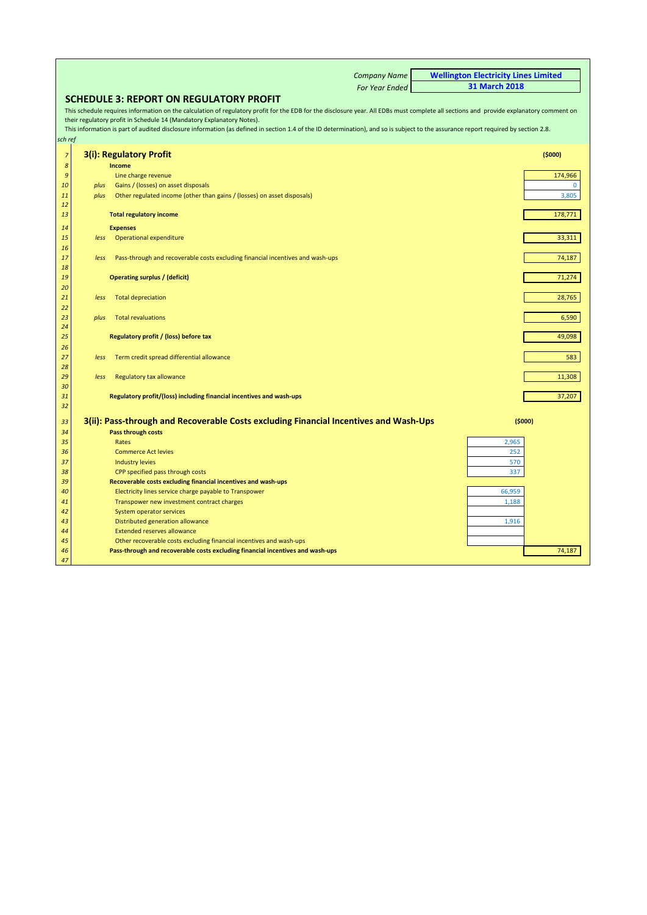| | |
|---|---|
| *Company Name* | **Wellington Electricity Lines Limited** |
| *For Year Ended* | **31 March 2018** |

## SCHEDULE 3: REPORT ON REGULATORY PROFIT

This schedule requires information on the calculation of regulatory profit for the EDB for the disclosure year. All EDBs must complete all sections and provide explanatory comment on their regulatory profit in Schedule 14 (Mandatory Explanatory Notes).

This information is part of audited disclosure information (as defined in section 1.4 of the ID determination), and so is subject to the assurance report required by section 2.8.

*sch ref*

### 3(i): Regulatory Profit

| sch ref | | | ($000) |
|---|---|---|---|
| 8 | | **Income** | |
| 9 | | Line charge revenue | 174,966 |
| 10 | *plus* | Gains / (losses) on asset disposals | 0 |
| 11 | *plus* | Other regulated income (other than gains / (losses) on asset disposals) | 3,805 |
| 12 | | | |
| 13 | | **Total regulatory income** | 178,771 |
| 14 | | **Expenses** | |
| 15 | *less* | Operational expenditure | 33,311 |
| 16 | | | |
| 17 | *less* | Pass-through and recoverable costs excluding financial incentives and wash-ups | 74,187 |
| 18 | | | |
| 19 | | **Operating surplus / (deficit)** | 71,274 |
| 20 | | | |
| 21 | *less* | Total depreciation | 28,765 |
| 22 | | | |
| 23 | *plus* | Total revaluations | 6,590 |
| 24 | | | |
| 25 | | **Regulatory profit / (loss) before tax** | 49,098 |
| 26 | | | |
| 27 | *less* | Term credit spread differential allowance | 583 |
| 28 | | | |
| 29 | *less* | Regulatory tax allowance | 11,308 |
| 30 | | | |
| 31 | | **Regulatory profit/(loss) including financial incentives and wash-ups** | 37,207 |
| 32 | | | |

### 3(ii): Pass-through and Recoverable Costs excluding Financial Incentives and Wash-Ups

| sch ref | | ($000) | |
|---|---|---|---|
| 34 | **Pass through costs** | | |
| 35 | Rates | 2,965 | |
| 36 | Commerce Act levies | 252 | |
| 37 | Industry levies | 570 | |
| 38 | CPP specified pass through costs | 337 | |
| 39 | **Recoverable costs excluding financial incentives and wash-ups** | | |
| 40 | Electricity lines service charge payable to Transpower | 66,959 | |
| 41 | Transpower new investment contract charges | 1,188 | |
| 42 | System operator services | | |
| 43 | Distributed generation allowance | 1,916 | |
| 44 | Extended reserves allowance | | |
| 45 | Other recoverable costs excluding financial incentives and wash-ups | | |
| 46 | **Pass-through and recoverable costs excluding financial incentives and wash-ups** | | 74,187 |
| 47 | | | |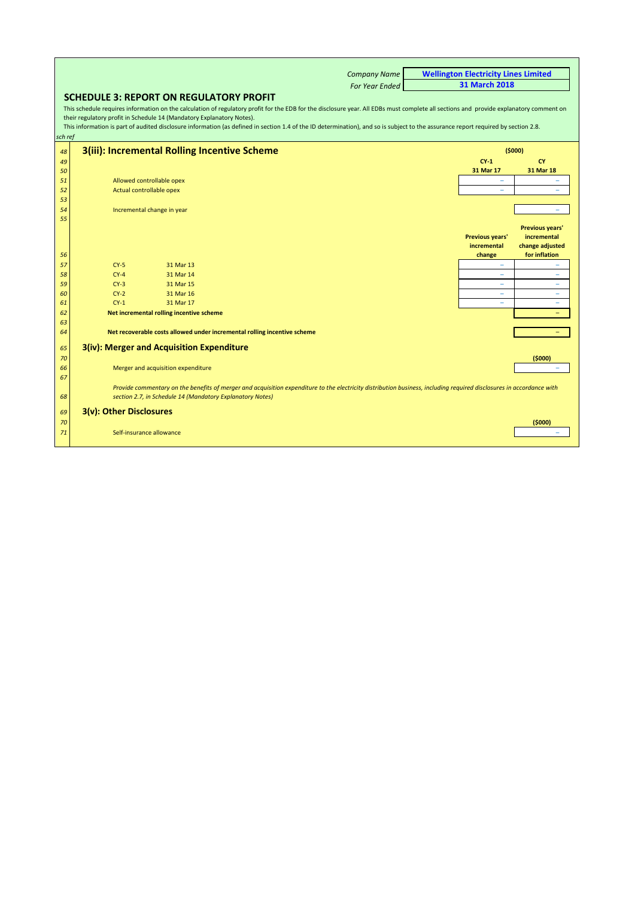| | |
|---|---|
| *Company Name* | **Wellington Electricity Lines Limited** |
| *For Year Ended* | **31 March 2018** |

## SCHEDULE 3: REPORT ON REGULATORY PROFIT

This schedule requires information on the calculation of regulatory profit for the EDB for the disclosure year. All EDBs must complete all sections and provide explanatory comment on their regulatory profit in Schedule 14 (Mandatory Explanatory Notes).

This information is part of audited disclosure information (as defined in section 1.4 of the ID determination), and so is subject to the assurance report required by section 2.8.

*sch ref*

### 3(iii): Incremental Rolling Incentive Scheme

| sch ref | | | ($000) CY-1 31 Mar 17 | CY 31 Mar 18 |
|---|---|---|---|---|
| 51 | Allowed controllable opex | | – | – |
| 52 | Actual controllable opex | | – | – |
| 53 | | | | |
| 54 | Incremental change in year | | | – |
| 55 | | | | |
| 56 | | | **Previous years' incremental change** | **Previous years' incremental change adjusted for inflation** |
| 57 | CY-5 | 31 Mar 13 | – | – |
| 58 | CY-4 | 31 Mar 14 | – | – |
| 59 | CY-3 | 31 Mar 15 | – | – |
| 60 | CY-2 | 31 Mar 16 | – | – |
| 61 | CY-1 | 31 Mar 17 | – | – |
| 62 | **Net incremental rolling incentive scheme** | | | – |
| 63 | | | | |
| 64 | **Net recoverable costs allowed under incremental rolling incentive scheme** | | | – |

### 3(iv): Merger and Acquisition Expenditure

| sch ref | | ($000) |
|---|---|---|
| 66 | Merger and acquisition expenditure | – |
| 67 | | |

68 *Provide commentary on the benefits of merger and acquisition expenditure to the electricity distribution business, including required disclosures in accordance with section 2.7, in Schedule 14 (Mandatory Explanatory Notes)*

### 3(v): Other Disclosures

| sch ref | | ($000) |
|---|---|---|
| 71 | Self-insurance allowance | – |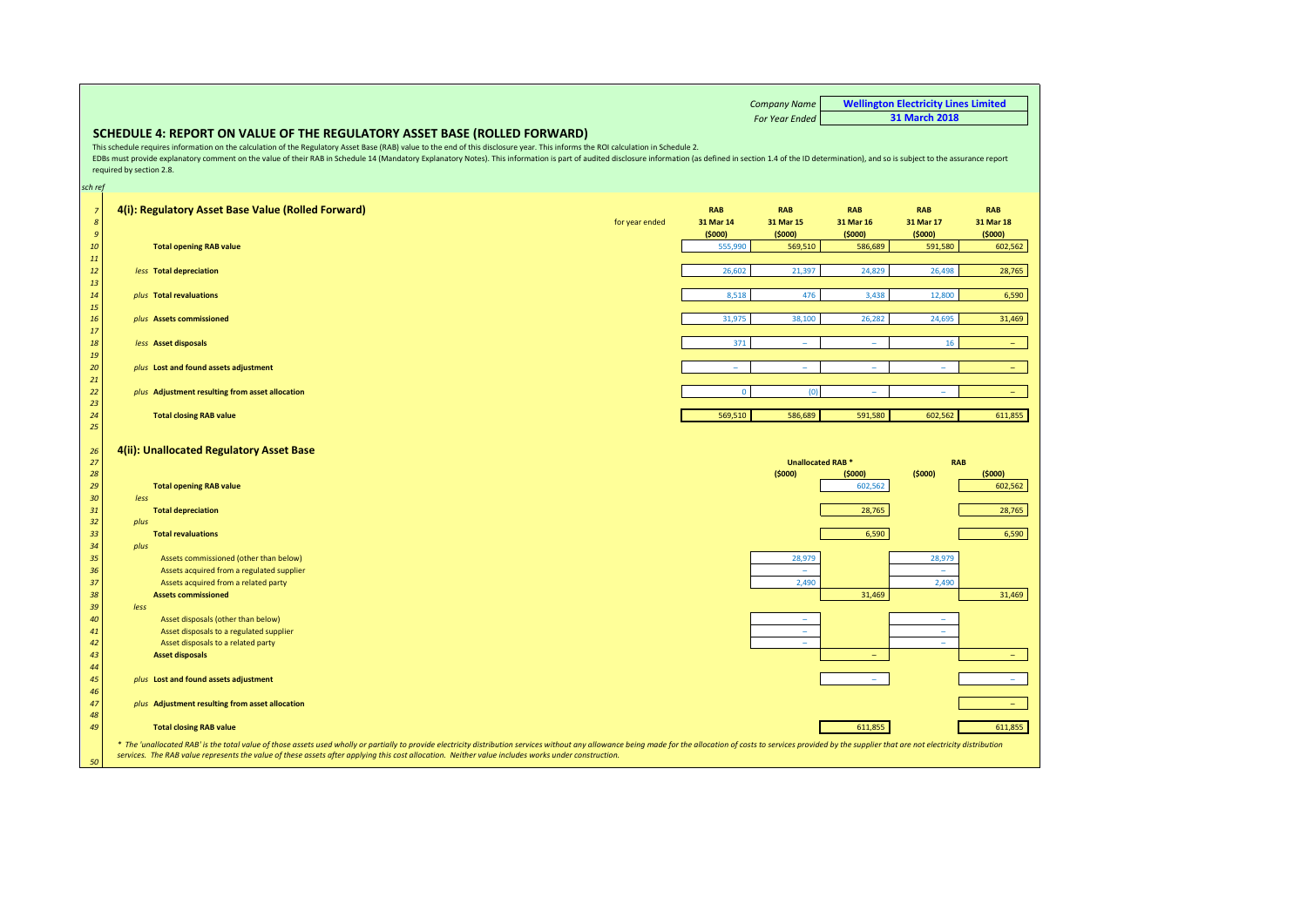Company Name: **Wellington Electricity Lines Limited**
For Year Ended: **31 March 2018**

## SCHEDULE 4: REPORT ON VALUE OF THE REGULATORY ASSET BASE (ROLLED FORWARD)

This schedule requires information on the calculation of the Regulatory Asset Base (RAB) value to the end of this disclosure year. This informs the ROI calculation in Schedule 2.
EDBs must provide explanatory comment on the value of their RAB in Schedule 14 (Mandatory Explanatory Notes). This information is part of audited disclosure information (as defined in section 1.4 of the ID determination), and so is subject to the assurance report required by section 2.8.

*sch ref*

### 4(i): Regulatory Asset Base Value (Rolled Forward)

| sch ref | | RAB | RAB | RAB | RAB | RAB |
|---|---|---|---|---|---|---|
| 8 | for year ended | 31 Mar 14 | 31 Mar 15 | 31 Mar 16 | 31 Mar 17 | 31 Mar 18 |
| 9 | | ($000) | ($000) | ($000) | ($000) | ($000) |
| 10 | **Total opening RAB value** | 555,990 | 569,510 | 586,689 | 591,580 | 602,562 |
| 12 | *less* **Total depreciation** | 26,602 | 21,397 | 24,829 | 26,498 | 28,765 |
| 14 | *plus* **Total revaluations** | 8,518 | 476 | 3,438 | 12,800 | 6,590 |
| 16 | *plus* **Assets commissioned** | 31,975 | 38,100 | 26,282 | 24,695 | 31,469 |
| 18 | *less* **Asset disposals** | 371 | – | – | 16 | – |
| 20 | *plus* **Lost and found assets adjustment** | – | – | – | – | – |
| 22 | *plus* **Adjustment resulting from asset allocation** | 0 | (0) | – | – | – |
| 24 | **Total closing RAB value** | 569,510 | 586,689 | 591,580 | 602,562 | 611,855 |

### 4(ii): Unallocated Regulatory Asset Base

| sch ref | | Unallocated RAB * | | RAB | |
|---|---|---|---|---|---|
| 28 | | ($000) | ($000) | ($000) | ($000) |
| 29 | **Total opening RAB value** | | 602,562 | | 602,562 |
| 30 | *less* | | | | |
| 31 | **Total depreciation** | | 28,765 | | 28,765 |
| 32 | *plus* | | | | |
| 33 | **Total revaluations** | | 6,590 | | 6,590 |
| 34 | *plus* | | | | |
| 35 | Assets commissioned (other than below) | 28,979 | | 28,979 | |
| 36 | Assets acquired from a regulated supplier | – | | – | |
| 37 | Assets acquired from a related party | 2,490 | | 2,490 | |
| 38 | **Assets commissioned** | | 31,469 | | 31,469 |
| 39 | *less* | | | | |
| 40 | Asset disposals (other than below) | – | | – | |
| 41 | Asset disposals to a regulated supplier | – | | – | |
| 42 | Asset disposals to a related party | – | | – | |
| 43 | **Asset disposals** | | – | | – |
| 45 | *plus* **Lost and found assets adjustment** | | – | | – |
| 47 | *plus* **Adjustment resulting from asset allocation** | | | | – |
| 49 | **Total closing RAB value** | | 611,855 | | 611,855 |

*\* The 'unallocated RAB' is the total value of those assets used wholly or partially to provide electricity distribution services without any allowance being made for the allocation of costs to services provided by the supplier that are not electricity distribution services. The RAB value represents the value of these assets after applying this cost allocation. Neither value includes works under construction.*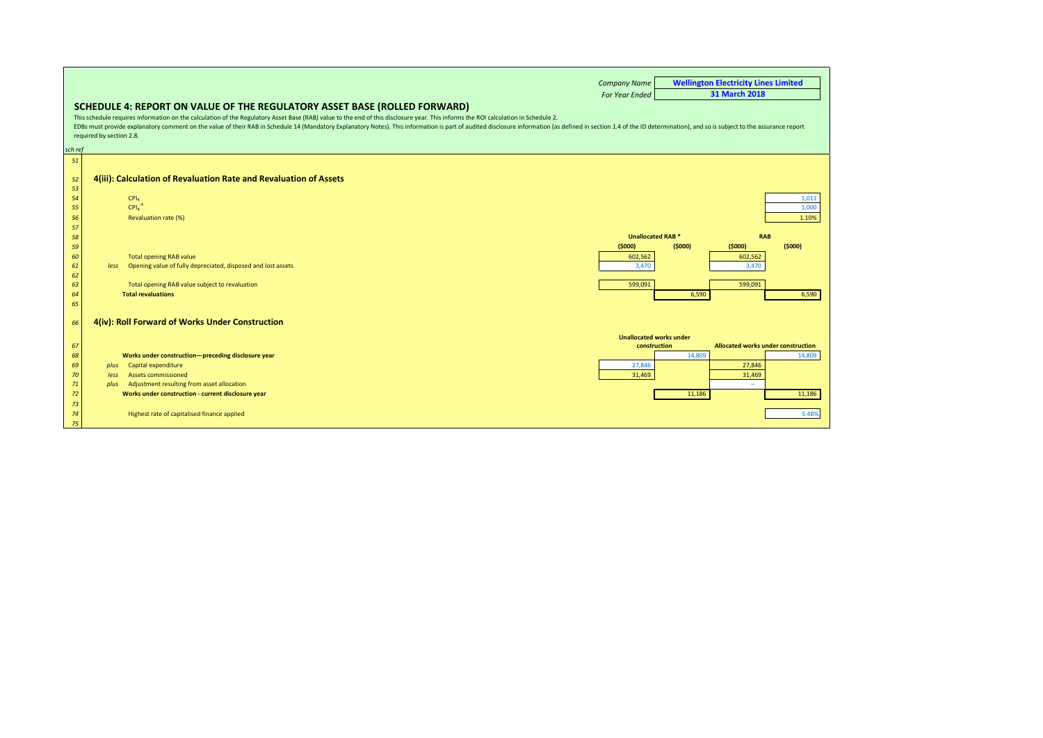| Company Name | Wellington Electricity Lines Limited |
|---|---|
| For Year Ended | 31 March 2018 |

## SCHEDULE 4: REPORT ON VALUE OF THE REGULATORY ASSET BASE (ROLLED FORWARD)

This schedule requires information on the calculation of the Regulatory Asset Base (RAB) value to the end of this disclosure year. This informs the ROI calculation in Schedule 2.

EDBs must provide explanatory comment on the value of their RAB in Schedule 14 (Mandatory Explanatory Notes). This information is part of audited disclosure information (as defined in section 1.4 of the ID determination), and so is subject to the assurance report required by section 2.8.

### 4(iii): Calculation of Revaluation Rate and Revaluation of Assets

| sch ref | | | | | | |
|---|---|---|---|---|---|---|
| 54 | $CPI_4$ | | | | | 1,011 |
| 55 | $CPI_4^{-4}$ | | | | | 1,000 |
| 56 | Revaluation rate (%) | | | | | 1.10% |
| 58 | | Unallocated RAB * | | RAB | | |
| 59 | | ($000) | ($000) | ($000) | ($000) | |
| 60 | Total opening RAB value | 602,562 | | 602,562 | | |
| 61 | *less* Opening value of fully depreciated, disposed and lost assets | 3,470 | | 3,470 | | |
| 63 | Total opening RAB value subject to revaluation | 599,091 | | 599,091 | | |
| 64 | **Total revaluations** | | 6,590 | | 6,590 | |

### 4(iv): Roll Forward of Works Under Construction

| sch ref | | Unallocated works under construction | | Allocated works under construction | |
|---|---|---|---|---|---|
| 68 | **Works under construction—preceding disclosure year** | | 14,809 | | 14,809 |
| 69 | *plus* Capital expenditure | 27,846 | | 27,846 | |
| 70 | *less* Assets commissioned | 31,469 | | 31,469 | |
| 71 | *plus* Adjustment resulting from asset allocation | | | – | |
| 72 | **Works under construction - current disclosure year** | | 11,186 | | 11,186 |
| 74 | Highest rate of capitalised finance applied | | | | 5.48% |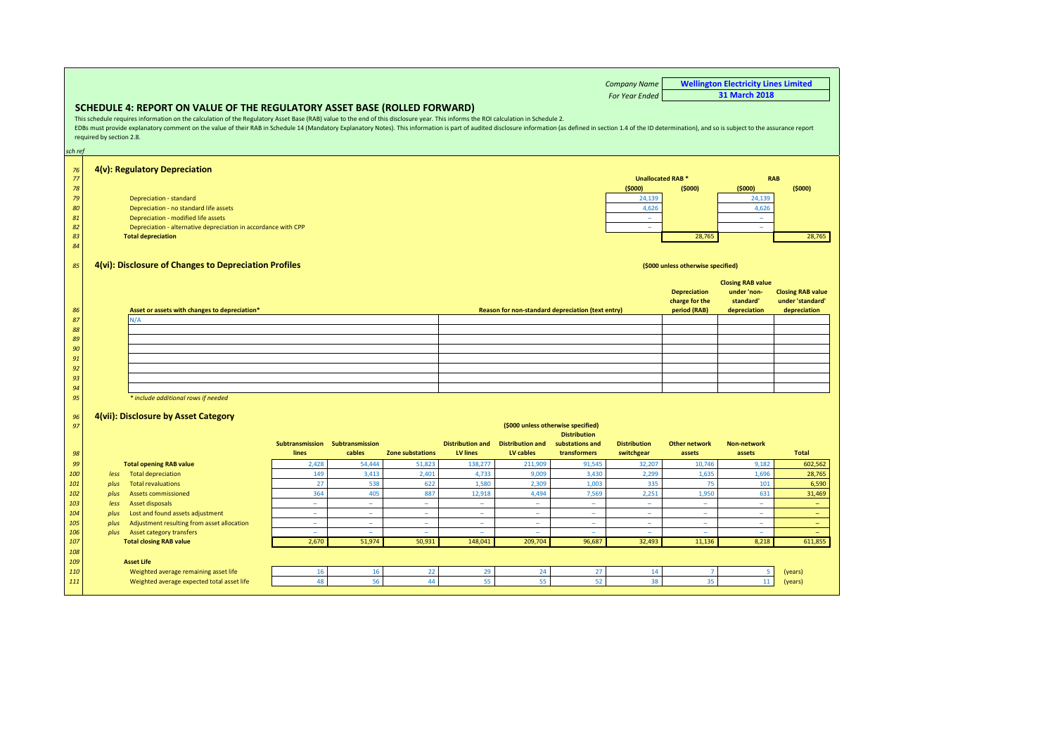| | |
|---|---|
| Company Name | **Wellington Electricity Lines Limited** |
| For Year Ended | **31 March 2018** |

## SCHEDULE 4: REPORT ON VALUE OF THE REGULATORY ASSET BASE (ROLLED FORWARD)

This schedule requires information on the calculation of the Regulatory Asset Base (RAB) value to the end of this disclosure year. This informs the ROI calculation in Schedule 2.

EDBs must provide explanatory comment on the value of their RAB in Schedule 14 (Mandatory Explanatory Notes). This information is part of audited disclosure information (as defined in section 1.4 of the ID determination), and so is subject to the assurance report required by section 2.8.

*sch ref*

### 4(v): Regulatory Depreciation

| sch ref | | Unallocated RAB * | | RAB | |
|---|---|---|---|---|---|
| | | ($000) | ($000) | ($000) | ($000) |
| 79 | Depreciation - standard | 24,139 | | 24,139 | |
| 80 | Depreciation - no standard life assets | 4,626 | | 4,626 | |
| 81 | Depreciation - modified life assets | – | | – | |
| 82 | Depreciation - alternative depreciation in accordance with CPP | – | | – | |
| 83 | **Total depreciation** | | 28,765 | | 28,765 |

### 4(vi): Disclosure of Changes to Depreciation Profiles

($000 unless otherwise specified)

| sch ref | Asset or assets with changes to depreciation* | Reason for non-standard depreciation (text entry) | Depreciation charge for the period (RAB) | Closing RAB value under 'non-standard' depreciation | Closing RAB value under 'standard' depreciation |
|---|---|---|---|---|---|
| 87 | N/A | | | | |
| 88 | | | | | |
| 89 | | | | | |
| 90 | | | | | |
| 91 | | | | | |
| 92 | | | | | |
| 93 | | | | | |
| 94 | | | | | |

*\* include additional rows if needed*

### 4(vii): Disclosure by Asset Category

($000 unless otherwise specified)

| sch ref | | | Subtransmission lines | Subtransmission cables | Zone substations | Distribution and LV lines | Distribution and LV cables | Distribution substations and transformers | Distribution switchgear | Other network assets | Non-network assets | Total |
|---|---|---|---|---|---|---|---|---|---|---|---|---|
| 99 | | **Total opening RAB value** | 2,428 | 54,444 | 51,823 | 138,277 | 211,909 | 91,545 | 32,207 | 10,746 | 9,182 | 602,562 |
| 100 | *less* | Total depreciation | 149 | 3,413 | 2,401 | 4,733 | 9,009 | 3,430 | 2,299 | 1,635 | 1,696 | 28,765 |
| 101 | *plus* | Total revaluations | 27 | 538 | 622 | 1,580 | 2,309 | 1,003 | 335 | 75 | 101 | 6,590 |
| 102 | *plus* | Assets commissioned | 364 | 405 | 887 | 12,918 | 4,494 | 7,569 | 2,251 | 1,950 | 631 | 31,469 |
| 103 | *less* | Asset disposals | – | – | – | – | – | – | – | – | – | – |
| 104 | *plus* | Lost and found assets adjustment | – | – | – | – | – | – | – | – | – | – |
| 105 | *plus* | Adjustment resulting from asset allocation | – | – | – | – | – | – | – | – | – | – |
| 106 | *plus* | Asset category transfers | – | – | – | – | – | – | – | – | – | – |
| 107 | | **Total closing RAB value** | 2,670 | 51,974 | 50,931 | 148,041 | 209,704 | 96,687 | 32,493 | 11,136 | 8,218 | 611,855 |
| 108 | | | | | | | | | | | | |
| 109 | | **Asset Life** | | | | | | | | | | |
| 110 | | Weighted average remaining asset life | 16 | 16 | 22 | 29 | 24 | 27 | 14 | 7 | 5 | (years) |
| 111 | | Weighted average expected total asset life | 48 | 56 | 44 | 55 | 55 | 52 | 38 | 35 | 11 | (years) |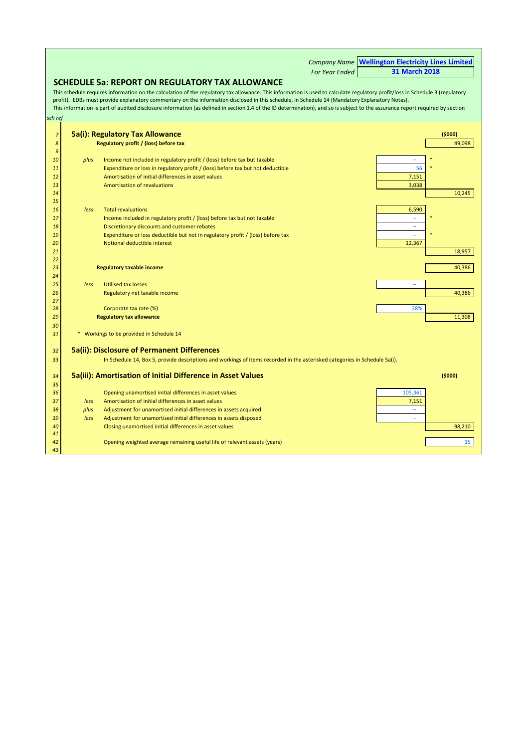Company Name **Wellington Electricity Lines Limited**
For Year Ended **31 March 2018**

## SCHEDULE 5a: REPORT ON REGULATORY TAX ALLOWANCE

This schedule requires information on the calculation of the regulatory tax allowance. This information is used to calculate regulatory profit/loss in Schedule 3 (regulatory profit). EDBs must provide explanatory commentary on the information disclosed in this schedule, in Schedule 14 (Mandatory Explanatory Notes).
This information is part of audited disclosure information (as defined in section 1.4 of the ID determination), and so is subject to the assurance report required by section

*sch ref*

### 5a(i): Regulatory Tax Allowance

| sch ref | | | | ($000) |
|---|---|---|---|---|
| 8 | | **Regulatory profit / (loss) before tax** | | 49,098 |
| 9 | | | | |
| 10 | *plus* | Income not included in regulatory profit / (loss) before tax but taxable | – * | |
| 11 | | Expenditure or loss in regulatory profit / (loss) before tax but not deductible | 56 * | |
| 12 | | Amortisation of initial differences in asset values | 7,151 | |
| 13 | | Amortisation of revaluations | 3,038 | |
| 14 | | | | 10,245 |
| 15 | | | | |
| 16 | *less* | Total revaluations | 6,590 | |
| 17 | | Income included in regulatory profit / (loss) before tax but not taxable | – * | |
| 18 | | Discretionary discounts and customer rebates | – | |
| 19 | | Expenditure or loss deductible but not in regulatory profit / (loss) before tax | – * | |
| 20 | | Notional deductible interest | 12,367 | |
| 21 | | | | 18,957 |
| 22 | | | | |
| 23 | | **Regulatory taxable income** | | 40,386 |
| 24 | | | | |
| 25 | *less* | Utilised tax losses | – | |
| 26 | | Regulatory net taxable income | | 40,386 |
| 27 | | | | |
| 28 | | Corporate tax rate (%) | 28% | |
| 29 | | **Regulatory tax allowance** | | 11,308 |
| 30 | | | | |
| 31 | | * Workings to be provided in Schedule 14 | | |

### 5a(ii): Disclosure of Permanent Differences

33 In Schedule 14, Box 5, provide descriptions and workings of items recorded in the asterisked categories in Schedule 5a(i).

### 5a(iii): Amortisation of Initial Difference in Asset Values

| sch ref | | | | ($000) |
|---|---|---|---|---|
| 35 | | | | |
| 36 | | Opening unamortised initial differences in asset values | 105,361 | |
| 37 | *less* | Amortisation of initial differences in asset values | 7,151 | |
| 38 | *plus* | Adjustment for unamortised initial differences in assets acquired | – | |
| 39 | *less* | Adjustment for unamortised initial differences in assets disposed | – | |
| 40 | | Closing unamortised initial differences in asset values | | 98,210 |
| 41 | | | | |
| 42 | | Opening weighted average remaining useful life of relevant assets (years) | | 15 |
| 43 | | | | |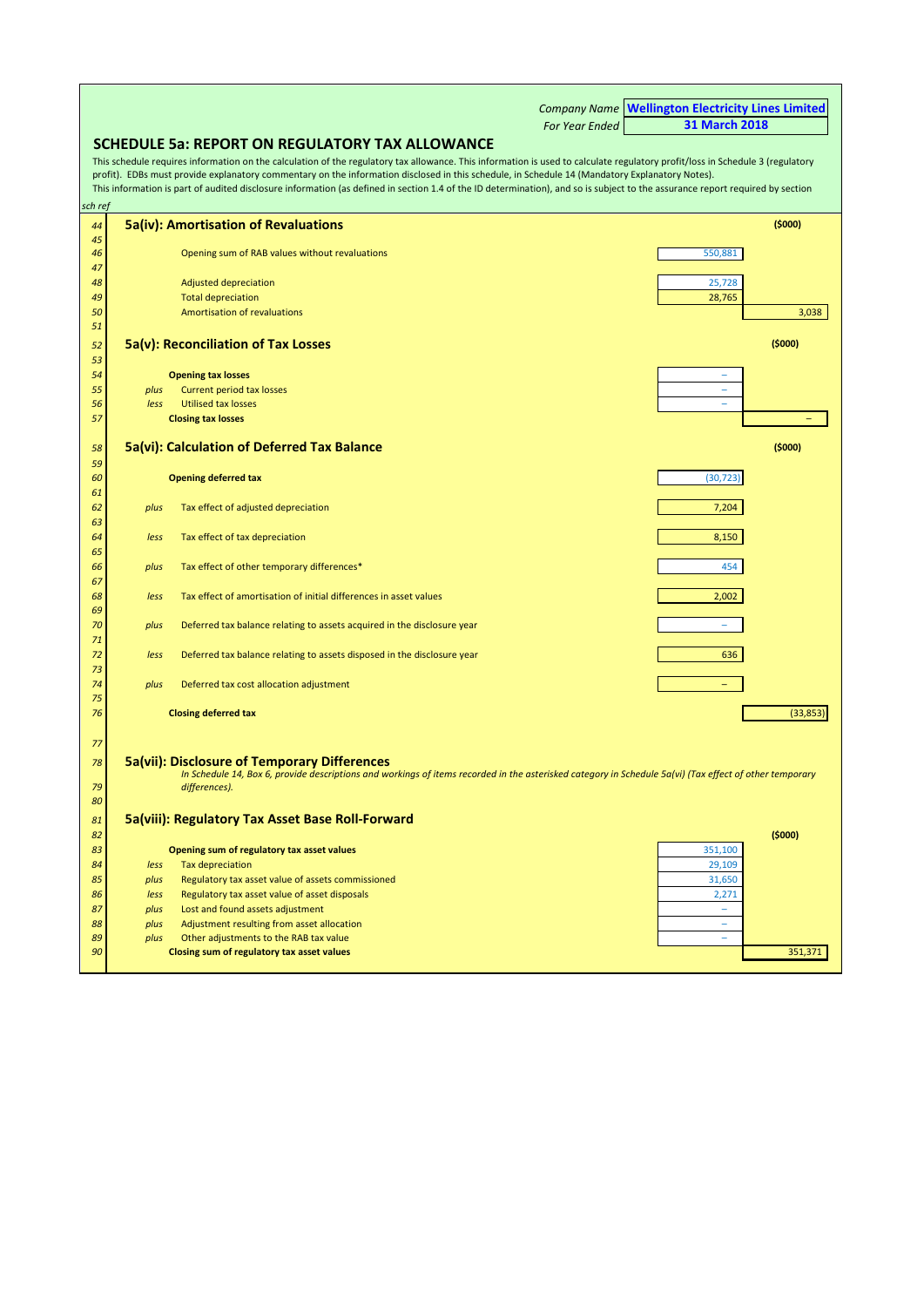Company Name **Wellington Electricity Lines Limited**

For Year Ended **31 March 2018**

## SCHEDULE 5a: REPORT ON REGULATORY TAX ALLOWANCE

This schedule requires information on the calculation of the regulatory tax allowance. This information is used to calculate regulatory profit/loss in Schedule 3 (regulatory profit). EDBs must provide explanatory commentary on the information disclosed in this schedule, in Schedule 14 (Mandatory Explanatory Notes).
This information is part of audited disclosure information (as defined in section 1.4 of the ID determination), and so is subject to the assurance report required by section

*sch ref*

### 5a(iv): Amortisation of Revaluations

| sch ref | | | | ($000) |
|---|---|---|---|---|
| 46 | | Opening sum of RAB values without revaluations | 550,881 | |
| 48 | | Adjusted depreciation | 25,728 | |
| 49 | | Total depreciation | 28,765 | |
| 50 | | Amortisation of revaluations | | 3,038 |

### 5a(v): Reconciliation of Tax Losses

| sch ref | | | | ($000) |
|---|---|---|---|---|
| 54 | | **Opening tax losses** | – | |
| 55 | *plus* | Current period tax losses | – | |
| 56 | *less* | Utilised tax losses | – | |
| 57 | | **Closing tax losses** | | – |

### 5a(vi): Calculation of Deferred Tax Balance

| sch ref | | | | ($000) |
|---|---|---|---|---|
| 60 | | **Opening deferred tax** | (30,723) | |
| 62 | *plus* | Tax effect of adjusted depreciation | 7,204 | |
| 64 | *less* | Tax effect of tax depreciation | 8,150 | |
| 66 | *plus* | Tax effect of other temporary differences* | 454 | |
| 68 | *less* | Tax effect of amortisation of initial differences in asset values | 2,002 | |
| 70 | *plus* | Deferred tax balance relating to assets acquired in the disclosure year | – | |
| 72 | *less* | Deferred tax balance relating to assets disposed in the disclosure year | 636 | |
| 74 | *plus* | Deferred tax cost allocation adjustment | – | |
| 76 | | **Closing deferred tax** | | (33,853) |

### 5a(vii): Disclosure of Temporary Differences

*In Schedule 14, Box 6, provide descriptions and workings of items recorded in the asterisked category in Schedule 5a(vi) (Tax effect of other temporary differences).*

### 5a(viii): Regulatory Tax Asset Base Roll-Forward

| sch ref | | | | ($000) |
|---|---|---|---|---|
| 83 | | **Opening sum of regulatory tax asset values** | 351,100 | |
| 84 | *less* | Tax depreciation | 29,109 | |
| 85 | *plus* | Regulatory tax asset value of assets commissioned | 31,650 | |
| 86 | *less* | Regulatory tax asset value of asset disposals | 2,271 | |
| 87 | *plus* | Lost and found assets adjustment | – | |
| 88 | *plus* | Adjustment resulting from asset allocation | – | |
| 89 | *plus* | Other adjustments to the RAB tax value | – | |
| 90 | | **Closing sum of regulatory tax asset values** | | 351,371 |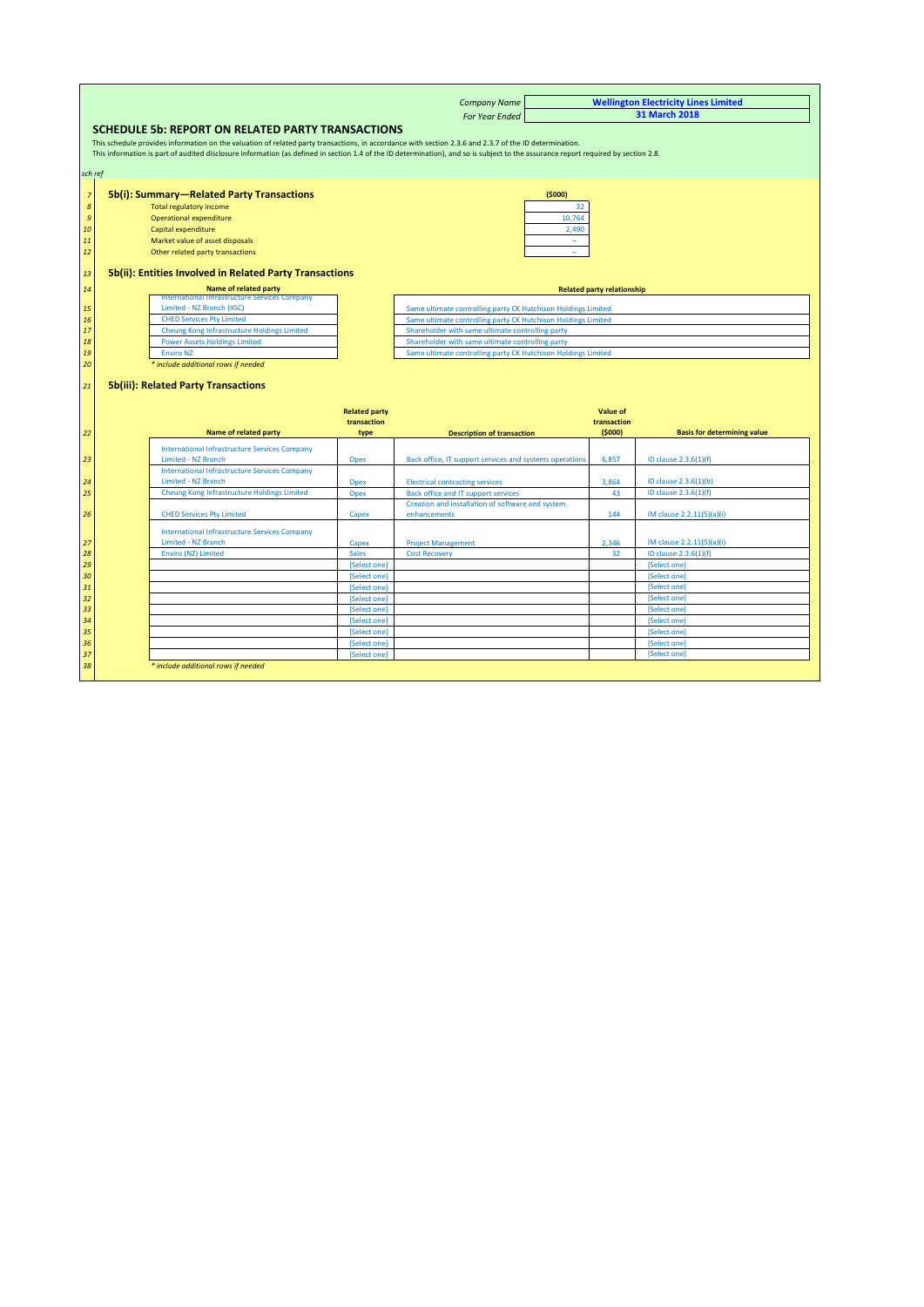| Company Name | Wellington Electricity Lines Limited |
|---|---|
| For Year Ended | 31 March 2018 |

## SCHEDULE 5b: REPORT ON RELATED PARTY TRANSACTIONS

This schedule provides information on the valuation of related party transactions, in accordance with section 2.3.6 and 2.3.7 of the ID determination.
This information is part of audited disclosure information (as defined in section 1.4 of the ID determination), and so is subject to the assurance report required by section 2.8.

*sch ref*

### 5b(i): Summary—Related Party Transactions

| sch ref | | ($000) |
|---|---|---|
| 8 | Total regulatory income | 32 |
| 9 | Operational expenditure | 10,764 |
| 10 | Capital expenditure | 2,490 |
| 11 | Market value of asset disposals | – |
| 12 | Other related party transactions | – |

### 5b(ii): Entities Involved in Related Party Transactions

| sch ref | Name of related party | Related party relationship |
|---|---|---|
| 15 | International Infrastructure Services Company Limited - NZ Branch (IISC) | Same ultimate controlling party CK Hutchison Holdings Limited |
| 16 | CHED Services Pty Limited | Same ultimate controlling party CK Hutchison Holdings Limited |
| 17 | Cheung Kong Infrastructure Holdings Limited | Shareholder with same ultimate controlling party |
| 18 | Power Assets Holdings Limited | Shareholder with same ultimate controlling party |
| 19 | Enviro NZ | Same ultimate controlling party CK Hutchison Holdings Limited |
| 20 | *\* include additional rows if needed* | |

### 5b(iii): Related Party Transactions

| sch ref | Name of related party | Related party transaction type | Description of transaction | Value of transaction ($000) | Basis for determining value |
|---|---|---|---|---|---|
| 23 | International Infrastructure Services Company Limited - NZ Branch | Opex | Back office, IT support services and systems operations | 6,857 | ID clause 2.3.6(1)(f) |
| 24 | International Infrastructure Services Company Limited - NZ Branch | Opex | Electrical contracting services | 3,864 | ID clause 2.3.6(1)(b) |
| 25 | Cheung Kong Infrastructure Holdings Limited | Opex | Back office and IT support services | 43 | ID clause 2.3.6(1)(f) |
| 26 | CHED Services Pty Limited | Capex | Creation and installation of software and system enhancements | 144 | IM clause 2.2.11(5)(a)(i) |
| 27 | International Infrastructure Services Company Limited - NZ Branch | Capex | Project Management | 2,346 | IM clause 2.2.11(5)(a)(i) |
| 28 | Enviro (NZ) Limited | Sales | Cost Recovery | 32 | ID clause 2.3.6(1)(f) |
| 29 | | [Select one] | | | [Select one] |
| 30 | | [Select one] | | | [Select one] |
| 31 | | [Select one] | | | [Select one] |
| 32 | | [Select one] | | | [Select one] |
| 33 | | [Select one] | | | [Select one] |
| 34 | | [Select one] | | | [Select one] |
| 35 | | [Select one] | | | [Select one] |
| 36 | | [Select one] | | | [Select one] |
| 37 | | [Select one] | | | [Select one] |
| 38 | *\* include additional rows if needed* | | | | |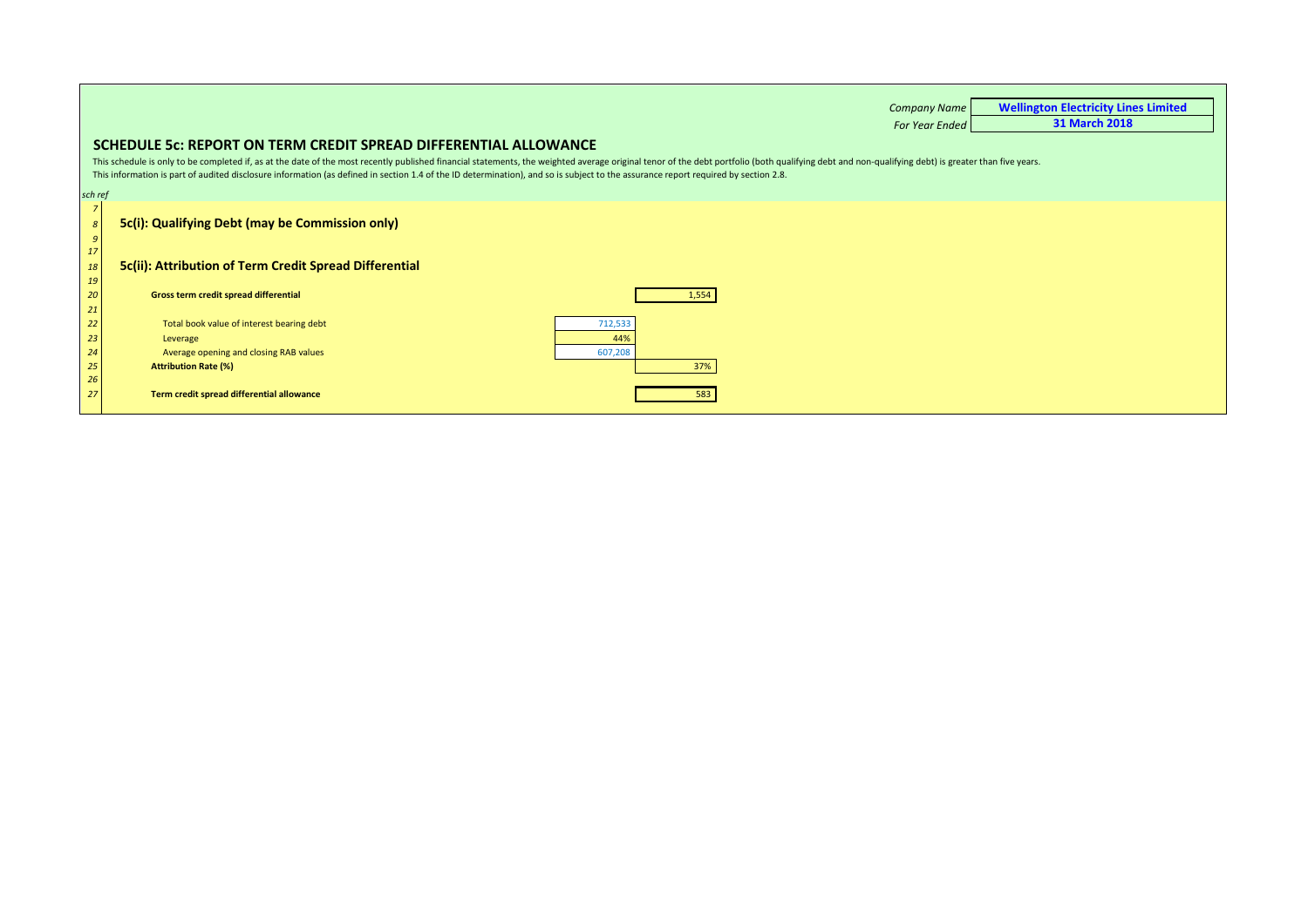| | |
|---|---|
| *Company Name* | **Wellington Electricity Lines Limited** |
| *For Year Ended* | **31 March 2018** |

## SCHEDULE 5c: REPORT ON TERM CREDIT SPREAD DIFFERENTIAL ALLOWANCE

This schedule is only to be completed if, as at the date of the most recently published financial statements, the weighted average original tenor of the debt portfolio (both qualifying debt and non-qualifying debt) is greater than five years.

This information is part of audited disclosure information (as defined in section 1.4 of the ID determination), and so is subject to the assurance report required by section 2.8.

| *sch ref* | | | |
|---|---|---|---|
| *7* | | | |
| *8* | **5c(i): Qualifying Debt (may be Commission only)** | | |
| *9* | | | |
| *17* | | | |
| *18* | **5c(ii): Attribution of Term Credit Spread Differential** | | |
| *19* | | | |
| *20* | **Gross term credit spread differential** | | 1,554 |
| *21* | | | |
| *22* | Total book value of interest bearing debt | 712,533 | |
| *23* | Leverage | 44% | |
| *24* | Average opening and closing RAB values | 607,208 | |
| *25* | **Attribution Rate (%)** | | 37% |
| *26* | | | |
| *27* | **Term credit spread differential allowance** | | 583 |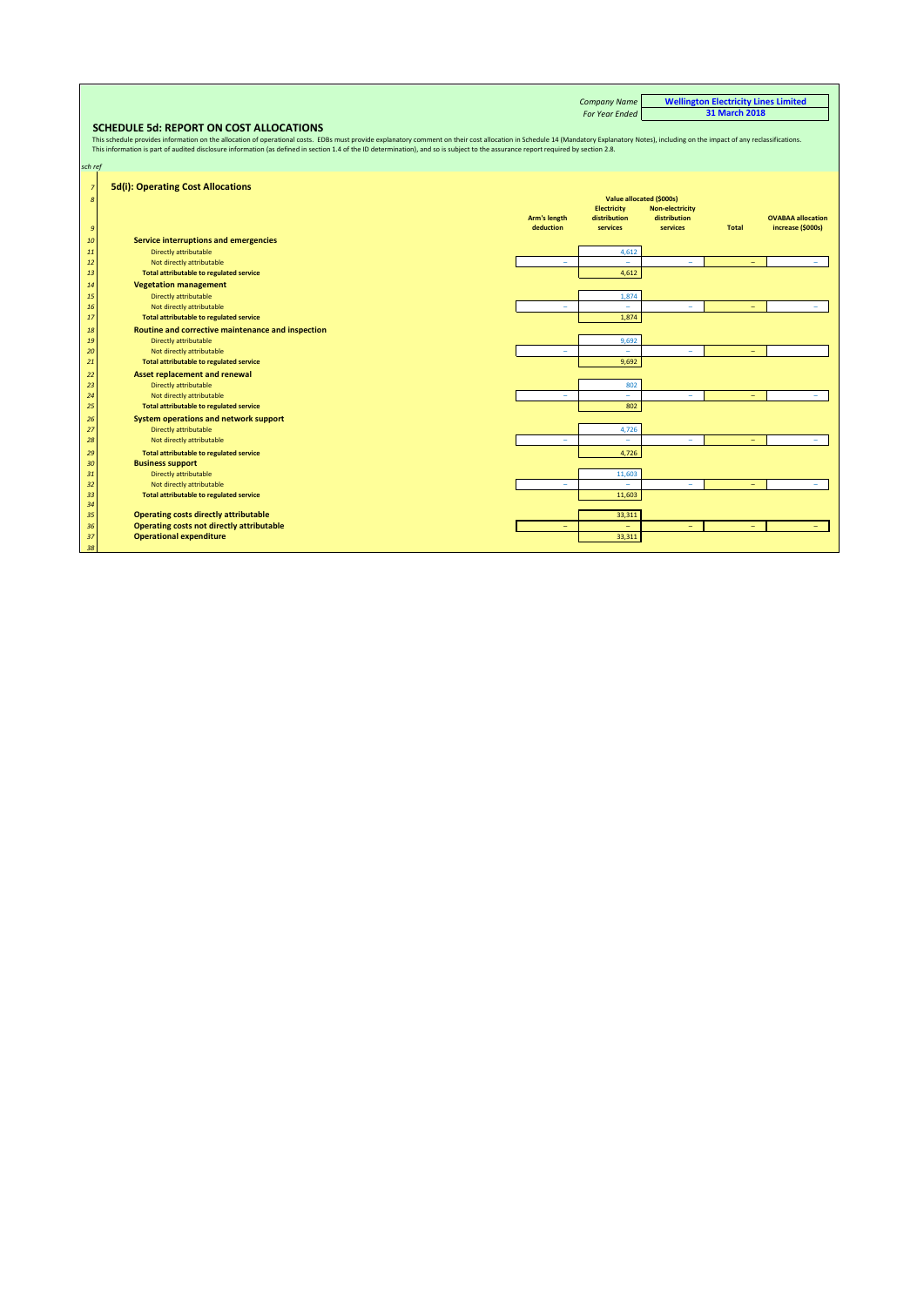Company Name: **Wellington Electricity Lines Limited**
For Year Ended: **31 March 2018**

## SCHEDULE 5d: REPORT ON COST ALLOCATIONS

This schedule provides information on the allocation of operational costs. EDBs must provide explanatory comment on their cost allocation in Schedule 14 (Mandatory Explanatory Notes), including on the impact of any reclassifications.
This information is part of audited disclosure information (as defined in section 1.4 of the ID determination), and so is subject to the assurance report required by section 2.8.

*sch ref*

### 5d(i): Operating Cost Allocations

| sch ref | | Arm's length deduction | Electricity distribution services | Non-electricity distribution services | Total | OVABAA allocation increase ($000s) |
|---|---|---|---|---|---|---|
| 8 | | Value allocated ($000s) | | | | |
| 10 | **Service interruptions and emergencies** | | | | | |
| 11 | Directly attributable | | 4,612 | | | |
| 12 | Not directly attributable | – | – | – | – | – |
| 13 | **Total attributable to regulated service** | | 4,612 | | | |
| 14 | **Vegetation management** | | | | | |
| 15 | Directly attributable | | 1,874 | | | |
| 16 | Not directly attributable | – | – | – | – | – |
| 17 | **Total attributable to regulated service** | | 1,874 | | | |
| 18 | **Routine and corrective maintenance and inspection** | | | | | |
| 19 | Directly attributable | | 9,692 | | | |
| 20 | Not directly attributable | – | – | – | – | |
| 21 | **Total attributable to regulated service** | | 9,692 | | | |
| 22 | **Asset replacement and renewal** | | | | | |
| 23 | Directly attributable | | 802 | | | |
| 24 | Not directly attributable | – | – | – | – | – |
| 25 | **Total attributable to regulated service** | | 802 | | | |
| 26 | **System operations and network support** | | | | | |
| 27 | Directly attributable | | 4,726 | | | |
| 28 | Not directly attributable | – | – | – | – | – |
| 29 | **Total attributable to regulated service** | | 4,726 | | | |
| 30 | **Business support** | | | | | |
| 31 | Directly attributable | | 11,603 | | | |
| 32 | Not directly attributable | – | – | – | – | – |
| 33 | **Total attributable to regulated service** | | 11,603 | | | |
| 34 | | | | | | |
| 35 | **Operating costs directly attributable** | | 33,311 | | | |
| 36 | **Operating costs not directly attributable** | – | – | – | – | – |
| 37 | **Operational expenditure** | | 33,311 | | | |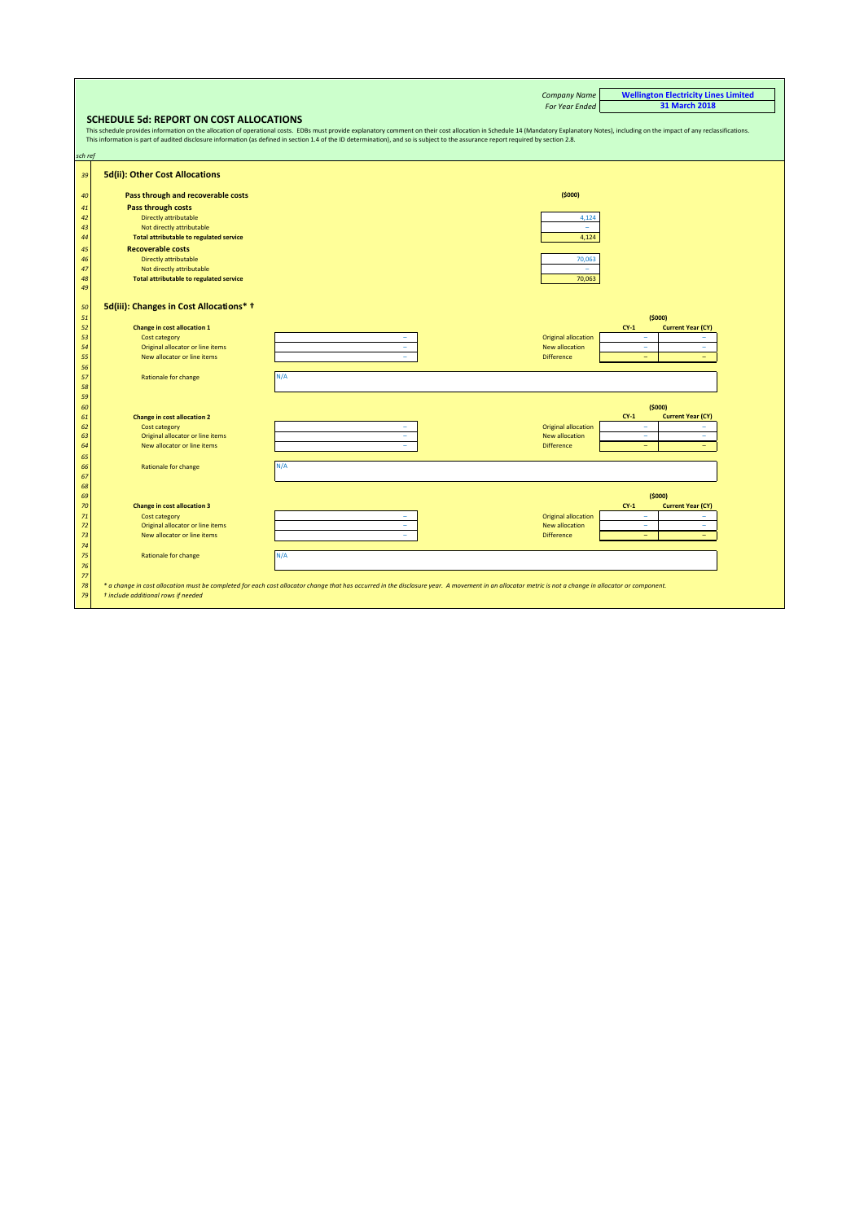| Company Name | Wellington Electricity Lines Limited |
|---|---|
| For Year Ended | 31 March 2018 |

## SCHEDULE 5d: REPORT ON COST ALLOCATIONS

This schedule provides information on the allocation of operational costs. EDBs must provide explanatory comment on their cost allocation in Schedule 14 (Mandatory Explanatory Notes), including on the impact of any reclassifications.
This information is part of audited disclosure information (as defined in section 1.4 of the ID determination), and so is subject to the assurance report required by section 2.8.

*sch ref*

### 5d(ii): Other Cost Allocations

| sch ref | Pass through and recoverable costs | ($000) |
|---|---|---|
| 41 | **Pass through costs** | |
| 42 | Directly attributable | 4,124 |
| 43 | Not directly attributable | – |
| 44 | **Total attributable to regulated service** | 4,124 |
| 45 | **Recoverable costs** | |
| 46 | Directly attributable | 70,063 |
| 47 | Not directly attributable | – |
| 48 | **Total attributable to regulated service** | 70,063 |

### 5d(iii): Changes in Cost Allocations* †

| sch ref | | | | ($000) CY-1 | ($000) Current Year (CY) |
|---|---|---|---|---|---|
| 52 | **Change in cost allocation 1** | | | | |
| 53 | Cost category | – | Original allocation | – | – |
| 54 | Original allocator or line items | – | New allocation | – | – |
| 55 | New allocator or line items | – | Difference | – | – |
| 57 | Rationale for change | N/A | | | |
| 61 | **Change in cost allocation 2** | | | | |
| 62 | Cost category | – | Original allocation | – | – |
| 63 | Original allocator or line items | – | New allocation | – | – |
| 64 | New allocator or line items | – | Difference | – | – |
| 66 | Rationale for change | N/A | | | |
| 70 | **Change in cost allocation 3** | | | | |
| 71 | Cost category | – | Original allocation | – | – |
| 72 | Original allocator or line items | – | New allocation | – | – |
| 73 | New allocator or line items | – | Difference | – | – |
| 75 | Rationale for change | N/A | | | |

*\* a change in cost allocation must be completed for each cost allocator change that has occurred in the disclosure year. A movement in an allocator metric is not a change in allocator or component.*
*† include additional rows if needed*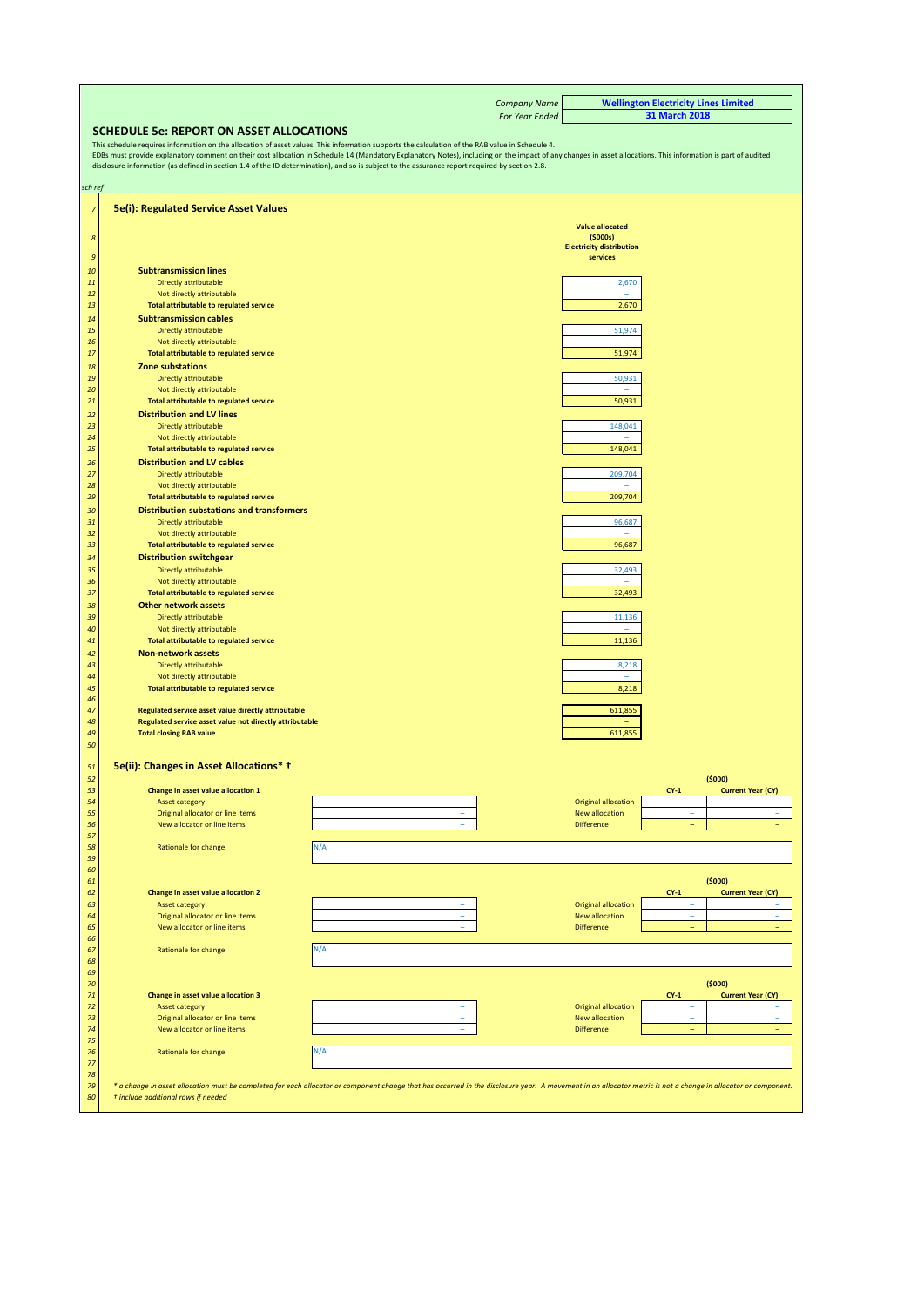| Company Name | Wellington Electricity Lines Limited |
|---|---|
| For Year Ended | 31 March 2018 |

## SCHEDULE 5e: REPORT ON ASSET ALLOCATIONS

This schedule requires information on the allocation of asset values. This information supports the calculation of the RAB value in Schedule 4.
EDBs must provide explanatory comment on their cost allocation in Schedule 14 (Mandatory Explanatory Notes), including on the impact of any changes in asset allocations. This information is part of audited disclosure information (as defined in section 1.4 of the ID determination), and so is subject to the assurance report required by section 2.8.

*sch ref*

### 5e(i): Regulated Service Asset Values

| sch ref | | Value allocated ($000s) Electricity distribution services |
|---|---|---|
| 10 | **Subtransmission lines** | |
| 11 | Directly attributable | 2,670 |
| 12 | Not directly attributable | – |
| 13 | **Total attributable to regulated service** | 2,670 |
| 14 | **Subtransmission cables** | |
| 15 | Directly attributable | 51,974 |
| 16 | Not directly attributable | – |
| 17 | **Total attributable to regulated service** | 51,974 |
| 18 | **Zone substations** | |
| 19 | Directly attributable | 50,931 |
| 20 | Not directly attributable | – |
| 21 | **Total attributable to regulated service** | 50,931 |
| 22 | **Distribution and LV lines** | |
| 23 | Directly attributable | 148,041 |
| 24 | Not directly attributable | – |
| 25 | **Total attributable to regulated service** | 148,041 |
| 26 | **Distribution and LV cables** | |
| 27 | Directly attributable | 209,704 |
| 28 | Not directly attributable | – |
| 29 | **Total attributable to regulated service** | 209,704 |
| 30 | **Distribution substations and transformers** | |
| 31 | Directly attributable | 96,687 |
| 32 | Not directly attributable | – |
| 33 | **Total attributable to regulated service** | 96,687 |
| 34 | **Distribution switchgear** | |
| 35 | Directly attributable | 32,493 |
| 36 | Not directly attributable | – |
| 37 | **Total attributable to regulated service** | 32,493 |
| 38 | **Other network assets** | |
| 39 | Directly attributable | 11,136 |
| 40 | Not directly attributable | – |
| 41 | **Total attributable to regulated service** | 11,136 |
| 42 | **Non-network assets** | |
| 43 | Directly attributable | 8,218 |
| 44 | Not directly attributable | – |
| 45 | **Total attributable to regulated service** | 8,218 |
| 46 | | |
| 47 | **Regulated service asset value directly attributable** | 611,855 |
| 48 | **Regulated service asset value not directly attributable** | – |
| 49 | **Total closing RAB value** | 611,855 |

### 5e(ii): Changes in Asset Allocations* †

| sch ref | | | | ($000) CY-1 | Current Year (CY) |
|---|---|---|---|---|---|
| 53 | **Change in asset value allocation 1** | | | | |
| 54 | Asset category | – | Original allocation | – | – |
| 55 | Original allocator or line items | – | New allocation | – | – |
| 56 | New allocator or line items | – | Difference | – | – |
| 58 | Rationale for change | N/A | | | |
| 62 | **Change in asset value allocation 2** | | | | |
| 63 | Asset category | – | Original allocation | – | – |
| 64 | Original allocator or line items | – | New allocation | – | – |
| 65 | New allocator or line items | – | Difference | – | – |
| 67 | Rationale for change | N/A | | | |
| 71 | **Change in asset value allocation 3** | | | | |
| 72 | Asset category | – | Original allocation | – | – |
| 73 | Original allocator or line items | – | New allocation | – | – |
| 74 | New allocator or line items | – | Difference | – | – |
| 76 | Rationale for change | N/A | | | |

*\* a change in asset allocation must be completed for each allocator or component change that has occurred in the disclosure year. A movement in an allocator metric is not a change in allocator or component.*
*† include additional rows if needed*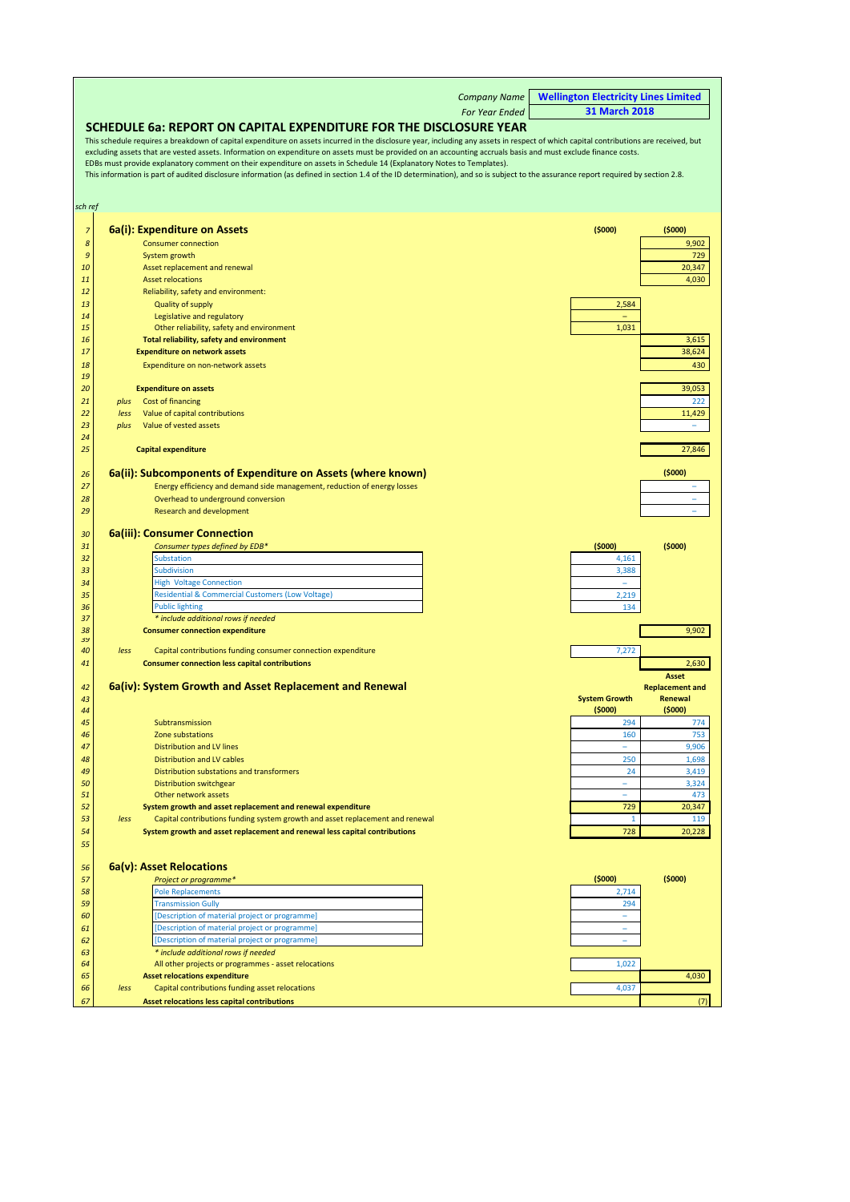Company Name: **Wellington Electricity Lines Limited**
For Year Ended: **31 March 2018**

## SCHEDULE 6a: REPORT ON CAPITAL EXPENDITURE FOR THE DISCLOSURE YEAR

This schedule requires a breakdown of capital expenditure on assets incurred in the disclosure year, including any assets in respect of which capital contributions are received, but excluding assets that are vested assets. Information on expenditure on assets must be provided on an accounting accruals basis and must exclude finance costs.
EDBs must provide explanatory comment on their expenditure on assets in Schedule 14 (Explanatory Notes to Templates).
This information is part of audited disclosure information (as defined in section 1.4 of the ID determination), and so is subject to the assurance report required by section 2.8.

*sch ref*

### 6a(i): Expenditure on Assets

| sch ref | | | ($000) | ($000) |
|---|---|---|---|---|
| 8 | | Consumer connection | | 9,902 |
| 9 | | System growth | | 729 |
| 10 | | Asset replacement and renewal | | 20,347 |
| 11 | | Asset relocations | | 4,030 |
| 12 | | Reliability, safety and environment: | | |
| 13 | | Quality of supply | 2,584 | |
| 14 | | Legislative and regulatory | – | |
| 15 | | Other reliability, safety and environment | 1,031 | |
| 16 | | **Total reliability, safety and environment** | | 3,615 |
| 17 | | **Expenditure on network assets** | | 38,624 |
| 18 | | Expenditure on non-network assets | | 430 |
| 19 | | | | |
| 20 | | **Expenditure on assets** | | 39,053 |
| 21 | *plus* | Cost of financing | | 222 |
| 22 | *less* | Value of capital contributions | | 11,429 |
| 23 | *plus* | Value of vested assets | | – |
| 24 | | | | |
| 25 | | **Capital expenditure** | | 27,846 |

### 6a(ii): Subcomponents of Expenditure on Assets (where known)

| sch ref | | ($000) |
|---|---|---|
| 27 | Energy efficiency and demand side management, reduction of energy losses | – |
| 28 | Overhead to underground conversion | – |
| 29 | Research and development | – |

### 6a(iii): Consumer Connection

| sch ref | | | ($000) | ($000) |
|---|---|---|---|---|
| 31 | | *Consumer types defined by EDB** | | |
| 32 | | Substation | 4,161 | |
| 33 | | Subdivision | 3,388 | |
| 34 | | High Voltage Connection | – | |
| 35 | | Residential & Commercial Customers (Low Voltage) | 2,219 | |
| 36 | | Public lighting | 134 | |
| 37 | | ** include additional rows if needed* | | |
| 38 | | **Consumer connection expenditure** | | 9,902 |
| 40 | *less* | Capital contributions funding consumer connection expenditure | 7,272 | |
| 41 | | **Consumer connection less capital contributions** | | 2,630 |

### 6a(iv): System Growth and Asset Replacement and Renewal

| sch ref | | | System Growth ($000) | Asset Replacement and Renewal ($000) |
|---|---|---|---|---|
| 45 | | Subtransmission | 294 | 774 |
| 46 | | Zone substations | 160 | 753 |
| 47 | | Distribution and LV lines | – | 9,906 |
| 48 | | Distribution and LV cables | 250 | 1,698 |
| 49 | | Distribution substations and transformers | 24 | 3,419 |
| 50 | | Distribution switchgear | – | 3,324 |
| 51 | | Other network assets | – | 473 |
| 52 | | **System growth and asset replacement and renewal expenditure** | 729 | 20,347 |
| 53 | *less* | Capital contributions funding system growth and asset replacement and renewal | 1 | 119 |
| 54 | | **System growth and asset replacement and renewal less capital contributions** | 728 | 20,228 |

### 6a(v): Asset Relocations

| sch ref | | | ($000) | ($000) |
|---|---|---|---|---|
| 57 | | *Project or programme** | | |
| 58 | | Pole Replacements | 2,714 | |
| 59 | | Transmission Gully | 294 | |
| 60 | | [Description of material project or programme] | – | |
| 61 | | [Description of material project or programme] | – | |
| 62 | | [Description of material project or programme] | – | |
| 63 | | ** include additional rows if needed* | | |
| 64 | | All other projects or programmes - asset relocations | 1,022 | |
| 65 | | **Asset relocations expenditure** | | 4,030 |
| 66 | *less* | Capital contributions funding asset relocations | 4,037 | |
| 67 | | **Asset relocations less capital contributions** | | (7) |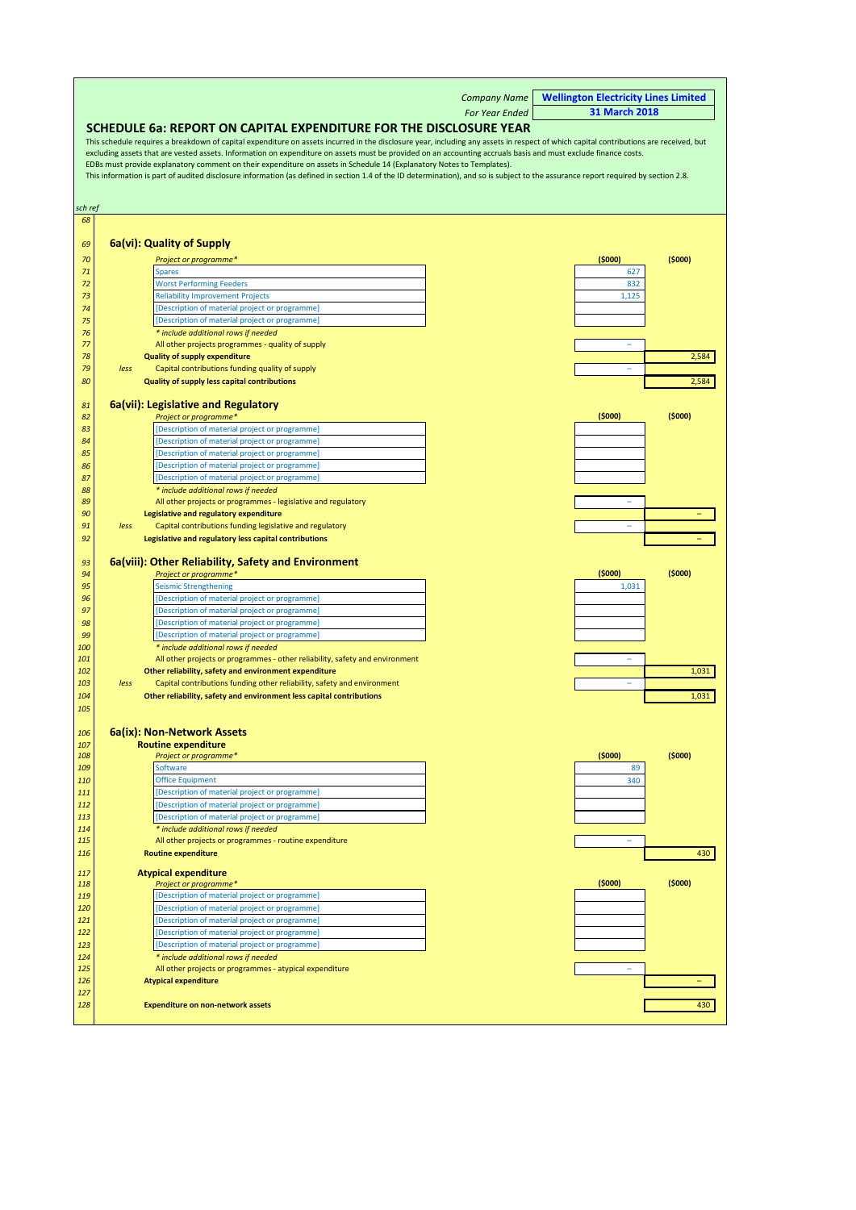Company Name **Wellington Electricity Lines Limited**
For Year Ended **31 March 2018**

## SCHEDULE 6a: REPORT ON CAPITAL EXPENDITURE FOR THE DISCLOSURE YEAR

This schedule requires a breakdown of capital expenditure on assets incurred in the disclosure year, including any assets in respect of which capital contributions are received, but excluding assets that are vested assets. Information on expenditure on assets must be provided on an accounting accruals basis and must exclude finance costs.
EDBs must provide explanatory comment on their expenditure on assets in Schedule 14 (Explanatory Notes to Templates).
This information is part of audited disclosure information (as defined in section 1.4 of the ID determination), and so is subject to the assurance report required by section 2.8.

| sch ref | | | | |
|---|---|---|---|---|
| 68 | | | | |
| 69 | **6a(vi): Quality of Supply** | | | |
| 70 | | *Project or programme** | ($000) | ($000) |
| 71 | | Spares | 627 | |
| 72 | | Worst Performing Feeders | 832 | |
| 73 | | Reliability Improvement Projects | 1,125 | |
| 74 | | [Description of material project or programme] | | |
| 75 | | [Description of material project or programme] | | |
| 76 | | *\* include additional rows if needed* | | |
| 77 | | All other projects programmes - quality of supply | – | |
| 78 | | **Quality of supply expenditure** | | 2,584 |
| 79 | *less* | Capital contributions funding quality of supply | – | |
| 80 | | **Quality of supply less capital contributions** | | 2,584 |
| 81 | **6a(vii): Legislative and Regulatory** | | | |
| 82 | | *Project or programme** | ($000) | ($000) |
| 83 | | [Description of material project or programme] | | |
| 84 | | [Description of material project or programme] | | |
| 85 | | [Description of material project or programme] | | |
| 86 | | [Description of material project or programme] | | |
| 87 | | [Description of material project or programme] | | |
| 88 | | *\* include additional rows if needed* | | |
| 89 | | All other projects or programmes - legislative and regulatory | – | |
| 90 | | **Legislative and regulatory expenditure** | | – |
| 91 | *less* | Capital contributions funding legislative and regulatory | – | |
| 92 | | **Legislative and regulatory less capital contributions** | | – |
| 93 | **6a(viii): Other Reliability, Safety and Environment** | | | |
| 94 | | *Project or programme** | ($000) | ($000) |
| 95 | | Seismic Strengthening | 1,031 | |
| 96 | | [Description of material project or programme] | | |
| 97 | | [Description of material project or programme] | | |
| 98 | | [Description of material project or programme] | | |
| 99 | | [Description of material project or programme] | | |
| 100 | | *\* include additional rows if needed* | | |
| 101 | | All other projects or programmes - other reliability, safety and environment | – | |
| 102 | | **Other reliability, safety and environment expenditure** | | 1,031 |
| 103 | *less* | Capital contributions funding other reliability, safety and environment | – | |
| 104 | | **Other reliability, safety and environment less capital contributions** | | 1,031 |
| 105 | | | | |
| 106 | **6a(ix): Non-Network Assets** | | | |
| 107 | **Routine expenditure** | | | |
| 108 | | *Project or programme** | ($000) | ($000) |
| 109 | | Software | 89 | |
| 110 | | Office Equipment | 340 | |
| 111 | | [Description of material project or programme] | | |
| 112 | | [Description of material project or programme] | | |
| 113 | | [Description of material project or programme] | | |
| 114 | | *\* include additional rows if needed* | | |
| 115 | | All other projects or programmes - routine expenditure | – | |
| 116 | | **Routine expenditure** | | 430 |
| 117 | **Atypical expenditure** | | | |
| 118 | | *Project or programme** | ($000) | ($000) |
| 119 | | [Description of material project or programme] | | |
| 120 | | [Description of material project or programme] | | |
| 121 | | [Description of material project or programme] | | |
| 122 | | [Description of material project or programme] | | |
| 123 | | [Description of material project or programme] | | |
| 124 | | *\* include additional rows if needed* | | |
| 125 | | All other projects or programmes - atypical expenditure | – | |
| 126 | | **Atypical expenditure** | | – |
| 127 | | | | |
| 128 | | **Expenditure on non-network assets** | | 430 |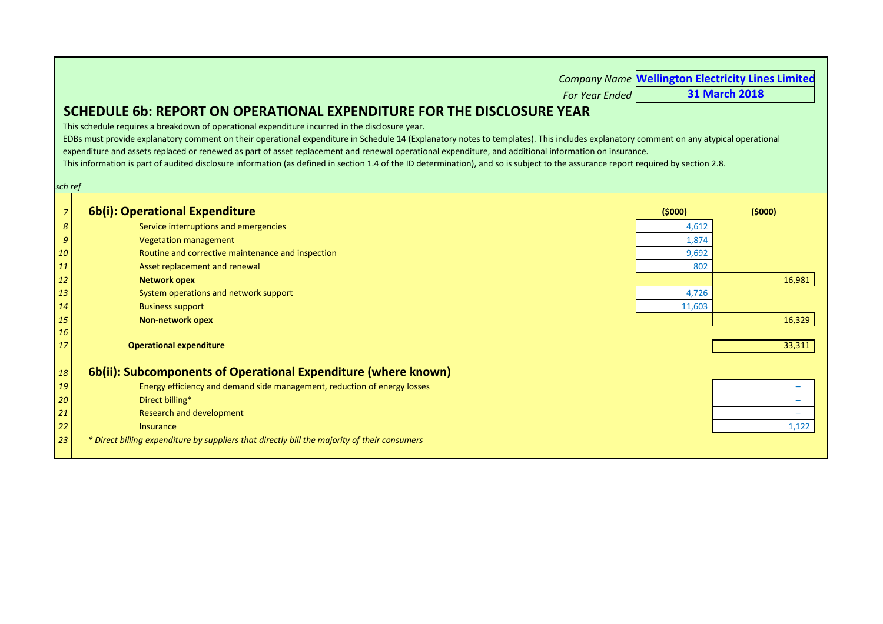Company Name **Wellington Electricity Lines Limited**

For Year Ended **31 March 2018**

# SCHEDULE 6b: REPORT ON OPERATIONAL EXPENDITURE FOR THE DISCLOSURE YEAR

This schedule requires a breakdown of operational expenditure incurred in the disclosure year.

EDBs must provide explanatory comment on their operational expenditure in Schedule 14 (Explanatory notes to templates). This includes explanatory comment on any atypical operational expenditure and assets replaced or renewed as part of asset replacement and renewal operational expenditure, and additional information on insurance.

This information is part of audited disclosure information (as defined in section 1.4 of the ID determination), and so is subject to the assurance report required by section 2.8.

*sch ref*

| sch ref | | ($000) | ($000) |
|---|---|---|---|
| *7* | **6b(i): Operational Expenditure** | | |
| *8* | Service interruptions and emergencies | 4,612 | |
| *9* | Vegetation management | 1,874 | |
| *10* | Routine and corrective maintenance and inspection | 9,692 | |
| *11* | Asset replacement and renewal | 802 | |
| *12* | **Network opex** | | 16,981 |
| *13* | System operations and network support | 4,726 | |
| *14* | Business support | 11,603 | |
| *15* | **Non-network opex** | | 16,329 |
| *16* | | | |
| *17* | **Operational expenditure** | | 33,311 |
| *18* | **6b(ii): Subcomponents of Operational Expenditure (where known)** | | |
| *19* | Energy efficiency and demand side management, reduction of energy losses | | – |
| *20* | Direct billing* | | – |
| *21* | Research and development | | – |
| *22* | Insurance | | 1,122 |
| *23* | *\* Direct billing expenditure by suppliers that directly bill the majority of their consumers* | | |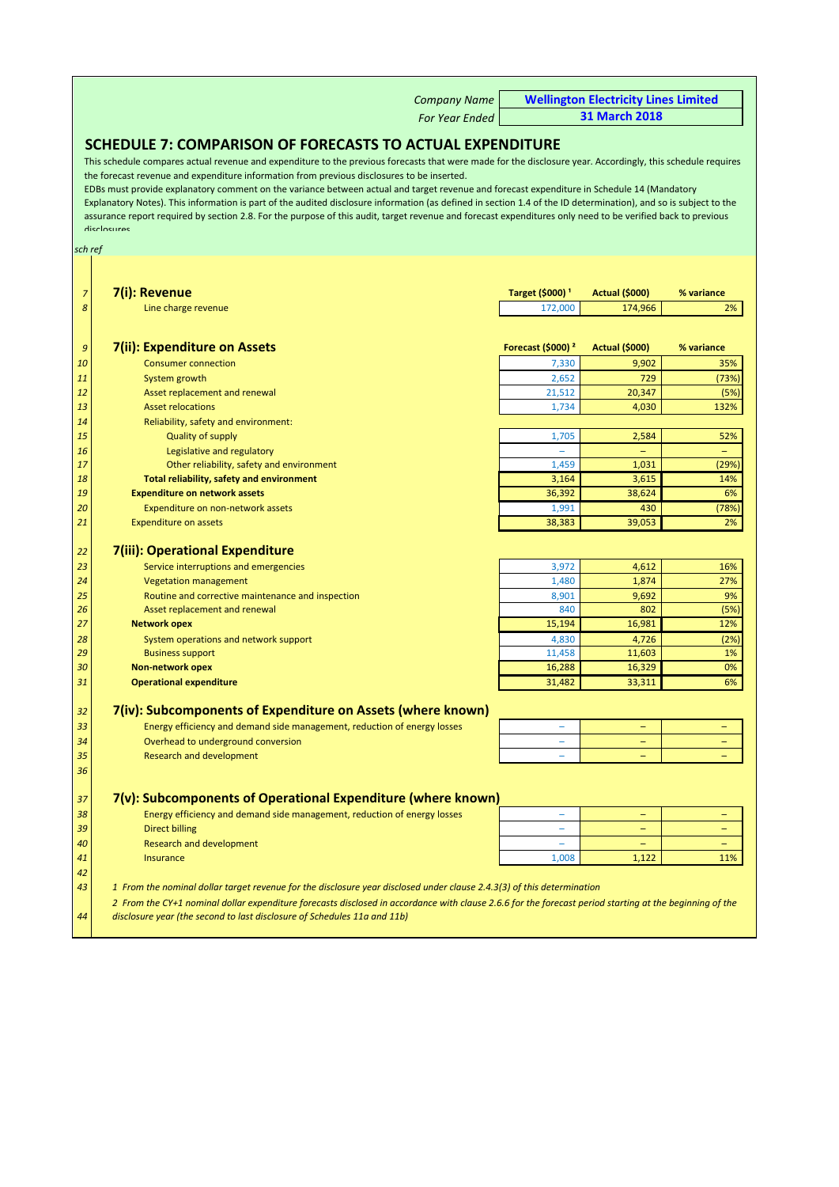| | |
|---|---|
| Company Name | **Wellington Electricity Lines Limited** |
| For Year Ended | **31 March 2018** |

# SCHEDULE 7: COMPARISON OF FORECASTS TO ACTUAL EXPENDITURE

This schedule compares actual revenue and expenditure to the previous forecasts that were made for the disclosure year. Accordingly, this schedule requires the forecast revenue and expenditure information from previous disclosures to be inserted.

EDBs must provide explanatory comment on the variance between actual and target revenue and forecast expenditure in Schedule 14 (Mandatory Explanatory Notes). This information is part of the audited disclosure information (as defined in section 1.4 of the ID determination), and so is subject to the assurance report required by section 2.8. For the purpose of this audit, target revenue and forecast expenditures only need to be verified back to previous disclosures

*sch ref*

| sch ref | | Target ($000) [1] | Actual ($000) | % variance |
|---|---|---|---|---|
| 7 | **7(i): Revenue** | | | |
| 8 | Line charge revenue | 172,000 | 174,966 | 2% |
| | | | | |
| 9 | **7(ii): Expenditure on Assets** | **Forecast ($000) [2]** | **Actual ($000)** | **% variance** |
| 10 | Consumer connection | 7,330 | 9,902 | 35% |
| 11 | System growth | 2,652 | 729 | (73%) |
| 12 | Asset replacement and renewal | 21,512 | 20,347 | (5%) |
| 13 | Asset relocations | 1,734 | 4,030 | 132% |
| 14 | Reliability, safety and environment: | | | |
| 15 | Quality of supply | 1,705 | 2,584 | 52% |
| 16 | Legislative and regulatory | – | – | – |
| 17 | Other reliability, safety and environment | 1,459 | 1,031 | (29%) |
| 18 | **Total reliability, safety and environment** | 3,164 | 3,615 | 14% |
| 19 | **Expenditure on network assets** | 36,392 | 38,624 | 6% |
| 20 | Expenditure on non-network assets | 1,991 | 430 | (78%) |
| 21 | Expenditure on assets | 38,383 | 39,053 | 2% |
| | | | | |
| 22 | **7(iii): Operational Expenditure** | | | |
| 23 | Service interruptions and emergencies | 3,972 | 4,612 | 16% |
| 24 | Vegetation management | 1,480 | 1,874 | 27% |
| 25 | Routine and corrective maintenance and inspection | 8,901 | 9,692 | 9% |
| 26 | Asset replacement and renewal | 840 | 802 | (5%) |
| 27 | **Network opex** | 15,194 | 16,981 | 12% |
| 28 | System operations and network support | 4,830 | 4,726 | (2%) |
| 29 | Business support | 11,458 | 11,603 | 1% |
| 30 | **Non-network opex** | 16,288 | 16,329 | 0% |
| 31 | **Operational expenditure** | 31,482 | 33,311 | 6% |
| | | | | |
| 32 | **7(iv): Subcomponents of Expenditure on Assets (where known)** | | | |
| 33 | Energy efficiency and demand side management, reduction of energy losses | – | – | – |
| 34 | Overhead to underground conversion | – | – | – |
| 35 | Research and development | – | – | – |
| 36 | | | | |
| 37 | **7(v): Subcomponents of Operational Expenditure (where known)** | | | |
| 38 | Energy efficiency and demand side management, reduction of energy losses | – | – | – |
| 39 | Direct billing | – | – | – |
| 40 | Research and development | – | – | – |
| 41 | Insurance | 1,008 | 1,122 | 11% |
| 42 | | | | |

43 *1 From the nominal dollar target revenue for the disclosure year disclosed under clause 2.4.3(3) of this determination*

44 *2 From the CY+1 nominal dollar expenditure forecasts disclosed in accordance with clause 2.6.6 for the forecast period starting at the beginning of the disclosure year (the second to last disclosure of Schedules 11a and 11b)*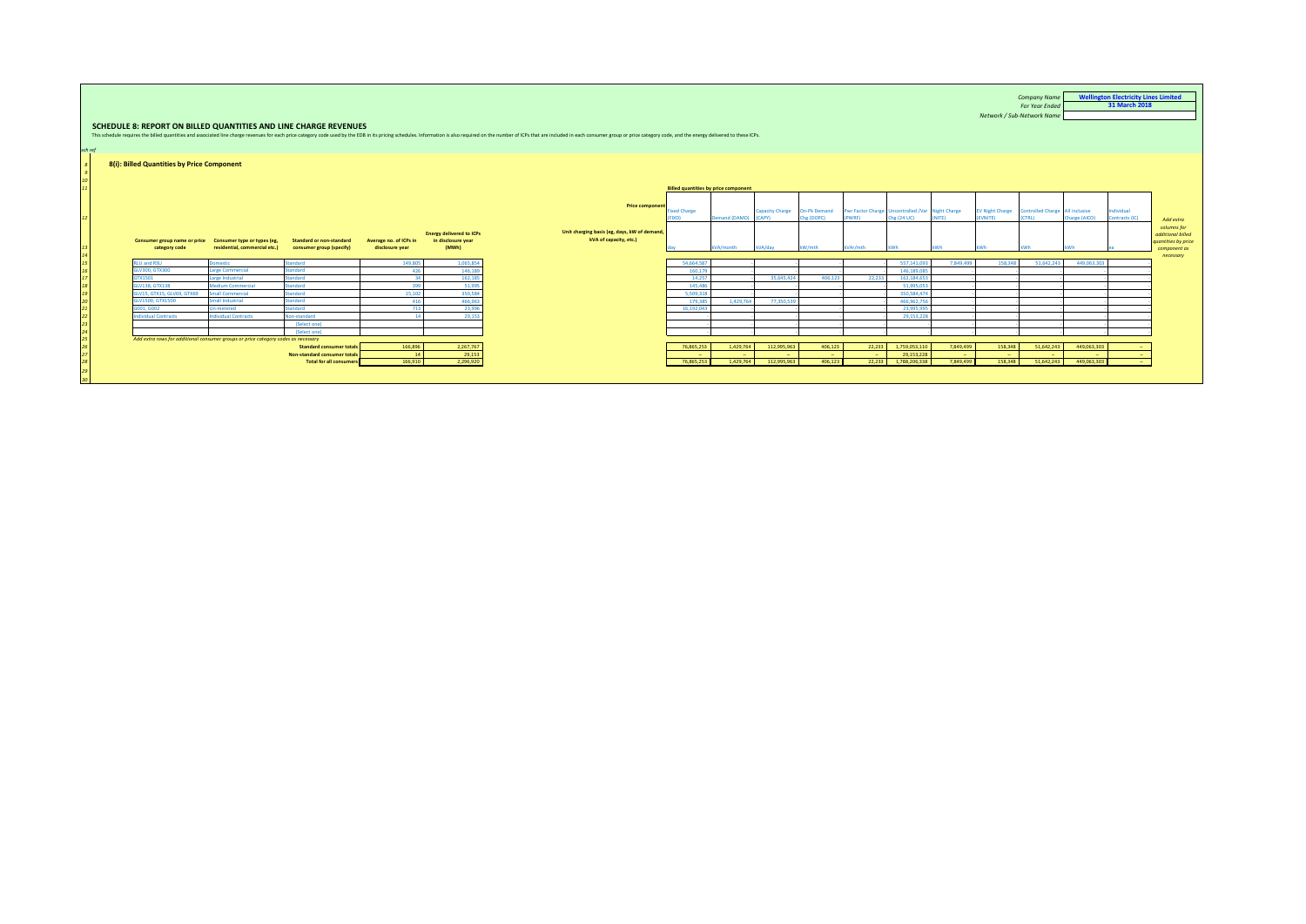| | |
|---|---|
| Company Name | **Wellington Electricity Lines Limited** |
| For Year Ended | **31 March 2018** |
| Network / Sub-Network Name | |

## SCHEDULE 8: REPORT ON BILLED QUANTITIES AND LINE CHARGE REVENUES

This schedule requires the billed quantities and associated line charge revenues for each price category code used by the EDB in its pricing schedules. Information is also required on the number of ICPs that are included in each consumer group or price category code, and the energy delivered to these ICPs.

### 8(i): Billed Quantities by Price Component

| Consumer group name or price category code | Consumer type or types (eg, residential, commercial etc.) | Standard or non-standard consumer group (specify) | Average no. of ICPs in disclosure year | Energy delivered to ICPs in disclosure year (MWh) | Fixed Charge (FIXD) | Demand (DAMD) | Capacity Charge (CAPY) | On-Pk Demand Chg (DOPC) | Pwr Factor Charge (PWRF) | Uncontrolled /Var Chg (24 UC) | Night Charge (NITE) | EV Night Charge (EVNITE) | Controlled Charge (CTRL) | All inclusive Charge (AICO) | Individual Contracts (IC) |
|---|---|---|---|---|---|---|---|---|---|---|---|---|---|---|---|
| | | | | Unit charging basis (eg, days, kW of demand, kVA of capacity, etc.) | day | kVA/month | kVA/day | kW/mth | kVAr/mth | kWh | kWh | kWh | kWh | kWh | ea |
| RLU and RSU | Domestic | Standard | 149,805 | 1,065,854 | 54,664,587 | - | - | - | - | 557,143,093 | 7,849,499 | 158,348 | 51,642,243 | 449,063,303 | |
| GLV300, GTX300 | Large Commercial | Standard | 426 | 146,189 | 160,179 | - | - | - | - | 146,189,085 | - | - | - | - | - |
| GTX1501 | Large Industrial | Standard | 34 | 162,185 | 14,257 | - | 35,645,424 | 406,123 | 22,233 | 162,184,653 | - | - | - | - | - |
| GLV138, GTX138 | Medium Commercial | Standard | 399 | 51,995 | 145,486 | - | - | - | - | 51,995,053 | - | - | - | - | - |
| GLV15, GTX15, GLV69, GTX69 | Small Commercial | Standard | 15,102 | 350,584 | 5,509,318 | - | - | - | - | 350,584,474 | - | - | - | - | - |
| GLV1500, GTX1500 | Small Industrial | Standard | 416 | 466,963 | 179,385 | 1,429,764 | 77,350,539 | - | - | 466,962,756 | - | - | - | - | - |
| G001, G002 | Un-metered | Standard | 713 | 23,996 | 16,192,043 | - | - | - | - | 23,995,995 | - | - | - | - | - |
| Individual Contracts | Individual Contracts | Non-standard | 14 | 29,153 | - | - | - | - | - | 29,153,228 | - | - | - | - | - |
| | | [Select one] | | | | | | | | | | | | | |
| | | [Select one] | | | | | | | | | | | | | |
| *Add extra rows for additional consumer groups or price category codes as necessary* | | | | | | | | | | | | | | | |
| | | **Standard consumer totals** | 166,896 | 2,267,767 | 76,865,253 | 1,429,764 | 112,995,963 | 406,123 | 22,233 | 1,759,053,110 | 7,849,499 | 158,348 | 51,642,243 | 449,063,303 | – |
| | | **Non-standard consumer totals** | 14 | 29,153 | – | – | – | – | – | 29,153,228 | – | – | – | – | – |
| | | **Total for all consumers** | 166,910 | 2,296,920 | 76,865,253 | 1,429,764 | 112,995,963 | 406,123 | 22,233 | 1,788,206,338 | 7,849,499 | 158,348 | 51,642,243 | 449,063,303 | – |

*Add extra columns for additional billed quantities by price component as necessary*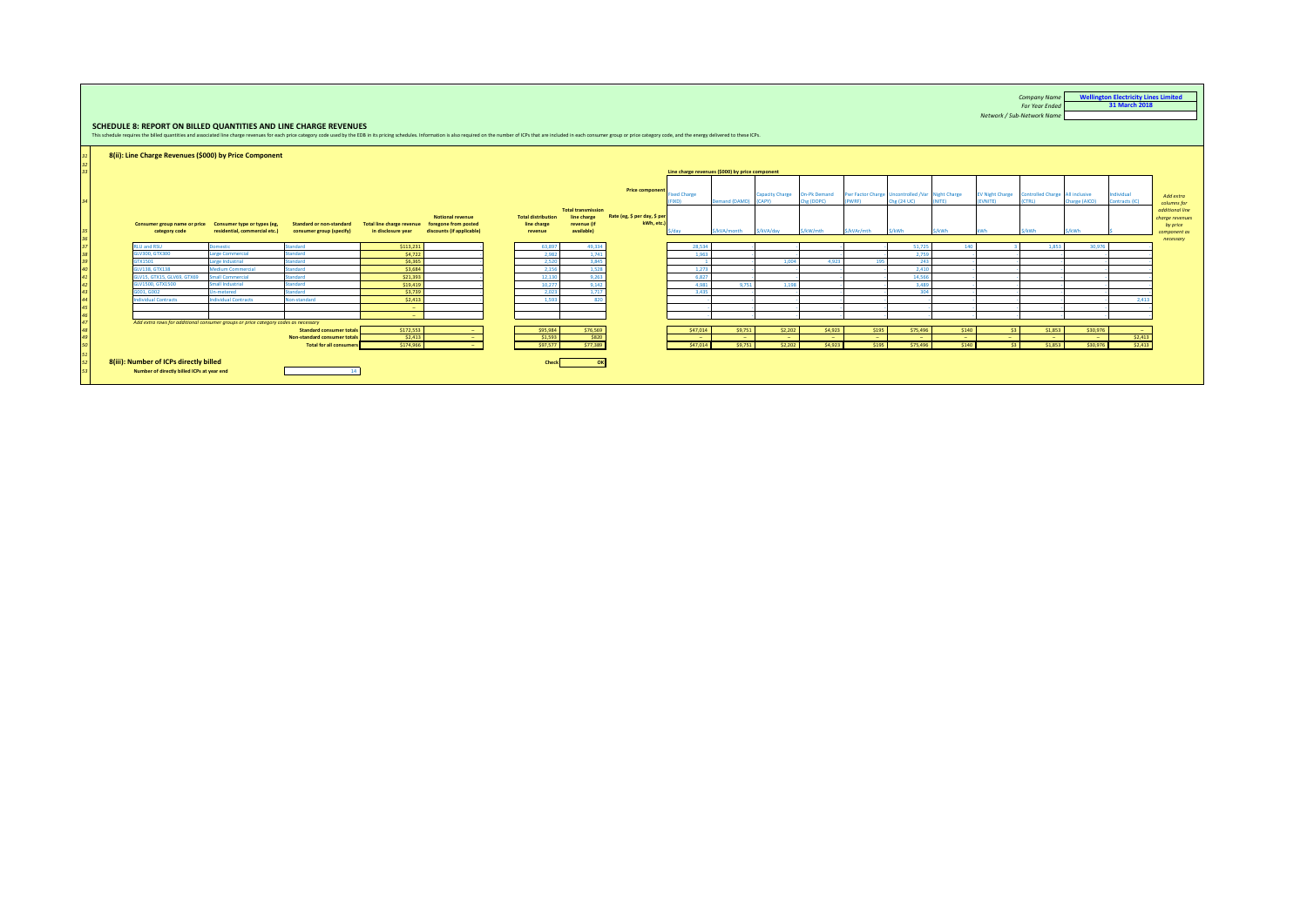Company Name: **Wellington Electricity Lines Limited**
For Year Ended: **31 March 2018**
Network / Sub-Network Name:

## SCHEDULE 8: REPORT ON BILLED QUANTITIES AND LINE CHARGE REVENUES

This schedule requires the billed quantities and associated line charge revenues for each price category code used by the EDB in its pricing schedules. Information is also required on the number of ICPs that are included in each consumer group or price category code, and the energy delivered to these ICPs.

### 8(ii): Line Charge Revenues ($000) by Price Component

Line charge revenues ($000) by price component

| Consumer group name or price category code | Consumer type or types (eg, residential, commercial etc.) | Standard or non-standard consumer group (specify) | Total line charge revenue in disclosure year | Notional revenue foregone from posted discounts (if applicable) | Total distribution line charge revenue | Total transmission line charge revenue (if available) | Fixed Charge (FIXD) | Demand (DAMD) | Capacity Charge (CAPY) | On-Pk Demand Chg (DOPC) | Pwr Factor Charge (PWRF) | Uncontrolled /Var Chg (24 UC) | Night Charge (NITE) | EV Night Charge (EVNITE) | Controlled Charge (CTRL) | All inclusive Charge (AICO) | Individual Contracts (IC) |
|---|---|---|---|---|---|---|---|---|---|---|---|---|---|---|---|---|---|
| Price component / Rate (eg, $ per day, $ per kWh, etc.) | | | | | | | $/day | $/kVA/month | $/kVA/day | $/kW/mth | $/kVAr/mth | $/kWh | $/kWh | kWh | $/kWh | $/kWh | $ |
| RLU and RSU | Domestic | Standard | $113,231 | | 63,897 | 49,334 | 28,534 | - | - | - | - | 51,725 | 140 | 3 | 1,853 | 30,976 | - |
| GLV300, GTX300 | Large Commercial | Standard | $4,722 | | 2,982 | 1,741 | 1,963 | - | - | - | - | 2,759 | - | - | - | - | - |
| GTX1501 | Large Industrial | Standard | $6,365 | | 2,520 | 3,845 | 1 | - | 1,004 | 4,923 | 195 | 243 | - | - | - | - | - |
| GLV138, GTX138 | Medium Commercial | Standard | $3,684 | | 2,156 | 1,528 | 1,273 | - | - | - | - | 2,410 | - | - | - | - | - |
| GLV15, GTX15, GLV69, GTX69 | Small Commercial | Standard | $21,393 | | 12,130 | 9,263 | 6,827 | - | - | - | - | 14,566 | - | - | - | - | - |
| GLV1500, GTX1500 | Small Industrial | Standard | $19,419 | | 10,277 | 9,142 | 4,981 | 9,751 | 1,198 | - | - | 3,489 | - | - | - | - | - |
| G001, G002 | Un-metered | Standard | $3,739 | | 2,023 | 1,717 | 3,435 | - | - | - | - | 304 | - | - | - | - | - |
| Individual Contracts | Individual Contracts | Non-standard | $2,413 | | 1,593 | 820 | - | - | - | - | - | - | - | - | - | - | 2,413 |
| | | | – | | | | - | - | - | - | - | - | - | - | - | - | - |
| | | | – | | | | - | - | - | - | - | - | - | - | - | - | - |
| *Add extra rows for additional consumer groups or price category codes as necessary* | | | | | | | | | | | | | | | | | |
| | | Standard consumer totals | $172,553 | – | $95,984 | $76,569 | $47,014 | $9,751 | $2,202 | $4,923 | $195 | $75,496 | $140 | $3 | $1,853 | $30,976 | – |
| | | Non-standard consumer totals | $2,413 | – | $1,593 | $820 | – | – | – | – | – | – | – | – | – | – | $2,413 |
| | | Total for all consumers | $174,966 | – | $97,577 | $77,389 | $47,014 | $9,751 | $2,202 | $4,923 | $195 | $75,496 | $140 | $3 | $1,853 | $30,976 | $2,413 |

*Add extra columns for additional line charge revenues by price component as necessary*

Check: **OK**

### 8(iii): Number of ICPs directly billed

| Number of directly billed ICPs at year end | 14 |
|---|---|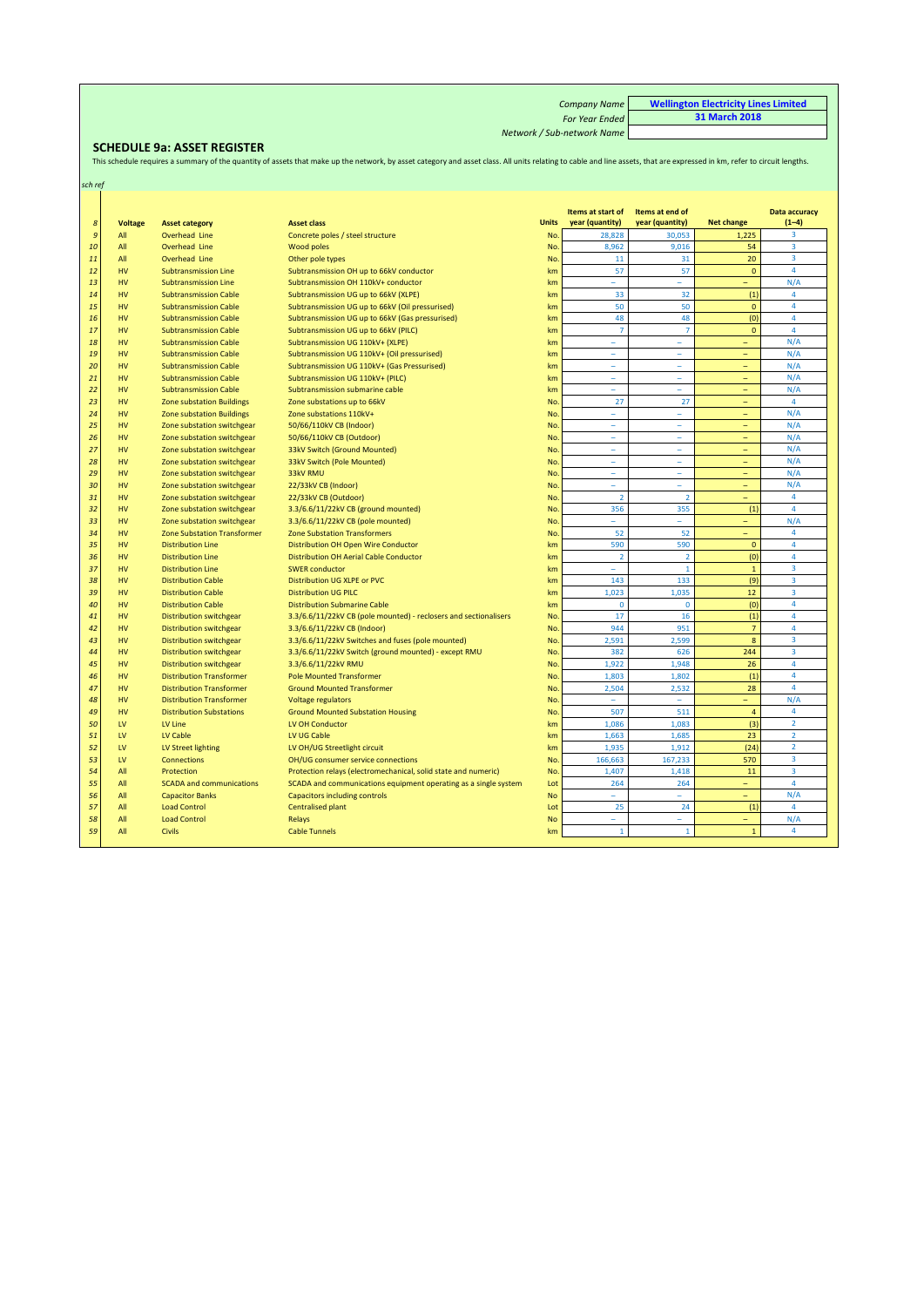| | |
|---|---|
| *Company Name* | **Wellington Electricity Lines Limited** |
| *For Year Ended* | **31 March 2018** |
| *Network / Sub-network Name* | |

## SCHEDULE 9a: ASSET REGISTER

This schedule requires a summary of the quantity of assets that make up the network, by asset category and asset class. All units relating to cable and line assets, that are expressed in km, refer to circuit lengths.

*sch ref*

| | Voltage | Asset category | Asset class | Units | Items at start of year (quantity) | Items at end of year (quantity) | Net change | Data accuracy (1–4) |
|---|---|---|---|---|---|---|---|---|
| *9* | All | Overhead Line | Concrete poles / steel structure | No. | 28,828 | 30,053 | 1,225 | 3 |
| *10* | All | Overhead Line | Wood poles | No. | 8,962 | 9,016 | 54 | 3 |
| *11* | All | Overhead Line | Other pole types | No. | 11 | 31 | 20 | 3 |
| *12* | HV | Subtransmission Line | Subtransmission OH up to 66kV conductor | km | 57 | 57 | 0 | 4 |
| *13* | HV | Subtransmission Line | Subtransmission OH 110kV+ conductor | km | – | – | – | N/A |
| *14* | HV | Subtransmission Cable | Subtransmission UG up to 66kV (XLPE) | km | 33 | 32 | (1) | 4 |
| *15* | HV | Subtransmission Cable | Subtransmission UG up to 66kV (Oil pressurised) | km | 50 | 50 | 0 | 4 |
| *16* | HV | Subtransmission Cable | Subtransmission UG up to 66kV (Gas pressurised) | km | 48 | 48 | (0) | 4 |
| *17* | HV | Subtransmission Cable | Subtransmission UG up to 66kV (PILC) | km | 7 | 7 | 0 | 4 |
| *18* | HV | Subtransmission Cable | Subtransmission UG 110kV+ (XLPE) | km | – | – | – | N/A |
| *19* | HV | Subtransmission Cable | Subtransmission UG 110kV+ (Oil pressurised) | km | – | – | – | N/A |
| *20* | HV | Subtransmission Cable | Subtransmission UG 110kV+ (Gas Pressurised) | km | – | – | – | N/A |
| *21* | HV | Subtransmission Cable | Subtransmission UG 110kV+ (PILC) | km | – | – | – | N/A |
| *22* | HV | Subtransmission Cable | Subtransmission submarine cable | km | – | – | – | N/A |
| *23* | HV | Zone substation Buildings | Zone substations up to 66kV | No. | 27 | 27 | – | 4 |
| *24* | HV | Zone substation Buildings | Zone substations 110kV+ | No. | – | – | – | N/A |
| *25* | HV | Zone substation switchgear | 50/66/110kV CB (Indoor) | No. | – | – | – | N/A |
| *26* | HV | Zone substation switchgear | 50/66/110kV CB (Outdoor) | No. | – | – | – | N/A |
| *27* | HV | Zone substation switchgear | 33kV Switch (Ground Mounted) | No. | – | – | – | N/A |
| *28* | HV | Zone substation switchgear | 33kV Switch (Pole Mounted) | No. | – | – | – | N/A |
| *29* | HV | Zone substation switchgear | 33kV RMU | No. | – | – | – | N/A |
| *30* | HV | Zone substation switchgear | 22/33kV CB (Indoor) | No. | – | – | – | N/A |
| *31* | HV | Zone substation switchgear | 22/33kV CB (Outdoor) | No. | 2 | 2 | – | 4 |
| *32* | HV | Zone substation switchgear | 3.3/6.6/11/22kV CB (ground mounted) | No. | 356 | 355 | (1) | 4 |
| *33* | HV | Zone substation switchgear | 3.3/6.6/11/22kV CB (pole mounted) | No. | – | – | – | N/A |
| *34* | HV | Zone Substation Transformer | Zone Substation Transformers | No. | 52 | 52 | – | 4 |
| *35* | HV | Distribution Line | Distribution OH Open Wire Conductor | km | 590 | 590 | 0 | 4 |
| *36* | HV | Distribution Line | Distribution OH Aerial Cable Conductor | km | 2 | 2 | (0) | 4 |
| *37* | HV | Distribution Line | SWER conductor | km | – | 1 | 1 | 3 |
| *38* | HV | Distribution Cable | Distribution UG XLPE or PVC | km | 143 | 133 | (9) | 3 |
| *39* | HV | Distribution Cable | Distribution UG PILC | km | 1,023 | 1,035 | 12 | 3 |
| *40* | HV | Distribution Cable | Distribution Submarine Cable | km | 0 | 0 | (0) | 4 |
| *41* | HV | Distribution switchgear | 3.3/6.6/11/22kV CB (pole mounted) - reclosers and sectionalisers | No. | 17 | 16 | (1) | 4 |
| *42* | HV | Distribution switchgear | 3.3/6.6/11/22kV CB (Indoor) | No. | 944 | 951 | 7 | 4 |
| *43* | HV | Distribution switchgear | 3.3/6.6/11/22kV Switches and fuses (pole mounted) | No. | 2,591 | 2,599 | 8 | 3 |
| *44* | HV | Distribution switchgear | 3.3/6.6/11/22kV Switch (ground mounted) - except RMU | No. | 382 | 626 | 244 | 3 |
| *45* | HV | Distribution switchgear | 3.3/6.6/11/22kV RMU | No. | 1,922 | 1,948 | 26 | 4 |
| *46* | HV | Distribution Transformer | Pole Mounted Transformer | No. | 1,803 | 1,802 | (1) | 4 |
| *47* | HV | Distribution Transformer | Ground Mounted Transformer | No. | 2,504 | 2,532 | 28 | 4 |
| *48* | HV | Distribution Transformer | Voltage regulators | No. | – | – | – | N/A |
| *49* | HV | Distribution Substations | Ground Mounted Substation Housing | No. | 507 | 511 | 4 | 4 |
| *50* | LV | LV Line | LV OH Conductor | km | 1,086 | 1,083 | (3) | 2 |
| *51* | LV | LV Cable | LV UG Cable | km | 1,663 | 1,685 | 23 | 2 |
| *52* | LV | LV Street lighting | LV OH/UG Streetlight circuit | km | 1,935 | 1,912 | (24) | 2 |
| *53* | LV | Connections | OH/UG consumer service connections | No. | 166,663 | 167,233 | 570 | 3 |
| *54* | All | Protection | Protection relays (electromechanical, solid state and numeric) | No. | 1,407 | 1,418 | 11 | 3 |
| *55* | All | SCADA and communications | SCADA and communications equipment operating as a single system | Lot | 264 | 264 | – | 4 |
| *56* | All | Capacitor Banks | Capacitors including controls | No | – | – | – | N/A |
| *57* | All | Load Control | Centralised plant | Lot | 25 | 24 | (1) | 4 |
| *58* | All | Load Control | Relays | No | – | – | – | N/A |
| *59* | All | Civils | Cable Tunnels | km | 1 | 1 | 1 | 4 |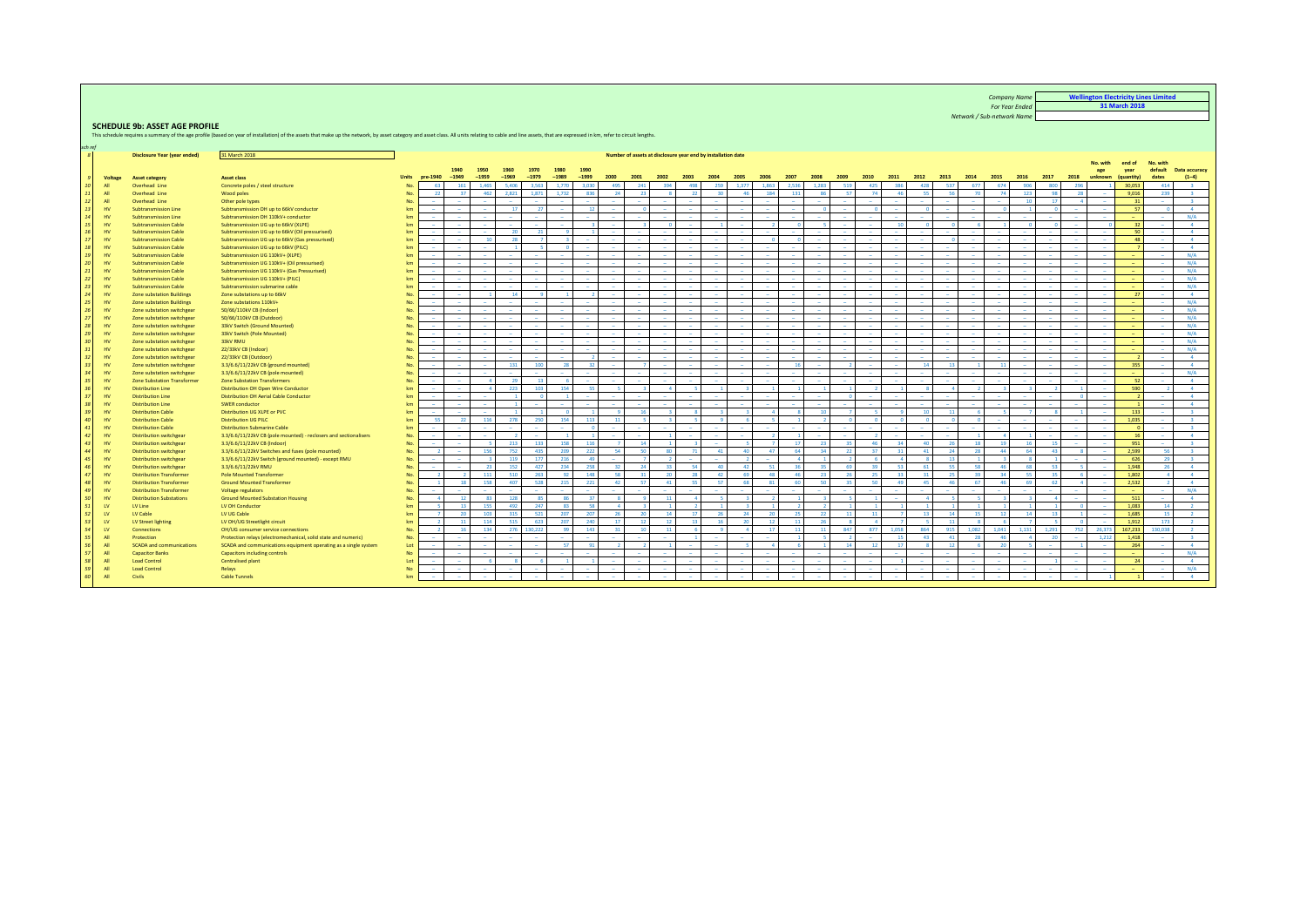| | |
|---|---|
| Company Name | Wellington Electricity Lines Limited |
| For Year Ended | 31 March 2018 |
| Network / Sub-network Name | |

## SCHEDULE 9b: ASSET AGE PROFILE

This schedule requires a summary of the age profile (based on year of installation) of the assets that make up the network, by asset category and asset class. All units relating to cable and line assets, that are expressed in km, refer to circuit lengths.

Disclosure Year (year ended): 31 March 2018

Number of assets at disclosure year end by installation date

| sch ref | Voltage | Asset category | Asset class | Units | pre-1940 | 1940 –1949 | 1950 –1959 | 1960 –1969 | 1970 –1979 | 1980 –1989 | 1990 –1999 | 2000 | 2001 | 2002 | 2003 | 2004 | 2005 | 2006 | 2007 | 2008 | 2009 | 2010 | 2011 | 2012 | 2013 | 2014 | 2015 | 2016 | 2017 | 2018 | No. with age unknown | end of year (quantity) | No. with default dates | Data accuracy (1–4) |
|---|---|---|---|---|---|---|---|---|---|---|---|---|---|---|---|---|---|---|---|---|---|---|---|---|---|---|---|---|---|---|---|---|---|---|
| 10 | All | Overhead Line | Concrete poles / steel structure | No. | 63 | 161 | 1,465 | 5,406 | 3,563 | 1,770 | 1,030 | 495 | 241 | 394 | 498 | 259 | 1,377 | 1,863 | 2,536 | 1,283 | 519 | 425 | 386 | 428 | 537 | 677 | 674 | 906 | 800 | 296 | 1 | 30,053 | 414 | 3 |
| 11 | All | Overhead Line | Wood poles | No. | 22 | 37 | 462 | 2,821 | 1,871 | 1,732 | 836 | 24 | 23 | 8 | 22 | 30 | 46 | 184 | 131 | 86 | 57 | 74 | 46 | 55 | 56 | 70 | 74 | 123 | 98 | 28 | – | 9,036 | 239 | 3 |
| 12 | All | Overhead Line | Other pole types | No. | – | – | – | – | – | – | – | – | – | – | – | – | – | – | – | – | – | – | – | – | – | – | – | 10 | 17 | 4 | – | 31 | – | 3 |
| 13 | HV | Subtransmission Line | Subtransmission OH up to 66kV conductor | km | – | – | – | 17 | 27 | – | 12 | – | 0 | – | – | – | – | – | – | 0 | – | 0 | – | 0 | – | – | 0 | 1 | 0 | – | – | 57 | 0 | 4 |
| 14 | HV | Subtransmission Line | Subtransmission OH 110kV+ conductor | km | – | – | – | – | – | – | – | – | – | – | – | – | – | – | – | – | – | – | – | – | – | – | – | – | – | – | – | – | – | N/A |
| 15 | HV | Subtransmission Cable | Subtransmission UG up to 66kV (XLPE) | km | – | – | – | – | – | – | 3 | – | 3 | 0 | – | 1 | – | 2 | 0 | 5 | – | – | 10 | 0 | 0 | 0 | 1 | 0 | 0 | – | 0 | 32 | – | 4 |
| 16 | HV | Subtransmission Cable | Subtransmission UG up to 66kV (Oil pressurised) | km | – | – | – | 20 | 21 | 9 | 1 | – | – | – | – | – | – | – | – | – | – | – | – | – | – | – | – | – | – | – | – | 50 | – | 4 |
| 17 | HV | Subtransmission Cable | Subtransmission UG up to 66kV (Gas pressurised) | km | – | – | 10 | 28 | 7 | 3 | – | – | – | – | – | – | – | 0 | 0 | – | – | – | – | – | 0 | – | – | – | – | – | – | 48 | – | 4 |
| 18 | HV | Subtransmission Cable | Subtransmission UG up to 66kV (PILC) | km | – | – | – | 1 | 5 | 0 | – | – | – | – | – | – | – | – | – | – | – | – | – | – | – | – | – | – | – | – | – | 7 | – | 4 |
| 19 | HV | Subtransmission Cable | Subtransmission UG 110kV+ (XLPE) | km | – | – | – | – | – | – | – | – | – | – | – | – | – | – | – | – | – | – | – | – | – | – | – | – | – | – | – | – | – | N/A |
| 20 | HV | Subtransmission Cable | Subtransmission UG 110kV+ (Oil pressurised) | km | – | – | – | – | – | – | – | – | – | – | – | – | – | – | – | – | – | – | – | – | – | – | – | – | – | – | – | – | – | N/A |
| 21 | HV | Subtransmission Cable | Subtransmission UG 110kV+ (Gas Pressurised) | km | – | – | – | – | – | – | – | – | – | – | – | – | – | – | – | – | – | – | – | – | – | – | – | – | – | – | – | – | – | N/A |
| 22 | HV | Subtransmission Cable | Subtransmission UG 110kV+ (PILC) | km | – | – | – | – | – | – | – | – | – | – | – | – | – | – | – | – | – | – | – | – | – | – | – | – | – | – | – | – | – | N/A |
| 23 | HV | Subtransmission Cable | Subtransmission submarine cable | km | – | – | – | – | – | – | – | – | – | – | – | – | – | – | – | – | – | – | – | – | – | – | – | – | – | – | – | – | – | N/A |
| 24 | HV | Zone substation Buildings | Zone substations up to 66kV | No. | – | – | 1 | 14 | 9 | 1 | 2 | – | – | – | – | – | – | – | – | – | – | – | – | – | – | – | – | – | – | – | – | 27 | – | 4 |
| 25 | HV | Zone substation Buildings | Zone substations 110kV+ | No. | – | – | – | – | – | – | – | – | – | – | – | – | – | – | – | – | – | – | – | – | – | – | – | – | – | – | – | – | – | N/A |
| 26 | HV | Zone substation switchgear | 50/66/110kV CB (Indoor) | No. | – | – | – | – | – | – | – | – | – | – | – | – | – | – | – | – | – | – | – | – | – | – | – | – | – | – | – | – | – | N/A |
| 27 | HV | Zone substation switchgear | 50/66/110kV CB (Outdoor) | No. | – | – | – | – | – | – | – | – | – | – | – | – | – | – | – | – | – | – | – | – | – | – | – | – | – | – | – | – | – | N/A |
| 28 | HV | Zone substation switchgear | 33kV Switch (Ground Mounted) | No. | – | – | – | – | – | – | – | – | – | – | – | – | – | – | – | – | – | – | – | – | – | – | – | – | – | – | – | – | – | N/A |
| 29 | HV | Zone substation switchgear | 33kV Switch (Pole Mounted) | No. | – | – | – | – | – | – | – | – | – | – | – | – | – | – | – | – | – | – | – | – | – | – | – | – | – | – | – | – | – | N/A |
| 30 | HV | Zone substation switchgear | 33kV RMU | No. | – | – | – | – | – | – | – | – | – | – | – | – | – | – | – | – | – | – | – | – | – | – | – | – | – | – | – | – | – | N/A |
| 31 | HV | Zone substation switchgear | 22/33kV CB (Indoor) | No. | – | – | – | – | – | – | – | – | – | – | – | – | – | – | – | – | – | – | – | – | – | – | – | – | – | – | – | – | – | N/A |
| 32 | HV | Zone substation switchgear | 22/33kV CB (Outdoor) | No. | – | – | – | – | – | – | 2 | – | – | – | – | – | – | – | – | – | – | – | – | – | – | – | – | – | – | – | – | 2 | – | 4 |
| 33 | HV | Zone substation switchgear | 3.3/6.6/11/22kV CB (ground mounted) | No. | – | – | – | 131 | 100 | 28 | 32 | – | 7 | – | – | – | – | – | 16 | – | 2 | – | – | 14 | 13 | 1 | 13 | – | – | – | – | 355 | – | 4 |
| 34 | HV | Zone substation switchgear | 3.3/6.6/11/22kV CB (pole mounted) | No. | – | – | – | – | – | – | – | – | – | – | – | – | – | – | – | – | – | – | – | – | – | – | – | – | – | – | – | – | – | N/A |
| 35 | HV | Zone Substation Transformer | Zone Substation Transformers | No. | – | – | 4 | 20 | 13 | 6 | – | – | – | – | – | – | – | – | – | – | – | – | – | – | – | – | – | – | – | – | – | 52 | – | 4 |
| 36 | HV | Distribution Line | Distribution OH Open Wire Conductor | km | – | – | 4 | 223 | 103 | 154 | 55 | 5 | – | 3 | 4 | 5 | 1 | 3 | 1 | 1 | 1 | 7 | 2 | 1 | 8 | 4 | 2 | 3 | 2 | 1 | – | 590 | 2 | 4 |
| 37 | HV | Distribution Line | Distribution OH Aerial Cable Conductor | km | – | – | – | 1 | 0 | 1 | – | – | – | – | – | – | – | – | – | – | – | – | – | – | – | – | – | – | – | 0 | – | 2 | – | 4 |
| 38 | HV | Distribution Line | SWER conductor | km | – | – | – | 1 | – | – | – | – | – | – | – | – | – | – | – | – | – | – | – | – | – | – | – | – | – | – | – | 1 | – | 4 |
| 39 | HV | Distribution Cable | Distribution UG XLPE or PVC | km | – | – | – | 1 | 1 | 0 | 1 | 9 | 16 | 3 | 8 | 3 | 3 | 4 | 8 | 10 | 7 | 5 | 9 | 10 | 11 | 6 | 5 | 7 | 8 | 1 | – | 133 | – | 3 |
| 40 | HV | Distribution Cable | Distribution UG PILC | km | 55 | 22 | 118 | 278 | 290 | 154 | 113 | 11 | 5 | 3 | 5 | 9 | 6 | 5 | 1 | 2 | 0 | 0 | 0 | 0 | 0 | 0 | – | – | – | – | – | 1,035 | – | 3 |
| 41 | HV | Distribution Cable | Distribution Submarine Cable | km | – | – | – | – | – | – | 0 | – | – | – | – | – | – | – | – | – | – | – | – | – | – | – | – | – | – | – | – | 0 | – | 3 |
| 42 | HV | Distribution switchgear | 3.3/6.6/11/22kV CB (pole mounted) - reclosers and sectionalisers | No. | – | – | – | 2 | – | 1 | 1 | – | – | 1 | – | – | – | 2 | 2 | – | – | 2 | – | – | – | 1 | 4 | 1 | – | – | – | 16 | – | 4 |
| 43 | HV | Distribution switchgear | 3.3/6.6/11/22kV CB (Indoor) | No. | – | – | 5 | 213 | 133 | 158 | 116 | 7 | 14 | 1 | 3 | – | 5 | 7 | 57 | 23 | 35 | 46 | 34 | 40 | 26 | 18 | 19 | 19 | 15 | – | – | 951 | – | 3 |
| 44 | HV | Distribution switchgear | 3.3/6.6/11/22kV Switches and fuses (pole mounted) | No. | 2 | – | 156 | 752 | 435 | 209 | 222 | 54 | 50 | 80 | 71 | 41 | 40 | 47 | 64 | 54 | 22 | 37 | 31 | 41 | 24 | 28 | 44 | 64 | 43 | 8 | – | 2,599 | 56 | 3 |
| 45 | HV | Distribution switchgear | 3.3/6.6/11/22kV Switch (ground mounted) - except RMU | No. | – | – | 3 | 119 | 177 | 216 | 49 | – | 7 | 2 | – | – | 2 | – | 4 | 1 | 2 | 6 | 4 | 8 | 13 | 1 | 3 | 8 | 1 | – | – | 626 | 29 | 3 |
| 46 | HV | Distribution switchgear | 3.3/6.6/11/22kV RMU | No. | – | – | 23 | 352 | 427 | 234 | 258 | 32 | 24 | 33 | 54 | 40 | 42 | 51 | 36 | 35 | 69 | 39 | 53 | 61 | 55 | 58 | 46 | 68 | 53 | 5 | – | 1,948 | 26 | 3 |
| 47 | HV | Distribution Transformer | Pole Mounted Transformer | No. | 2 | 2 | 115 | 510 | 263 | 92 | 148 | 58 | 31 | 20 | 28 | 42 | 69 | 48 | 46 | 23 | 26 | 25 | 33 | 31 | 25 | 39 | 34 | 55 | 35 | 6 | – | 1,802 | 4 | 4 |
| 48 | HV | Distribution Transformer | Ground Mounted Transformer | No. | 1 | 38 | 158 | 407 | 528 | 215 | 221 | 42 | 57 | 41 | 55 | 57 | 68 | 81 | 60 | 50 | 35 | 50 | 49 | 45 | 46 | 67 | 46 | 69 | 62 | 4 | – | 2,532 | 2 | 4 |
| 49 | HV | Distribution Transformer | Voltage regulators | No. | – | – | – | – | – | – | – | – | – | – | – | – | – | – | – | – | – | – | – | – | – | – | – | – | – | – | – | – | – | N/A |
| 50 | HV | Distribution Substations | Ground Mounted Substation Housing | No. | 4 | 12 | 83 | 128 | 85 | 86 | 37 | 8 | 9 | 11 | 4 | 5 | 3 | 2 | 1 | 3 | 5 | 1 | – | 4 | 5 | 5 | 3 | 3 | 4 | – | – | 511 | – | 4 |
| 51 | LV | LV Line | LV OH Conductor | km | 5 | 13 | 155 | 450 | 247 | 83 | 58 | 4 | 3 | 1 | 2 | 1 | 3 | 1 | 2 | 2 | 1 | 1 | 1 | 1 | 1 | 1 | 1 | 1 | 1 | 0 | – | 1,083 | 14 | 2 |
| 52 | LV | LV Cable | LV UG Cable | km | 7 | 20 | 103 | 315 | 521 | 207 | 207 | 26 | 20 | 14 | 17 | 26 | 24 | 20 | 25 | 22 | 11 | 11 | 7 | 13 | 14 | 15 | 12 | 14 | 13 | 1 | – | 1,685 | 15 | 2 |
| 53 | LV | LV Street lighting | LV OH/UG Streetlight circuit | km | 2 | 11 | 114 | 515 | 623 | 207 | 240 | 17 | 12 | 12 | 13 | 16 | 20 | 12 | 11 | 26 | 8 | 4 | 7 | 5 | 11 | 8 | 8 | 7 | 5 | 0 | – | 1,912 | 173 | 2 |
| 54 | LV | Connections | OH/UG consumer service connections | No. | 2 | 16 | 134 | 276 | 130,222 | 99 | 143 | 31 | 10 | 11 | 6 | 9 | 4 | 37 | 11 | 11 | 847 | 877 | 1,058 | 864 | 915 | 1,062 | 1,041 | 1,131 | 1,291 | 752 | 26,373 | 167,233 | 130,038 | 2 |
| 55 | All | Protection | Protection relays (electromechanical, solid state and numeric) | No. | – | – | – | – | – | – | – | – | – | – | – | 1 | – | – | 1 | 5 | 2 | – | 15 | 43 | 41 | 28 | 46 | 4 | 20 | – | 1,212 | 1,418 | – | 3 |
| 56 | All | SCADA and communications | SCADA and communications equipment operating as a single system | Lot | – | – | – | – | – | 57 | 91 | 2 | 2 | 1 | – | – | 5 | 4 | 6 | 1 | 14 | 12 | 17 | 8 | 12 | 6 | 20 | 5 | – | 1 | – | 264 | – | 4 |
| 57 | All | Capacitor Banks | Capacitors including controls | No | – | – | – | – | – | – | – | – | – | – | – | – | – | – | – | – | – | – | – | – | – | – | – | – | – | – | – | – | – | N/A |
| 58 | All | Load Control | Centralised plant | Lot | – | – | 6 | 8 | 6 | 1 | 1 | – | – | – | – | – | – | – | – | – | – | – | 1 | – | – | – | – | – | 1 | – | – | 24 | – | 4 |
| 59 | All | Load Control | Relays | No | – | – | – | – | – | – | – | – | – | – | – | – | – | – | – | – | – | – | – | – | – | – | – | – | – | – | – | – | – | N/A |
| 60 | All | Civils | Cable Tunnels | km | – | – | – | – | – | – | – | – | – | – | – | – | – | – | – | – | – | – | – | – | – | – | – | – | – | – | 1 | 1 | – | 4 |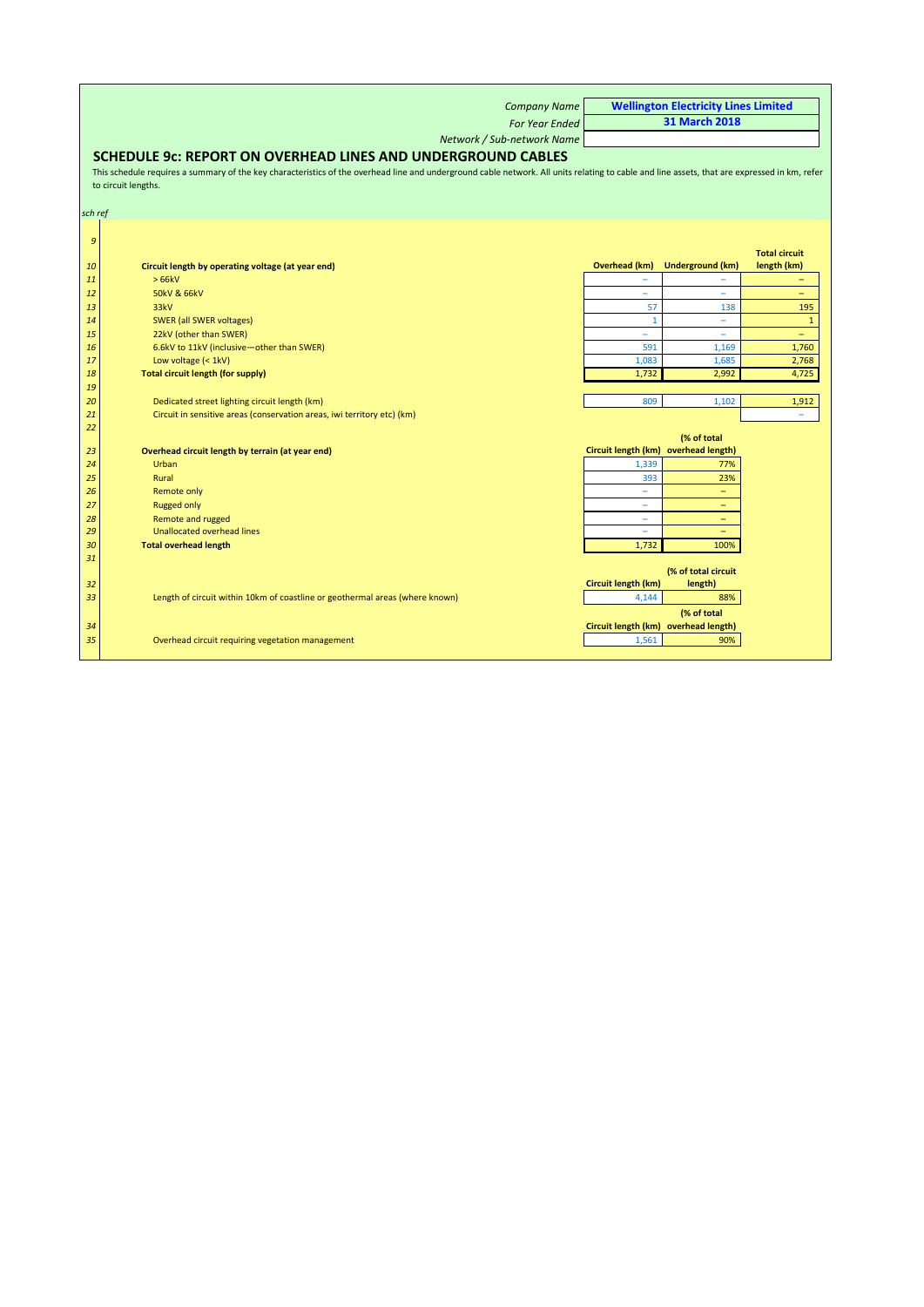| | |
|---|---|
| *Company Name* | **Wellington Electricity Lines Limited** |
| *For Year Ended* | **31 March 2018** |
| *Network / Sub-network Name* | |

## SCHEDULE 9c: REPORT ON OVERHEAD LINES AND UNDERGROUND CABLES

This schedule requires a summary of the key characteristics of the overhead line and underground cable network. All units relating to cable and line assets, that are expressed in km, refer to circuit lengths.

*sch ref*

| sch ref | | Overhead (km) | Underground (km) | Total circuit length (km) |
|---|---|---|---|---|
| 9 | | | | |
| 10 | **Circuit length by operating voltage (at year end)** | | | |
| 11 | > 66kV | – | – | – |
| 12 | 50kV & 66kV | – | – | – |
| 13 | 33kV | 57 | 138 | 195 |
| 14 | SWER (all SWER voltages) | 1 | – | 1 |
| 15 | 22kV (other than SWER) | – | – | – |
| 16 | 6.6kV to 11kV (inclusive—other than SWER) | 591 | 1,169 | 1,760 |
| 17 | Low voltage (< 1kV) | 1,083 | 1,685 | 2,768 |
| 18 | **Total circuit length (for supply)** | 1,732 | 2,992 | 4,725 |
| 19 | | | | |
| 20 | Dedicated street lighting circuit length (km) | 809 | 1,102 | 1,912 |
| 21 | Circuit in sensitive areas (conservation areas, iwi territory etc) (km) | | | – |
| 22 | | | | |

| sch ref | | Circuit length (km) | (% of total overhead length) |
|---|---|---|---|
| 23 | **Overhead circuit length by terrain (at year end)** | | |
| 24 | Urban | 1,339 | 77% |
| 25 | Rural | 393 | 23% |
| 26 | Remote only | – | – |
| 27 | Rugged only | – | – |
| 28 | Remote and rugged | – | – |
| 29 | Unallocated overhead lines | – | – |
| 30 | **Total overhead length** | 1,732 | 100% |
| 31 | | | |

| sch ref | | Circuit length (km) | (% of total circuit length) |
|---|---|---|---|
| 32 | | | |
| 33 | Length of circuit within 10km of coastline or geothermal areas (where known) | 4,144 | 88% |

| sch ref | | Circuit length (km) | (% of total overhead length) |
|---|---|---|---|
| 34 | | | |
| 35 | Overhead circuit requiring vegetation management | 1,561 | 90% |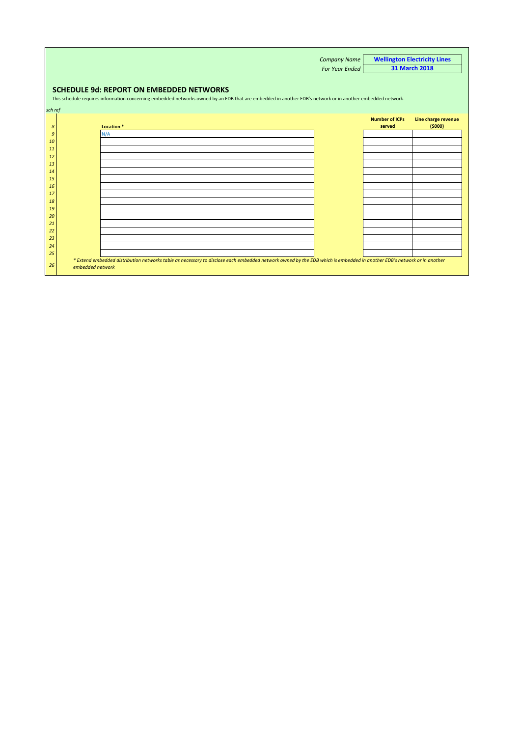| | |
|---|---|
| *Company Name* | **Wellington Electricity Lines** |
| *For Year Ended* | **31 March 2018** |

## SCHEDULE 9d: REPORT ON EMBEDDED NETWORKS

This schedule requires information concerning embedded networks owned by an EDB that are embedded in another EDB's network or in another embedded network.

*sch ref*

| sch ref | Location * | Number of ICPs served | Line charge revenue ($000) |
|---|---|---|---|
| 9 | N/A | | |
| 10 | | | |
| 11 | | | |
| 12 | | | |
| 13 | | | |
| 14 | | | |
| 15 | | | |
| 16 | | | |
| 17 | | | |
| 18 | | | |
| 19 | | | |
| 20 | | | |
| 21 | | | |
| 22 | | | |
| 23 | | | |
| 24 | | | |
| 25 | | | |

*\* Extend embedded distribution networks table as necessary to disclose each embedded network owned by the EDB which is embedded in another EDB's network or in another embedded network*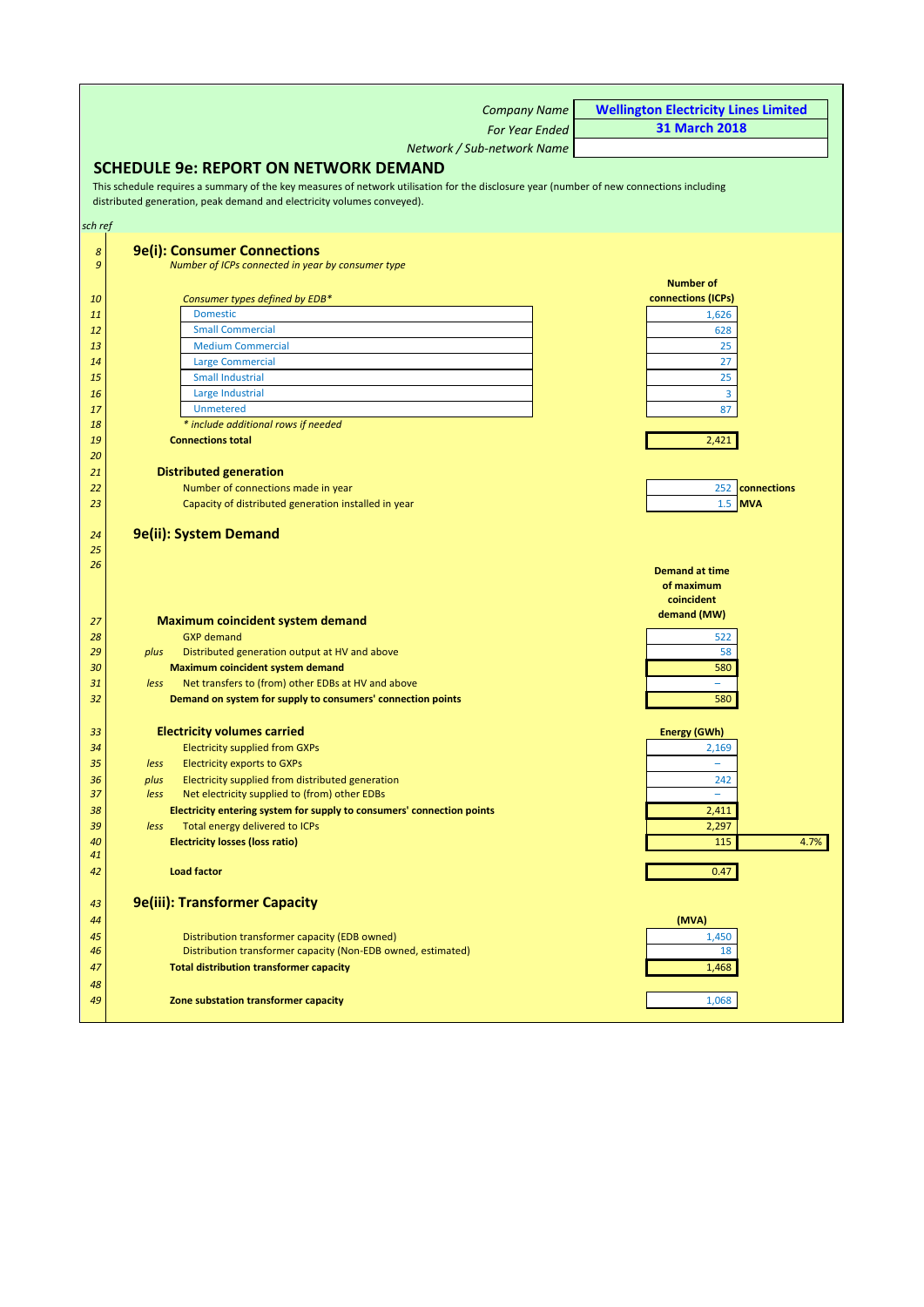| | |
|---|---|
| Company Name | **Wellington Electricity Lines Limited** |
| For Year Ended | **31 March 2018** |
| Network / Sub-network Name | |

## SCHEDULE 9e: REPORT ON NETWORK DEMAND

This schedule requires a summary of the key measures of network utilisation for the disclosure year (number of new connections including distributed generation, peak demand and electricity volumes conveyed).

*sch ref*

### 9e(i): Consumer Connections

*Number of ICPs connected in year by consumer type*

| sch ref | Consumer types defined by EDB* | Number of connections (ICPs) |
|---|---|---|
| 11 | Domestic | 1,626 |
| 12 | Small Commercial | 628 |
| 13 | Medium Commercial | 25 |
| 14 | Large Commercial | 27 |
| 15 | Small Industrial | 25 |
| 16 | Large Industrial | 3 |
| 17 | Unmetered | 87 |
| 18 | *\* include additional rows if needed* | |
| 19 | **Connections total** | 2,421 |

#### Distributed generation

| sch ref | | | |
|---|---|---|---|
| 22 | Number of connections made in year | 252 | **connections** |
| 23 | Capacity of distributed generation installed in year | 1.5 | **MVA** |

### 9e(ii): System Demand

| sch ref | | | Demand at time of maximum coincident demand (MW) |
|---|---|---|---|
| 27 | | **Maximum coincident system demand** | |
| 28 | | GXP demand | 522 |
| 29 | *plus* | Distributed generation output at HV and above | 58 |
| 30 | | **Maximum coincident system demand** | 580 |
| 31 | *less* | Net transfers to (from) other EDBs at HV and above | – |
| 32 | | **Demand on system for supply to consumers' connection points** | 580 |

| sch ref | | | Energy (GWh) | |
|---|---|---|---|---|
| 33 | | **Electricity volumes carried** | | |
| 34 | | Electricity supplied from GXPs | 2,169 | |
| 35 | *less* | Electricity exports to GXPs | – | |
| 36 | *plus* | Electricity supplied from distributed generation | 242 | |
| 37 | *less* | Net electricity supplied to (from) other EDBs | – | |
| 38 | | **Electricity entering system for supply to consumers' connection points** | 2,411 | |
| 39 | *less* | Total energy delivered to ICPs | 2,297 | |
| 40 | | **Electricity losses (loss ratio)** | 115 | 4.7% |
| 42 | | **Load factor** | 0.47 | |

### 9e(iii): Transformer Capacity

| sch ref | | (MVA) |
|---|---|---|
| 45 | Distribution transformer capacity (EDB owned) | 1,450 |
| 46 | Distribution transformer capacity (Non-EDB owned, estimated) | 18 |
| 47 | **Total distribution transformer capacity** | 1,468 |
| 49 | **Zone substation transformer capacity** | 1,068 |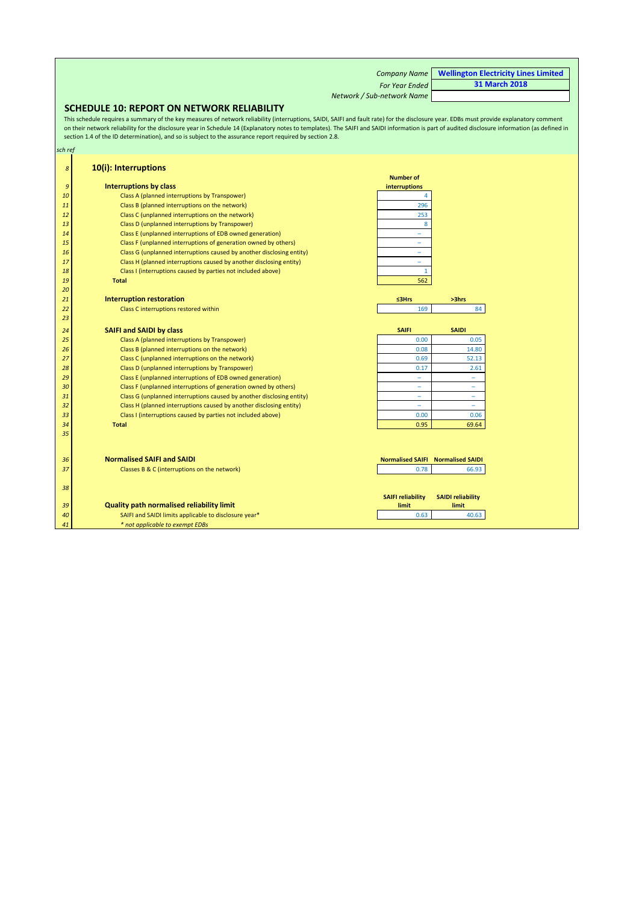| | |
|---|---|
| *Company Name* | **Wellington Electricity Lines Limited** |
| *For Year Ended* | **31 March 2018** |
| *Network / Sub-network Name* | |

## SCHEDULE 10: REPORT ON NETWORK RELIABILITY

This schedule requires a summary of the key measures of network reliability (interruptions, SAIDI, SAIFI and fault rate) for the disclosure year. EDBs must provide explanatory comment on their network reliability for the disclosure year in Schedule 14 (Explanatory notes to templates). The SAIFI and SAIDI information is part of audited disclosure information (as defined in section 1.4 of the ID determination), and so is subject to the assurance report required by section 2.8.

*sch ref*

### 10(i): Interruptions

| sch ref | Interruptions by class | Number of interruptions |
|---|---|---|
| 10 | Class A (planned interruptions by Transpower) | 4 |
| 11 | Class B (planned interruptions on the network) | 296 |
| 12 | Class C (unplanned interruptions on the network) | 253 |
| 13 | Class D (unplanned interruptions by Transpower) | 8 |
| 14 | Class E (unplanned interruptions of EDB owned generation) | – |
| 15 | Class F (unplanned interruptions of generation owned by others) | – |
| 16 | Class G (unplanned interruptions caused by another disclosing entity) | – |
| 17 | Class H (planned interruptions caused by another disclosing entity) | – |
| 18 | Class I (interruptions caused by parties not included above) | 1 |
| 19 | **Total** | 562 |

| sch ref | Interruption restoration | ≤3Hrs | >3hrs |
|---|---|---|---|
| 22 | Class C interruptions restored within | 169 | 84 |

| sch ref | SAIFI and SAIDI by class | SAIFI | SAIDI |
|---|---|---|---|
| 25 | Class A (planned interruptions by Transpower) | 0.00 | 0.05 |
| 26 | Class B (planned interruptions on the network) | 0.08 | 14.80 |
| 27 | Class C (unplanned interruptions on the network) | 0.69 | 52.13 |
| 28 | Class D (unplanned interruptions by Transpower) | 0.17 | 2.61 |
| 29 | Class E (unplanned interruptions of EDB owned generation) | – | – |
| 30 | Class F (unplanned interruptions of generation owned by others) | – | – |
| 31 | Class G (unplanned interruptions caused by another disclosing entity) | – | – |
| 32 | Class H (planned interruptions caused by another disclosing entity) | – | – |
| 33 | Class I (interruptions caused by parties not included above) | 0.00 | 0.06 |
| 34 | **Total** | 0.95 | 69.64 |

| sch ref | Normalised SAIFI and SAIDI | Normalised SAIFI | Normalised SAIDI |
|---|---|---|---|
| 37 | Classes B & C (interruptions on the network) | 0.78 | 66.93 |

| sch ref | Quality path normalised reliability limit | SAIFI reliability limit | SAIDI reliability limit |
|---|---|---|---|
| 40 | SAIFI and SAIDI limits applicable to disclosure year* | 0.63 | 40.63 |
| 41 | *\* not applicable to exempt EDBs* | | |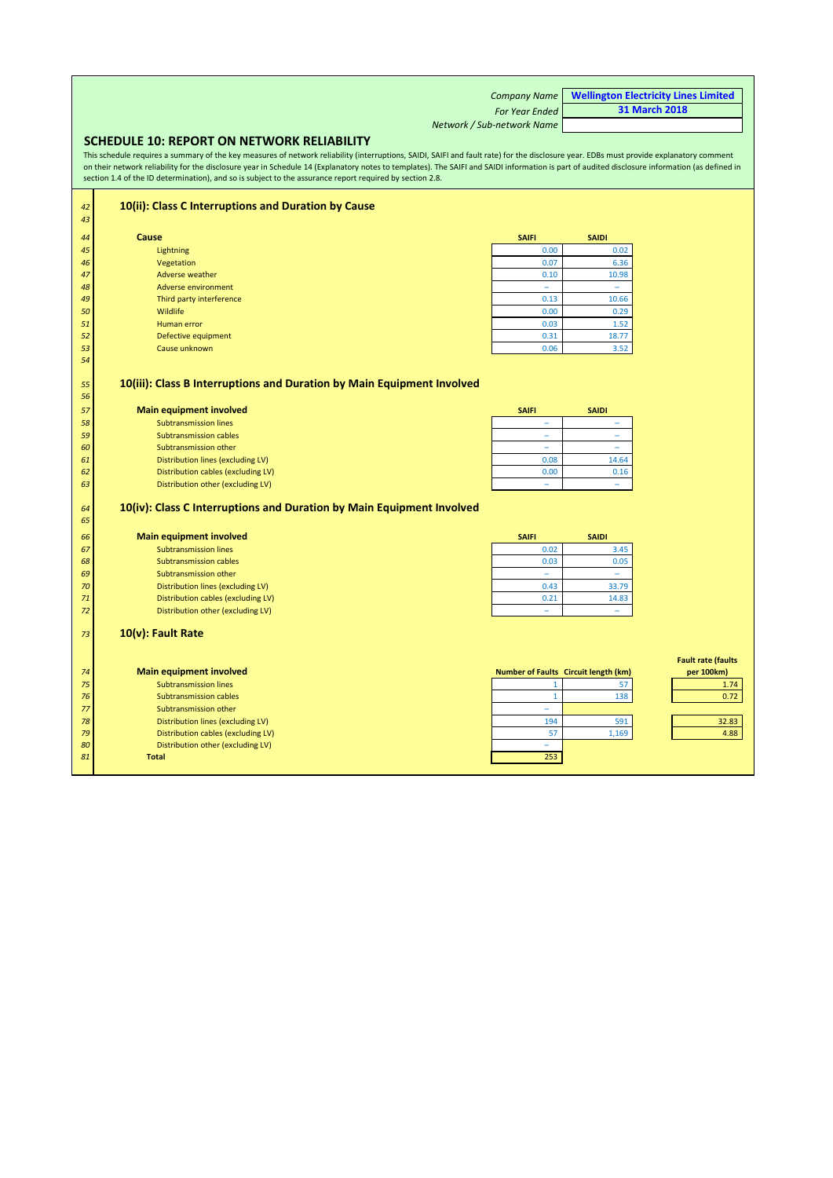| | |
|---|---|
| Company Name | **Wellington Electricity Lines Limited** |
| For Year Ended | **31 March 2018** |
| Network / Sub-network Name | |

## SCHEDULE 10: REPORT ON NETWORK RELIABILITY

This schedule requires a summary of the key measures of network reliability (interruptions, SAIDI, SAIFI and fault rate) for the disclosure year. EDBs must provide explanatory comment on their network reliability for the disclosure year in Schedule 14 (Explanatory notes to templates). The SAIFI and SAIDI information is part of audited disclosure information (as defined in section 1.4 of the ID determination), and so is subject to the assurance report required by section 2.8.

### 10(ii): Class C Interruptions and Duration by Cause

| Cause | SAIFI | SAIDI |
|---|---|---|
| Lightning | 0.00 | 0.02 |
| Vegetation | 0.07 | 6.36 |
| Adverse weather | 0.10 | 10.98 |
| Adverse environment | – | – |
| Third party interference | 0.13 | 10.66 |
| Wildlife | 0.00 | 0.29 |
| Human error | 0.03 | 1.52 |
| Defective equipment | 0.31 | 18.77 |
| Cause unknown | 0.06 | 3.52 |

### 10(iii): Class B Interruptions and Duration by Main Equipment Involved

| Main equipment involved | SAIFI | SAIDI |
|---|---|---|
| Subtransmission lines | – | – |
| Subtransmission cables | – | – |
| Subtransmission other | – | – |
| Distribution lines (excluding LV) | 0.08 | 14.64 |
| Distribution cables (excluding LV) | 0.00 | 0.16 |
| Distribution other (excluding LV) | – | – |

### 10(iv): Class C Interruptions and Duration by Main Equipment Involved

| Main equipment involved | SAIFI | SAIDI |
|---|---|---|
| Subtransmission lines | 0.02 | 3.45 |
| Subtransmission cables | 0.03 | 0.05 |
| Subtransmission other | – | – |
| Distribution lines (excluding LV) | 0.43 | 33.79 |
| Distribution cables (excluding LV) | 0.21 | 14.83 |
| Distribution other (excluding LV) | – | – |

### 10(v): Fault Rate

| Main equipment involved | Number of Faults | Circuit length (km) | Fault rate (faults per 100km) |
|---|---|---|---|
| Subtransmission lines | 1 | 57 | 1.74 |
| Subtransmission cables | 1 | 138 | 0.72 |
| Subtransmission other | – | | |
| Distribution lines (excluding LV) | 194 | 591 | 32.83 |
| Distribution cables (excluding LV) | 57 | 1,169 | 4.88 |
| Distribution other (excluding LV) | – | | |
| **Total** | 253 | | |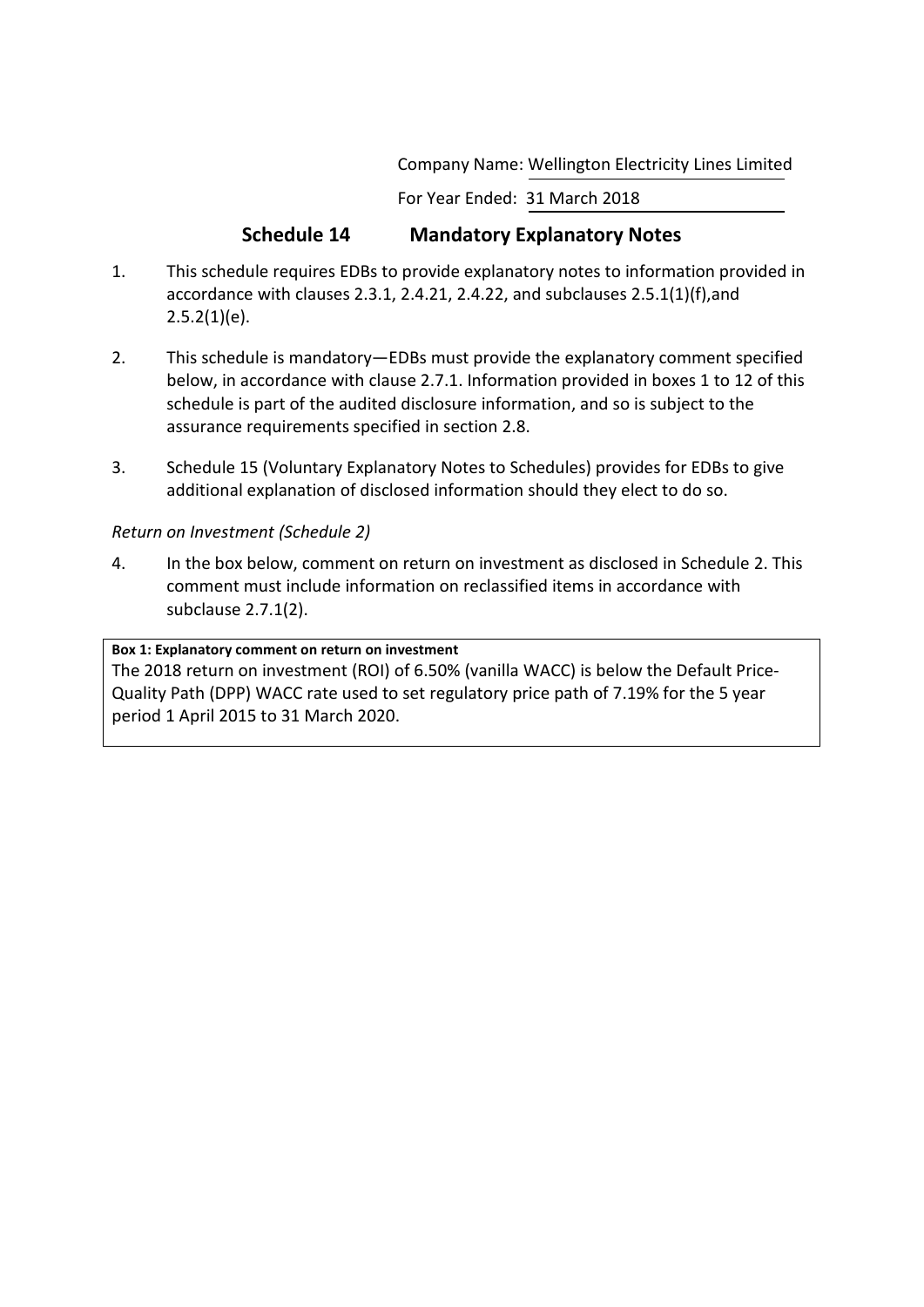Company Name: Wellington Electricity Lines Limited

For Year Ended: 31 March 2018

## Schedule 14 Mandatory Explanatory Notes

1. This schedule requires EDBs to provide explanatory notes to information provided in accordance with clauses 2.3.1, 2.4.21, 2.4.22, and subclauses 2.5.1(1)(f),and 2.5.2(1)(e).

2. This schedule is mandatory—EDBs must provide the explanatory comment specified below, in accordance with clause 2.7.1. Information provided in boxes 1 to 12 of this schedule is part of the audited disclosure information, and so is subject to the assurance requirements specified in section 2.8.

3. Schedule 15 (Voluntary Explanatory Notes to Schedules) provides for EDBs to give additional explanation of disclosed information should they elect to do so.

*Return on Investment (Schedule 2)*

4. In the box below, comment on return on investment as disclosed in Schedule 2. This comment must include information on reclassified items in accordance with subclause 2.7.1(2).

**Box 1: Explanatory comment on return on investment**

The 2018 return on investment (ROI) of 6.50% (vanilla WACC) is below the Default Price-Quality Path (DPP) WACC rate used to set regulatory price path of 7.19% for the 5 year period 1 April 2015 to 31 March 2020.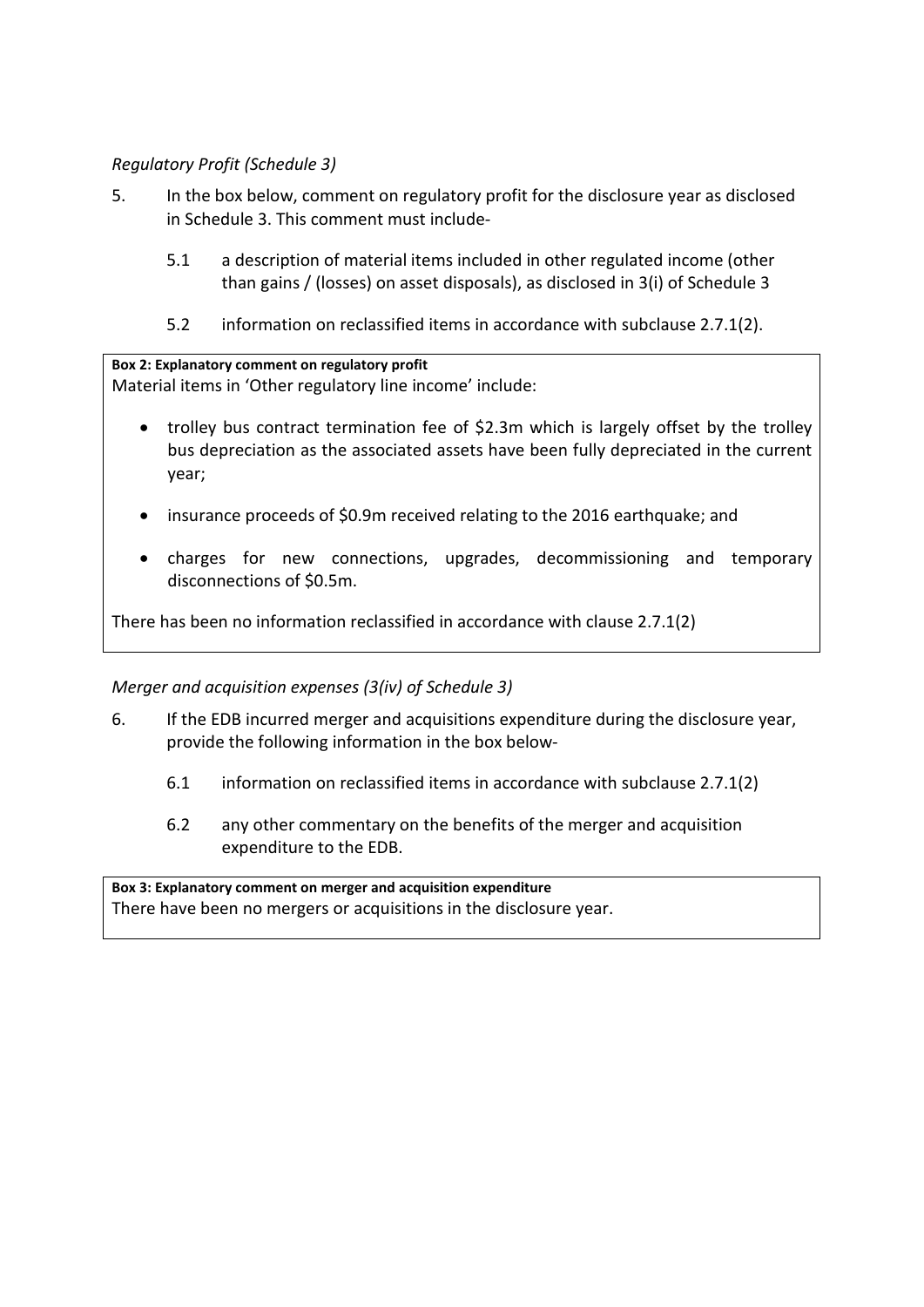*Regulatory Profit (Schedule 3)*

5. In the box below, comment on regulatory profit for the disclosure year as disclosed in Schedule 3. This comment must include-

   5.1 a description of material items included in other regulated income (other than gains / (losses) on asset disposals), as disclosed in 3(i) of Schedule 3

   5.2 information on reclassified items in accordance with subclause 2.7.1(2).

**Box 2: Explanatory comment on regulatory profit**

Material items in 'Other regulatory line income' include:

- trolley bus contract termination fee of $2.3m which is largely offset by the trolley bus depreciation as the associated assets have been fully depreciated in the current year;
- insurance proceeds of $0.9m received relating to the 2016 earthquake; and
- charges for new connections, upgrades, decommissioning and temporary disconnections of $0.5m.

There has been no information reclassified in accordance with clause 2.7.1(2)

*Merger and acquisition expenses (3(iv) of Schedule 3)*

6. If the EDB incurred merger and acquisitions expenditure during the disclosure year, provide the following information in the box below-

   6.1 information on reclassified items in accordance with subclause 2.7.1(2)

   6.2 any other commentary on the benefits of the merger and acquisition expenditure to the EDB.

**Box 3: Explanatory comment on merger and acquisition expenditure**

There have been no mergers or acquisitions in the disclosure year.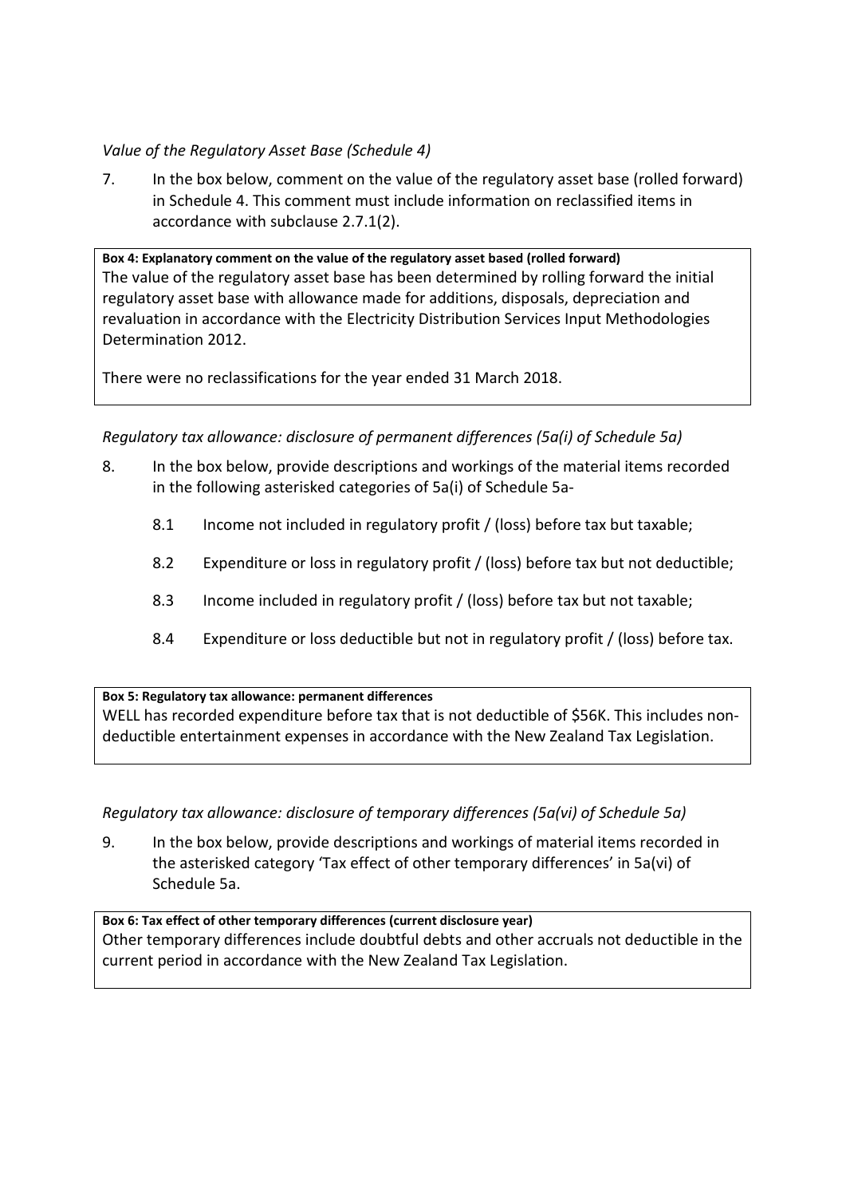*Value of the Regulatory Asset Base (Schedule 4)*

7. In the box below, comment on the value of the regulatory asset base (rolled forward) in Schedule 4. This comment must include information on reclassified items in accordance with subclause 2.7.1(2).

| **Box 4: Explanatory comment on the value of the regulatory asset based (rolled forward)** |
|---|
| The value of the regulatory asset base has been determined by rolling forward the initial regulatory asset base with allowance made for additions, disposals, depreciation and revaluation in accordance with the Electricity Distribution Services Input Methodologies Determination 2012.<br><br>There were no reclassifications for the year ended 31 March 2018. |

*Regulatory tax allowance: disclosure of permanent differences (5a(i) of Schedule 5a)*

8. In the box below, provide descriptions and workings of the material items recorded in the following asterisked categories of 5a(i) of Schedule 5a-

   8.1 Income not included in regulatory profit / (loss) before tax but taxable;

   8.2 Expenditure or loss in regulatory profit / (loss) before tax but not deductible;

   8.3 Income included in regulatory profit / (loss) before tax but not taxable;

   8.4 Expenditure or loss deductible but not in regulatory profit / (loss) before tax.

| **Box 5: Regulatory tax allowance: permanent differences** |
|---|
| WELL has recorded expenditure before tax that is not deductible of $56K. This includes non-deductible entertainment expenses in accordance with the New Zealand Tax Legislation. |

*Regulatory tax allowance: disclosure of temporary differences (5a(vi) of Schedule 5a)*

9. In the box below, provide descriptions and workings of material items recorded in the asterisked category 'Tax effect of other temporary differences' in 5a(vi) of Schedule 5a.

| **Box 6: Tax effect of other temporary differences (current disclosure year)** |
|---|
| Other temporary differences include doubtful debts and other accruals not deductible in the current period in accordance with the New Zealand Tax Legislation. |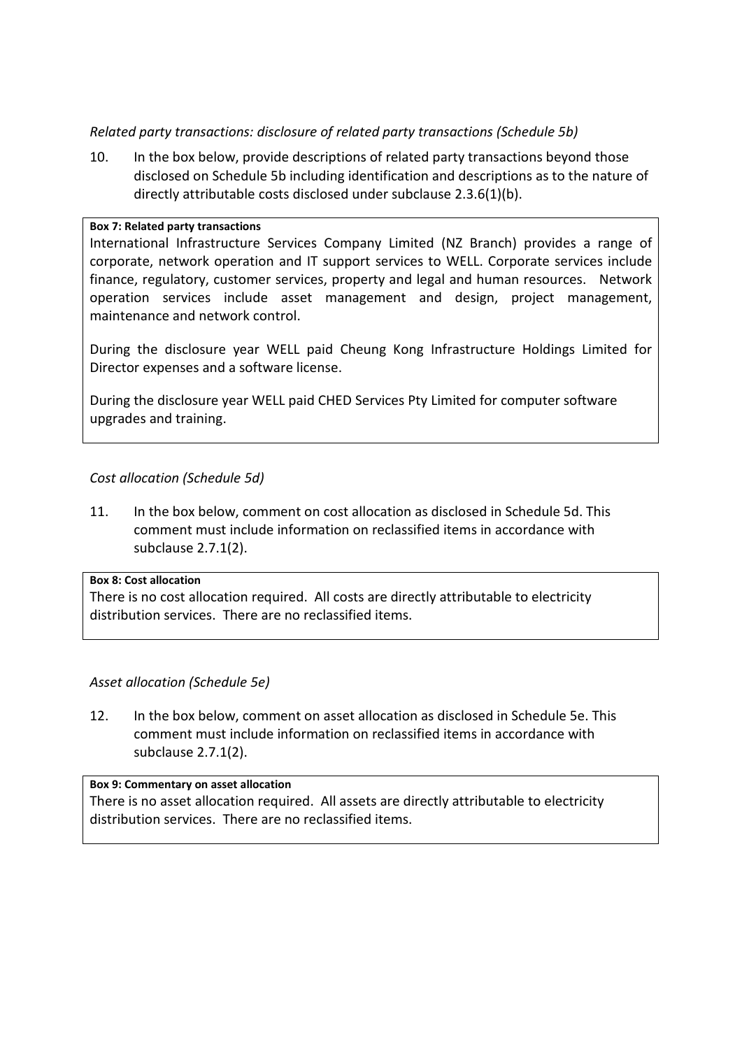*Related party transactions: disclosure of related party transactions (Schedule 5b)*

10. In the box below, provide descriptions of related party transactions beyond those disclosed on Schedule 5b including identification and descriptions as to the nature of directly attributable costs disclosed under subclause 2.3.6(1)(b).

**Box 7: Related party transactions**

International Infrastructure Services Company Limited (NZ Branch) provides a range of corporate, network operation and IT support services to WELL. Corporate services include finance, regulatory, customer services, property and legal and human resources. Network operation services include asset management and design, project management, maintenance and network control.

During the disclosure year WELL paid Cheung Kong Infrastructure Holdings Limited for Director expenses and a software license.

During the disclosure year WELL paid CHED Services Pty Limited for computer software upgrades and training.

*Cost allocation (Schedule 5d)*

11. In the box below, comment on cost allocation as disclosed in Schedule 5d. This comment must include information on reclassified items in accordance with subclause 2.7.1(2).

**Box 8: Cost allocation**

There is no cost allocation required. All costs are directly attributable to electricity distribution services. There are no reclassified items.

*Asset allocation (Schedule 5e)*

12. In the box below, comment on asset allocation as disclosed in Schedule 5e. This comment must include information on reclassified items in accordance with subclause 2.7.1(2).

**Box 9: Commentary on asset allocation**

There is no asset allocation required. All assets are directly attributable to electricity distribution services. There are no reclassified items.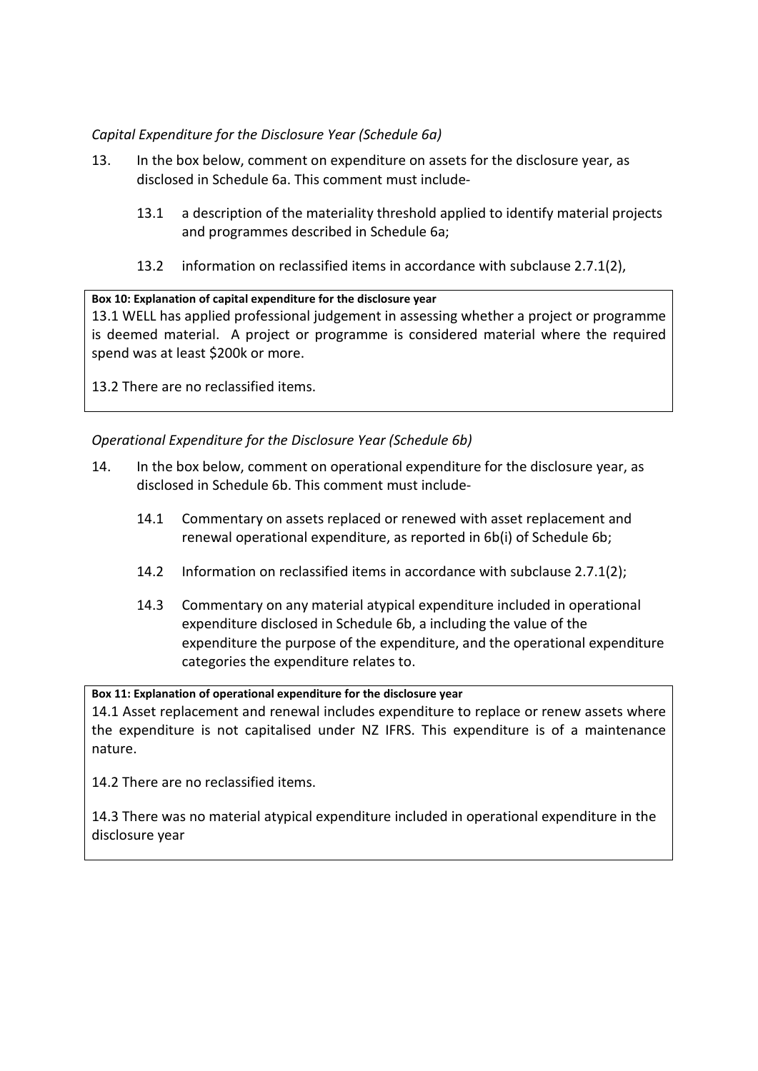*Capital Expenditure for the Disclosure Year (Schedule 6a)*

13. In the box below, comment on expenditure on assets for the disclosure year, as disclosed in Schedule 6a. This comment must include-

    13.1 a description of the materiality threshold applied to identify material projects and programmes described in Schedule 6a;

    13.2 information on reclassified items in accordance with subclause 2.7.1(2),

**Box 10: Explanation of capital expenditure for the disclosure year**

13.1 WELL has applied professional judgement in assessing whether a project or programme is deemed material. A project or programme is considered material where the required spend was at least $200k or more.

13.2 There are no reclassified items.

*Operational Expenditure for the Disclosure Year (Schedule 6b)*

14. In the box below, comment on operational expenditure for the disclosure year, as disclosed in Schedule 6b. This comment must include-

    14.1 Commentary on assets replaced or renewed with asset replacement and renewal operational expenditure, as reported in 6b(i) of Schedule 6b;

    14.2 Information on reclassified items in accordance with subclause 2.7.1(2);

    14.3 Commentary on any material atypical expenditure included in operational expenditure disclosed in Schedule 6b, a including the value of the expenditure the purpose of the expenditure, and the operational expenditure categories the expenditure relates to.

**Box 11: Explanation of operational expenditure for the disclosure year**

14.1 Asset replacement and renewal includes expenditure to replace or renew assets where the expenditure is not capitalised under NZ IFRS. This expenditure is of a maintenance nature.

14.2 There are no reclassified items.

14.3 There was no material atypical expenditure included in operational expenditure in the disclosure year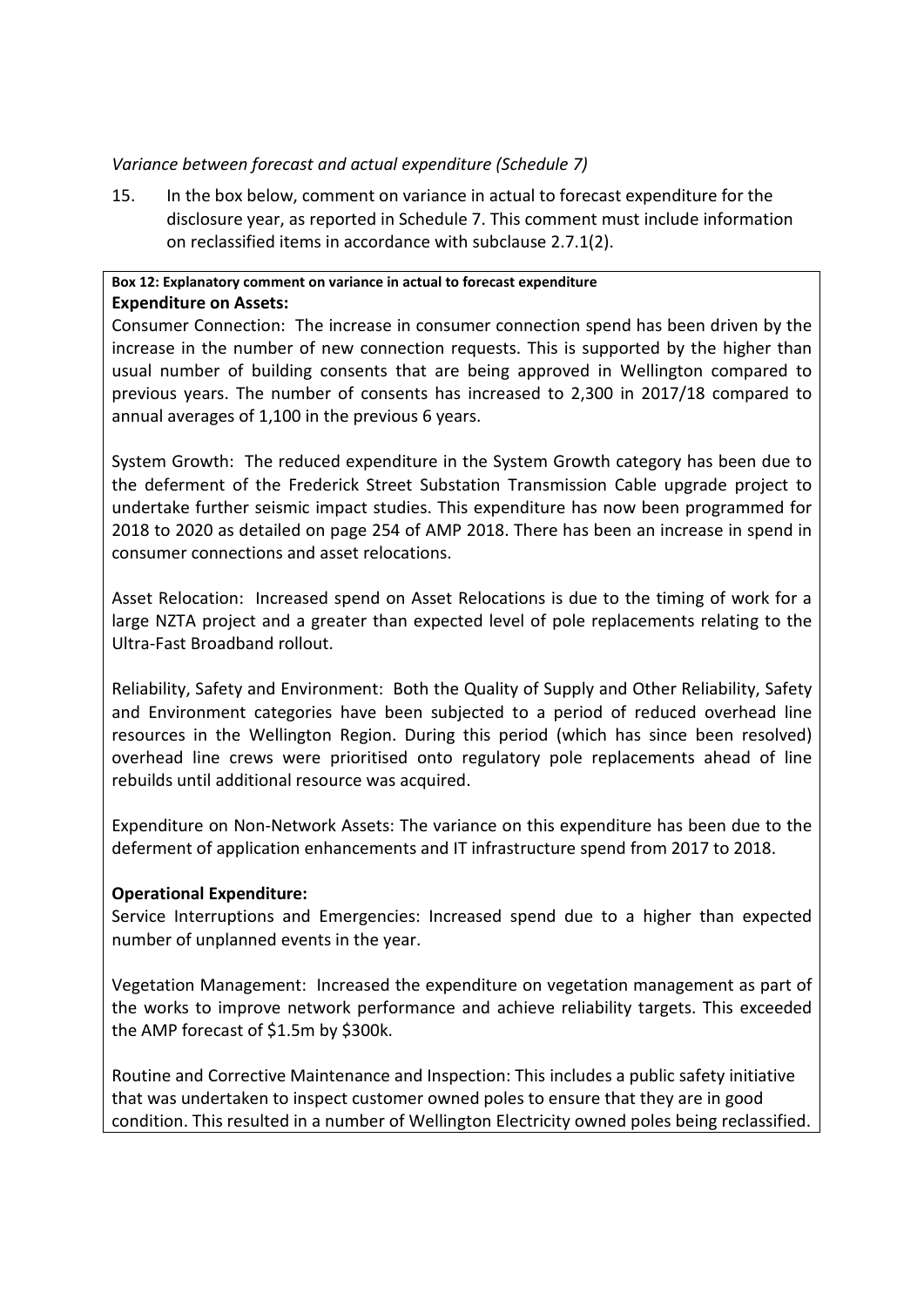*Variance between forecast and actual expenditure (Schedule 7)*

15. In the box below, comment on variance in actual to forecast expenditure for the disclosure year, as reported in Schedule 7. This comment must include information on reclassified items in accordance with subclause 2.7.1(2).

**Box 12: Explanatory comment on variance in actual to forecast expenditure**

**Expenditure on Assets:**

Consumer Connection: The increase in consumer connection spend has been driven by the increase in the number of new connection requests. This is supported by the higher than usual number of building consents that are being approved in Wellington compared to previous years. The number of consents has increased to 2,300 in 2017/18 compared to annual averages of 1,100 in the previous 6 years.

System Growth: The reduced expenditure in the System Growth category has been due to the deferment of the Frederick Street Substation Transmission Cable upgrade project to undertake further seismic impact studies. This expenditure has now been programmed for 2018 to 2020 as detailed on page 254 of AMP 2018. There has been an increase in spend in consumer connections and asset relocations.

Asset Relocation: Increased spend on Asset Relocations is due to the timing of work for a large NZTA project and a greater than expected level of pole replacements relating to the Ultra-Fast Broadband rollout.

Reliability, Safety and Environment: Both the Quality of Supply and Other Reliability, Safety and Environment categories have been subjected to a period of reduced overhead line resources in the Wellington Region. During this period (which has since been resolved) overhead line crews were prioritised onto regulatory pole replacements ahead of line rebuilds until additional resource was acquired.

Expenditure on Non-Network Assets: The variance on this expenditure has been due to the deferment of application enhancements and IT infrastructure spend from 2017 to 2018.

**Operational Expenditure:**

Service Interruptions and Emergencies: Increased spend due to a higher than expected number of unplanned events in the year.

Vegetation Management: Increased the expenditure on vegetation management as part of the works to improve network performance and achieve reliability targets. This exceeded the AMP forecast of $1.5m by $300k.

Routine and Corrective Maintenance and Inspection: This includes a public safety initiative that was undertaken to inspect customer owned poles to ensure that they are in good condition. This resulted in a number of Wellington Electricity owned poles being reclassified.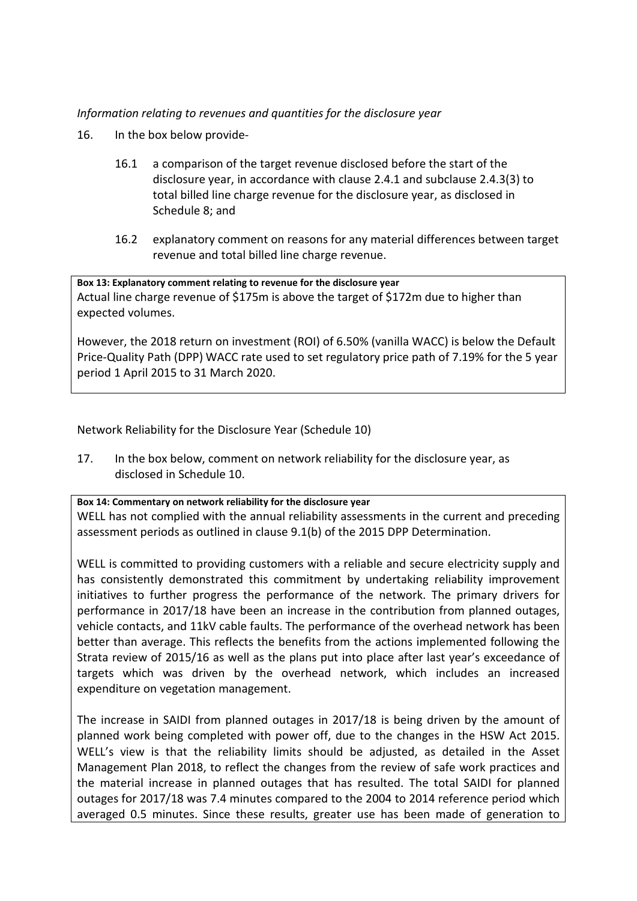*Information relating to revenues and quantities for the disclosure year*

16. In the box below provide-

    16.1 a comparison of the target revenue disclosed before the start of the disclosure year, in accordance with clause 2.4.1 and subclause 2.4.3(3) to total billed line charge revenue for the disclosure year, as disclosed in Schedule 8; and

    16.2 explanatory comment on reasons for any material differences between target revenue and total billed line charge revenue.

**Box 13: Explanatory comment relating to revenue for the disclosure year**

Actual line charge revenue of $175m is above the target of $172m due to higher than expected volumes.

However, the 2018 return on investment (ROI) of 6.50% (vanilla WACC) is below the Default Price-Quality Path (DPP) WACC rate used to set regulatory price path of 7.19% for the 5 year period 1 April 2015 to 31 March 2020.

Network Reliability for the Disclosure Year (Schedule 10)

17. In the box below, comment on network reliability for the disclosure year, as disclosed in Schedule 10.

**Box 14: Commentary on network reliability for the disclosure year**

WELL has not complied with the annual reliability assessments in the current and preceding assessment periods as outlined in clause 9.1(b) of the 2015 DPP Determination.

WELL is committed to providing customers with a reliable and secure electricity supply and has consistently demonstrated this commitment by undertaking reliability improvement initiatives to further progress the performance of the network. The primary drivers for performance in 2017/18 have been an increase in the contribution from planned outages, vehicle contacts, and 11kV cable faults. The performance of the overhead network has been better than average. This reflects the benefits from the actions implemented following the Strata review of 2015/16 as well as the plans put into place after last year's exceedance of targets which was driven by the overhead network, which includes an increased expenditure on vegetation management.

The increase in SAIDI from planned outages in 2017/18 is being driven by the amount of planned work being completed with power off, due to the changes in the HSW Act 2015. WELL's view is that the reliability limits should be adjusted, as detailed in the Asset Management Plan 2018, to reflect the changes from the review of safe work practices and the material increase in planned outages that has resulted. The total SAIDI for planned outages for 2017/18 was 7.4 minutes compared to the 2004 to 2014 reference period which averaged 0.5 minutes. Since these results, greater use has been made of generation to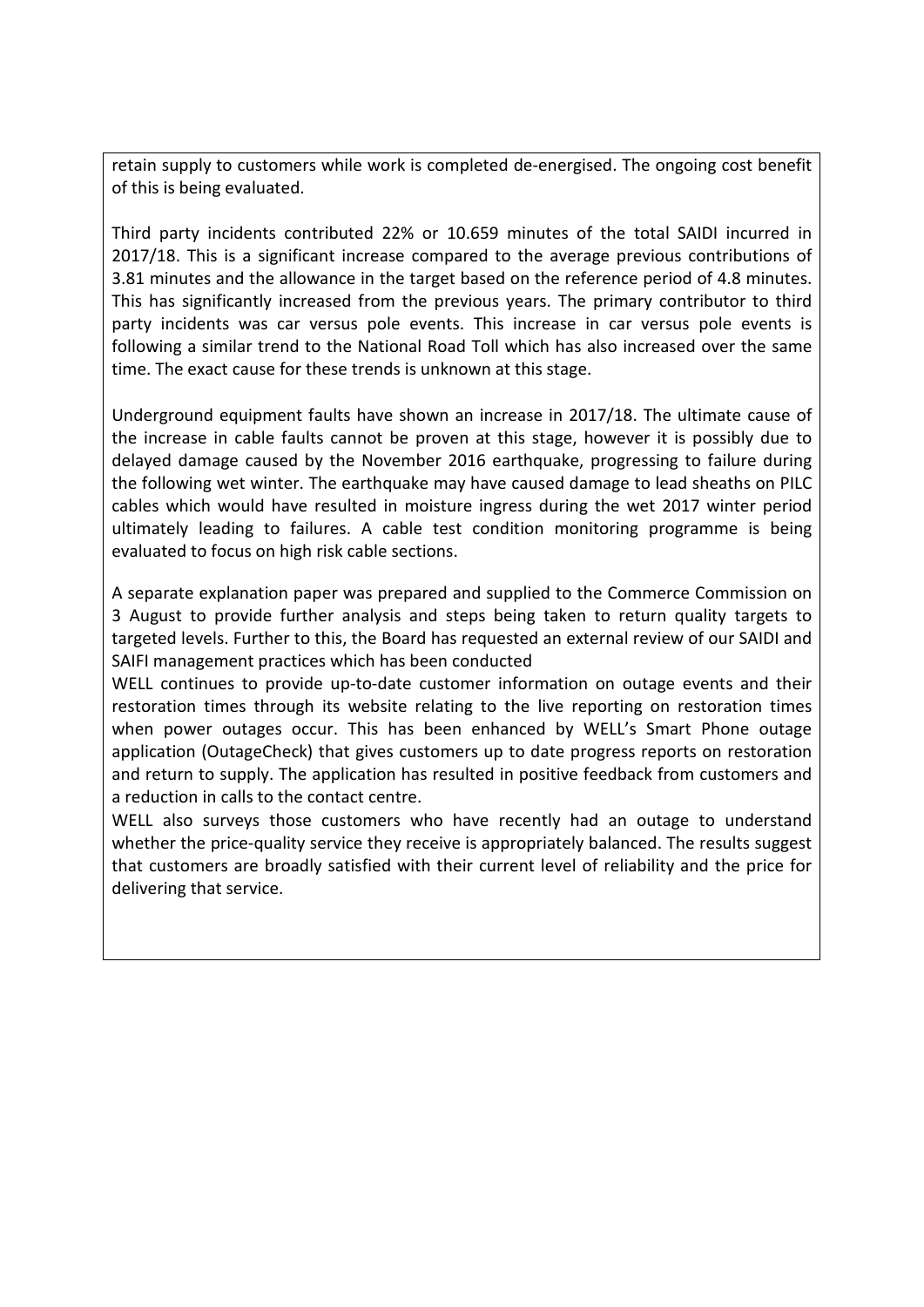retain supply to customers while work is completed de-energised. The ongoing cost benefit of this is being evaluated.

Third party incidents contributed 22% or 10.659 minutes of the total SAIDI incurred in 2017/18. This is a significant increase compared to the average previous contributions of 3.81 minutes and the allowance in the target based on the reference period of 4.8 minutes. This has significantly increased from the previous years. The primary contributor to third party incidents was car versus pole events. This increase in car versus pole events is following a similar trend to the National Road Toll which has also increased over the same time. The exact cause for these trends is unknown at this stage.

Underground equipment faults have shown an increase in 2017/18. The ultimate cause of the increase in cable faults cannot be proven at this stage, however it is possibly due to delayed damage caused by the November 2016 earthquake, progressing to failure during the following wet winter. The earthquake may have caused damage to lead sheaths on PILC cables which would have resulted in moisture ingress during the wet 2017 winter period ultimately leading to failures. A cable test condition monitoring programme is being evaluated to focus on high risk cable sections.

A separate explanation paper was prepared and supplied to the Commerce Commission on 3 August to provide further analysis and steps being taken to return quality targets to targeted levels. Further to this, the Board has requested an external review of our SAIDI and SAIFI management practices which has been conducted

WELL continues to provide up-to-date customer information on outage events and their restoration times through its website relating to the live reporting on restoration times when power outages occur. This has been enhanced by WELL's Smart Phone outage application (OutageCheck) that gives customers up to date progress reports on restoration and return to supply. The application has resulted in positive feedback from customers and a reduction in calls to the contact centre.

WELL also surveys those customers who have recently had an outage to understand whether the price-quality service they receive is appropriately balanced. The results suggest that customers are broadly satisfied with their current level of reliability and the price for delivering that service.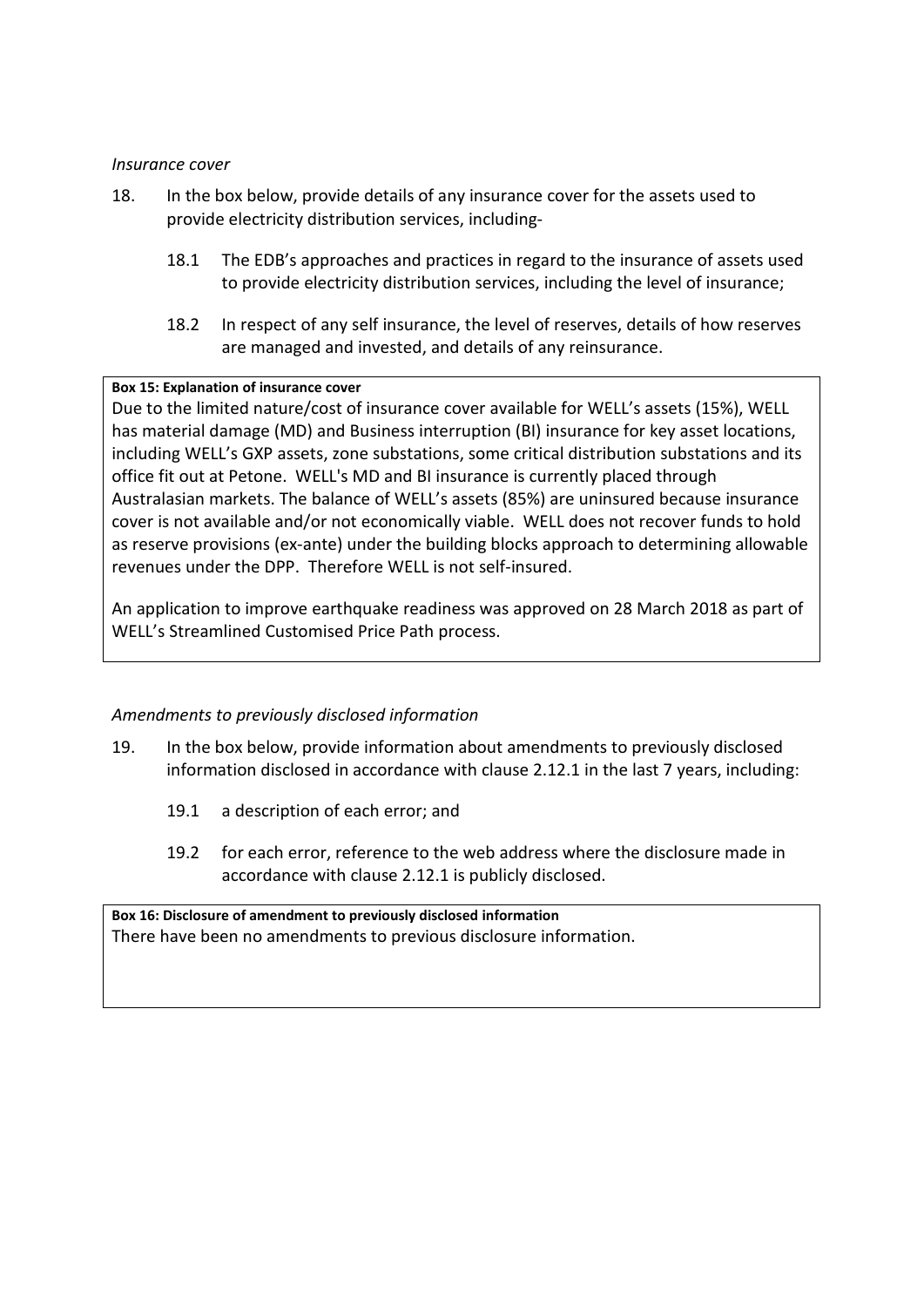*Insurance cover*

18. In the box below, provide details of any insurance cover for the assets used to provide electricity distribution services, including-

    18.1 The EDB's approaches and practices in regard to the insurance of assets used to provide electricity distribution services, including the level of insurance;

    18.2 In respect of any self insurance, the level of reserves, details of how reserves are managed and invested, and details of any reinsurance.

**Box 15: Explanation of insurance cover**

Due to the limited nature/cost of insurance cover available for WELL's assets (15%), WELL has material damage (MD) and Business interruption (BI) insurance for key asset locations, including WELL's GXP assets, zone substations, some critical distribution substations and its office fit out at Petone. WELL's MD and BI insurance is currently placed through Australasian markets. The balance of WELL's assets (85%) are uninsured because insurance cover is not available and/or not economically viable. WELL does not recover funds to hold as reserve provisions (ex-ante) under the building blocks approach to determining allowable revenues under the DPP. Therefore WELL is not self-insured.

An application to improve earthquake readiness was approved on 28 March 2018 as part of WELL's Streamlined Customised Price Path process.

*Amendments to previously disclosed information*

19. In the box below, provide information about amendments to previously disclosed information disclosed in accordance with clause 2.12.1 in the last 7 years, including:

    19.1 a description of each error; and

    19.2 for each error, reference to the web address where the disclosure made in accordance with clause 2.12.1 is publicly disclosed.

**Box 16: Disclosure of amendment to previously disclosed information**

There have been no amendments to previous disclosure information.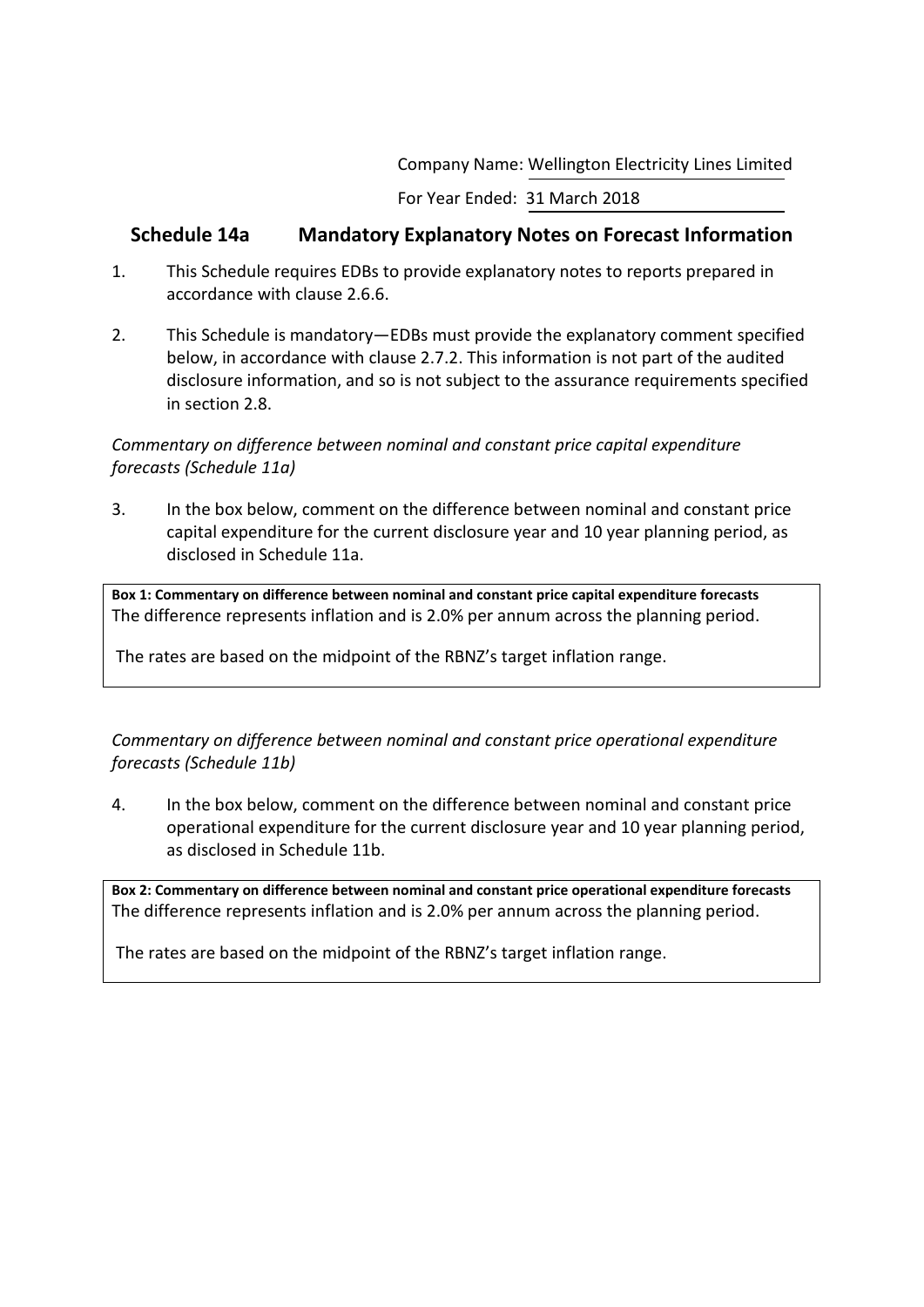Company Name: Wellington Electricity Lines Limited

For Year Ended: 31 March 2018

## Schedule 14a Mandatory Explanatory Notes on Forecast Information

1. This Schedule requires EDBs to provide explanatory notes to reports prepared in accordance with clause 2.6.6.

2. This Schedule is mandatory—EDBs must provide the explanatory comment specified below, in accordance with clause 2.7.2. This information is not part of the audited disclosure information, and so is not subject to the assurance requirements specified in section 2.8.

*Commentary on difference between nominal and constant price capital expenditure forecasts (Schedule 11a)*

3. In the box below, comment on the difference between nominal and constant price capital expenditure for the current disclosure year and 10 year planning period, as disclosed in Schedule 11a.

| **Box 1: Commentary on difference between nominal and constant price capital expenditure forecasts** |
|---|
| The difference represents inflation and is 2.0% per annum across the planning period.<br><br>The rates are based on the midpoint of the RBNZ's target inflation range. |

*Commentary on difference between nominal and constant price operational expenditure forecasts (Schedule 11b)*

4. In the box below, comment on the difference between nominal and constant price operational expenditure for the current disclosure year and 10 year planning period, as disclosed in Schedule 11b.

| **Box 2: Commentary on difference between nominal and constant price operational expenditure forecasts** |
|---|
| The difference represents inflation and is 2.0% per annum across the planning period.<br><br>The rates are based on the midpoint of the RBNZ's target inflation range. |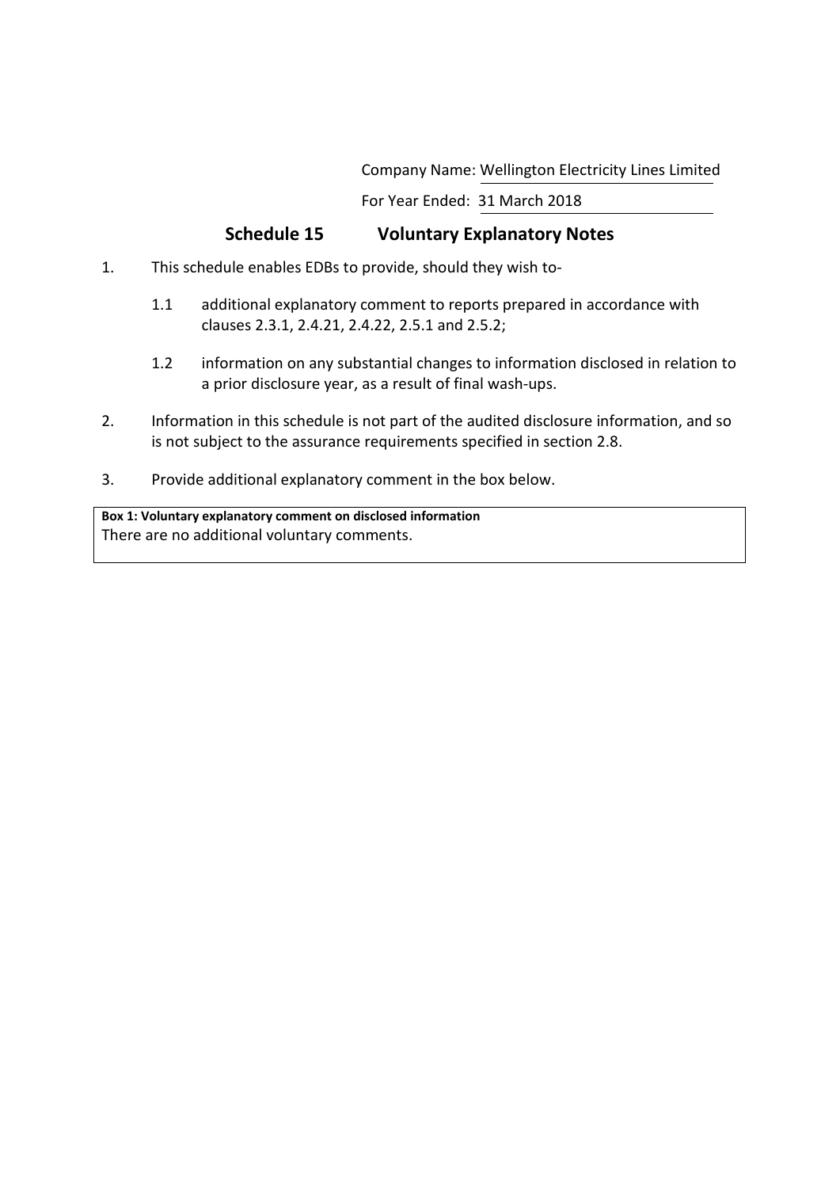Company Name: Wellington Electricity Lines Limited

For Year Ended: 31 March 2018

## Schedule 15 Voluntary Explanatory Notes

1. This schedule enables EDBs to provide, should they wish to-

   1.1 additional explanatory comment to reports prepared in accordance with clauses 2.3.1, 2.4.21, 2.4.22, 2.5.1 and 2.5.2;

   1.2 information on any substantial changes to information disclosed in relation to a prior disclosure year, as a result of final wash-ups.

2. Information in this schedule is not part of the audited disclosure information, and so is not subject to the assurance requirements specified in section 2.8.

3. Provide additional explanatory comment in the box below.

| **Box 1: Voluntary explanatory comment on disclosed information** |
|---|
| There are no additional voluntary comments. |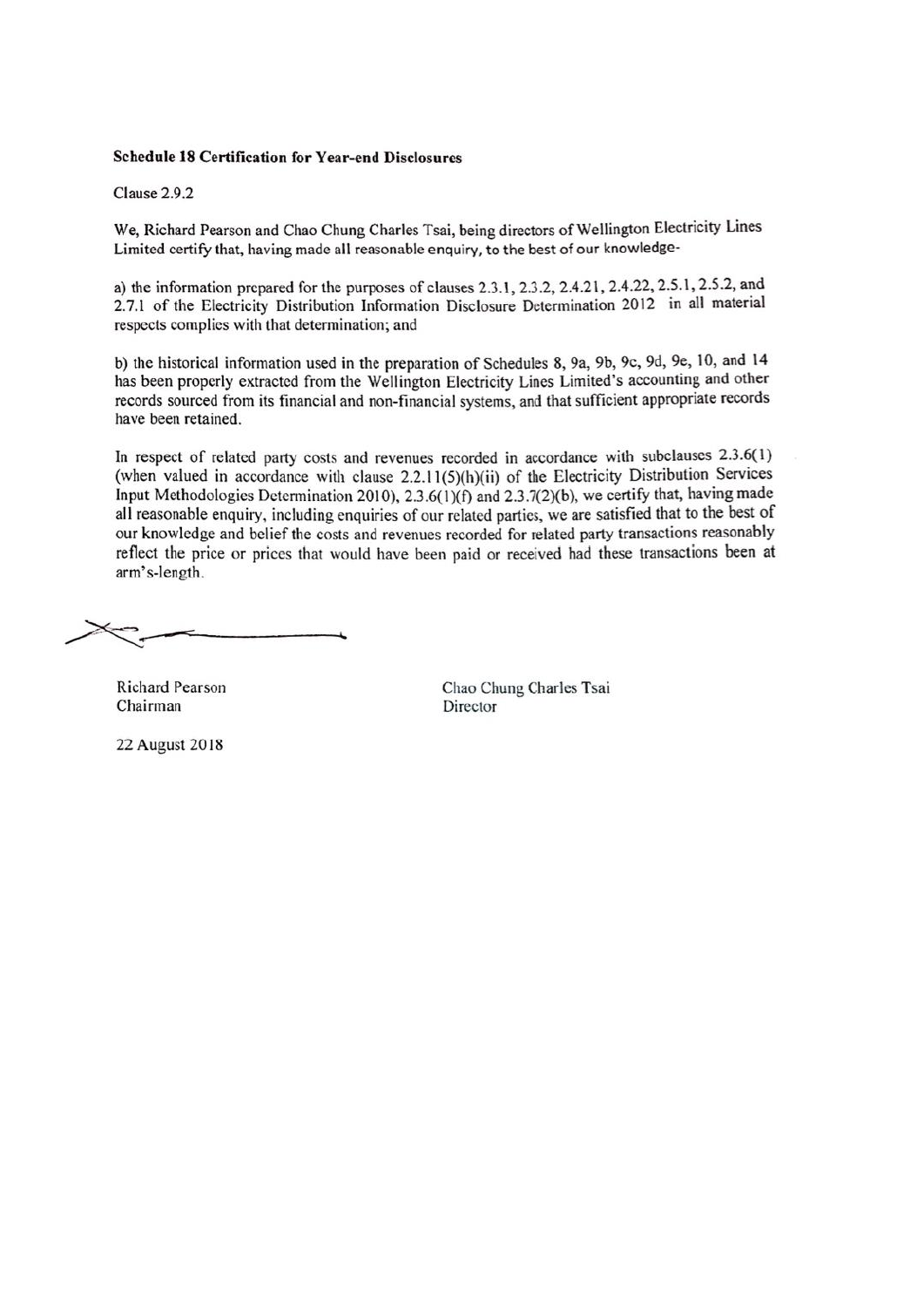**Schedule 18 Certification for Year-end Disclosures**

Clause 2.9.2

We, Richard Pearson and Chao Chung Charles Tsai, being directors of Wellington Electricity Lines Limited certify that, having made all reasonable enquiry, to the best of our knowledge-

a) the information prepared for the purposes of clauses 2.3.1, 2.3.2, 2.4.21, 2.4.22, 2.5.1, 2.5.2, and 2.7.1 of the Electricity Distribution Information Disclosure Determination 2012 in all material respects complies with that determination; and

b) the historical information used in the preparation of Schedules 8, 9a, 9b, 9c, 9d, 9e, 10, and 14 has been properly extracted from the Wellington Electricity Lines Limited's accounting and other records sourced from its financial and non-financial systems, and that sufficient appropriate records have been retained.

In respect of related party costs and revenues recorded in accordance with subclauses 2.3.6(1) (when valued in accordance with clause 2.2.11(5)(h)(ii) of the Electricity Distribution Services Input Methodologies Determination 2010), 2.3.6(1)(f) and 2.3.7(2)(b), we certify that, having made all reasonable enquiry, including enquiries of our related parties, we are satisfied that to the best of our knowledge and belief the costs and revenues recorded for related party transactions reasonably reflect the price or prices that would have been paid or received had these transactions been at arm's-length.

Richard Pearson
Chairman

Chao Chung Charles Tsai
Director

22 August 2018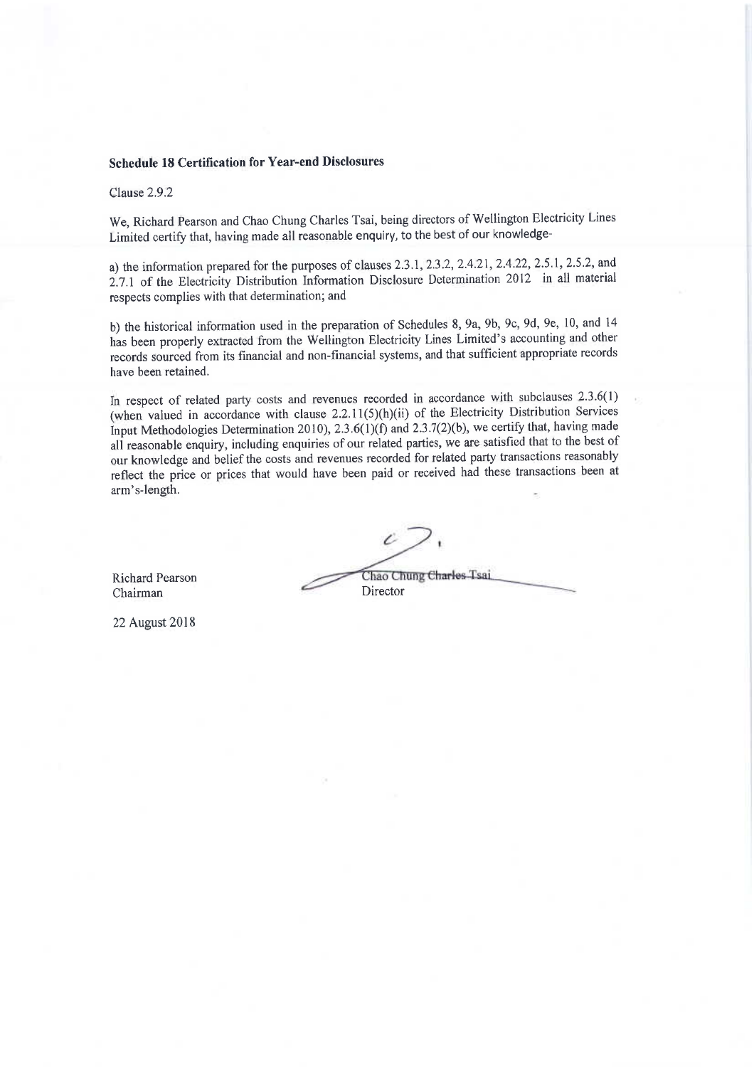**Schedule 18 Certification for Year-end Disclosures**

Clause 2.9.2

We, Richard Pearson and Chao Chung Charles Tsai, being directors of Wellington Electricity Lines Limited certify that, having made all reasonable enquiry, to the best of our knowledge-

a) the information prepared for the purposes of clauses 2.3.1, 2.3.2, 2.4.21, 2.4.22, 2.5.1, 2.5.2, and 2.7.1 of the Electricity Distribution Information Disclosure Determination 2012 in all material respects complies with that determination; and

b) the historical information used in the preparation of Schedules 8, 9a, 9b, 9c, 9d, 9e, 10, and 14 has been properly extracted from the Wellington Electricity Lines Limited's accounting and other records sourced from its financial and non-financial systems, and that sufficient appropriate records have been retained.

In respect of related party costs and revenues recorded in accordance with subclauses 2.3.6(1) (when valued in accordance with clause 2.2.11(5)(h)(ii) of the Electricity Distribution Services Input Methodologies Determination 2010), 2.3.6(1)(f) and 2.3.7(2)(b), we certify that, having made all reasonable enquiry, including enquiries of our related parties, we are satisfied that to the best of our knowledge and belief the costs and revenues recorded for related party transactions reasonably reflect the price or prices that would have been paid or received had these transactions been at arm's-length.

Richard Pearson
Chairman

Chao Chung Charles Tsai
Director

22 August 2018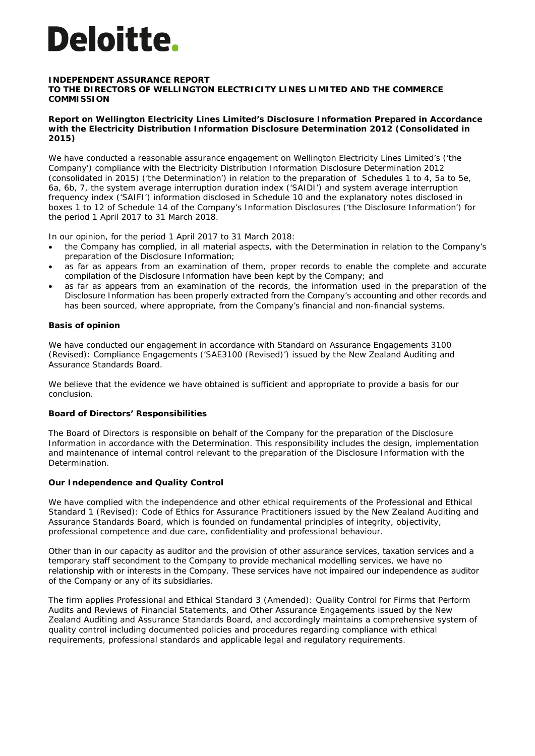# Deloitte.

**INDEPENDENT ASSURANCE REPORT**
**TO THE DIRECTORS OF WELLINGTON ELECTRICITY LINES LIMITED AND THE COMMERCE COMMISSION**

**Report on Wellington Electricity Lines Limited's Disclosure Information Prepared in Accordance with the Electricity Distribution Information Disclosure Determination 2012 (Consolidated in 2015)**

We have conducted a reasonable assurance engagement on Wellington Electricity Lines Limited's ('the Company') compliance with the Electricity Distribution Information Disclosure Determination 2012 (consolidated in 2015) ('the Determination') in relation to the preparation of Schedules 1 to 4, 5a to 5e, 6a, 6b, 7, the system average interruption duration index ('SAIDI') and system average interruption frequency index ('SAIFI') information disclosed in Schedule 10 and the explanatory notes disclosed in boxes 1 to 12 of Schedule 14 of the Company's Information Disclosures ('the Disclosure Information') for the period 1 April 2017 to 31 March 2018.

In our opinion, for the period 1 April 2017 to 31 March 2018:

- the Company has complied, in all material aspects, with the Determination in relation to the Company's preparation of the Disclosure Information;
- as far as appears from an examination of them, proper records to enable the complete and accurate compilation of the Disclosure Information have been kept by the Company; and
- as far as appears from an examination of the records, the information used in the preparation of the Disclosure Information has been properly extracted from the Company's accounting and other records and has been sourced, where appropriate, from the Company's financial and non-financial systems.

**Basis of opinion**

We have conducted our engagement in accordance with Standard on Assurance Engagements 3100 (Revised): Compliance Engagements ('SAE3100 (Revised)') issued by the New Zealand Auditing and Assurance Standards Board.

We believe that the evidence we have obtained is sufficient and appropriate to provide a basis for our conclusion.

**Board of Directors' Responsibilities**

The Board of Directors is responsible on behalf of the Company for the preparation of the Disclosure Information in accordance with the Determination. This responsibility includes the design, implementation and maintenance of internal control relevant to the preparation of the Disclosure Information with the Determination.

**Our Independence and Quality Control**

We have complied with the independence and other ethical requirements of the Professional and Ethical Standard 1 (Revised): Code of Ethics for Assurance Practitioners issued by the New Zealand Auditing and Assurance Standards Board, which is founded on fundamental principles of integrity, objectivity, professional competence and due care, confidentiality and professional behaviour.

Other than in our capacity as auditor and the provision of other assurance services, taxation services and a temporary staff secondment to the Company to provide mechanical modelling services, we have no relationship with or interests in the Company. These services have not impaired our independence as auditor of the Company or any of its subsidiaries.

The firm applies Professional and Ethical Standard 3 (Amended): Quality Control for Firms that Perform Audits and Reviews of Financial Statements, and Other Assurance Engagements issued by the New Zealand Auditing and Assurance Standards Board, and accordingly maintains a comprehensive system of quality control including documented policies and procedures regarding compliance with ethical requirements, professional standards and applicable legal and regulatory requirements.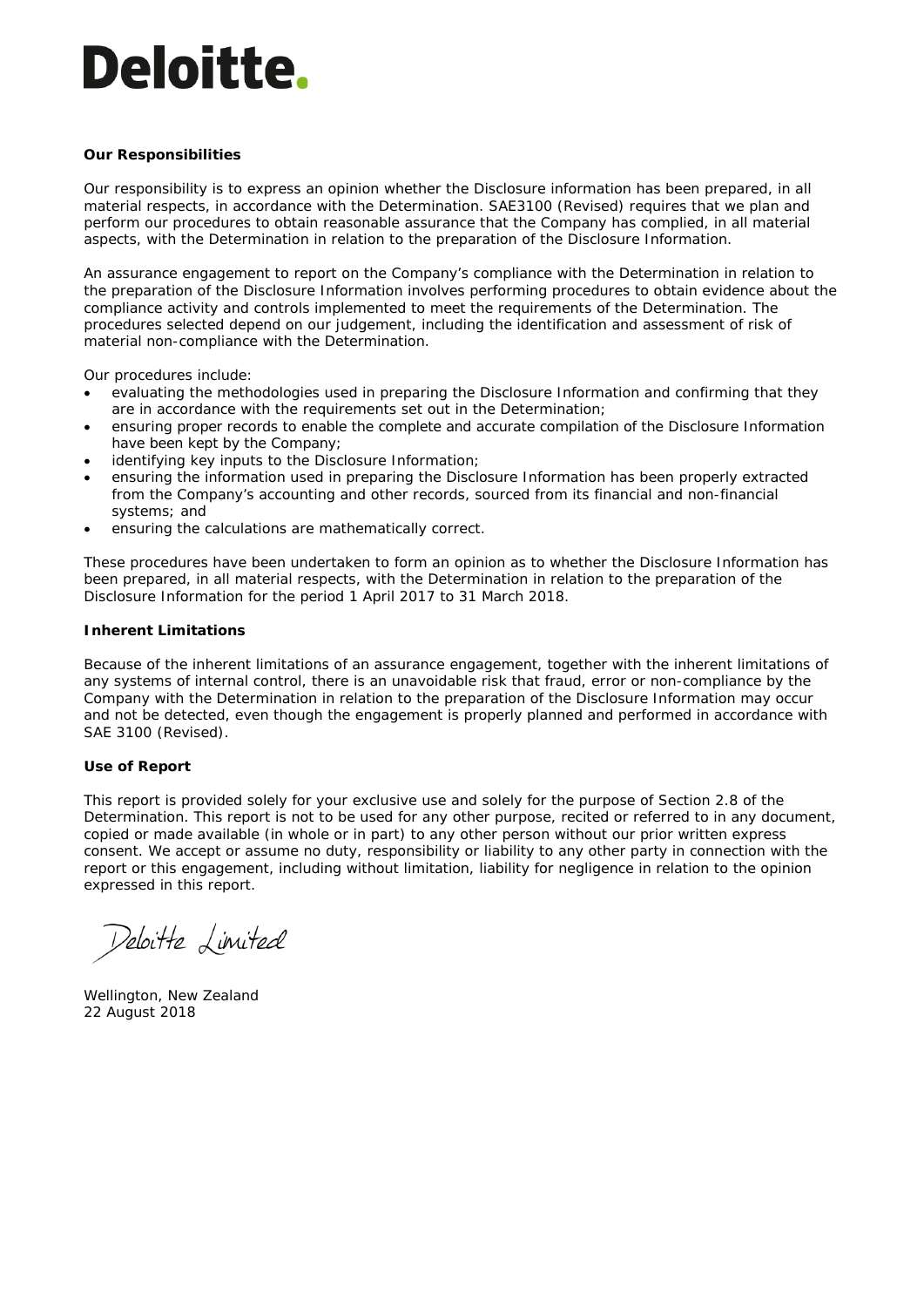**Deloitte.**

### Our Responsibilities

Our responsibility is to express an opinion whether the Disclosure information has been prepared, in all material respects, in accordance with the Determination. SAE3100 (Revised) requires that we plan and perform our procedures to obtain reasonable assurance that the Company has complied, in all material aspects, with the Determination in relation to the preparation of the Disclosure Information.

An assurance engagement to report on the Company's compliance with the Determination in relation to the preparation of the Disclosure Information involves performing procedures to obtain evidence about the compliance activity and controls implemented to meet the requirements of the Determination. The procedures selected depend on our judgement, including the identification and assessment of risk of material non-compliance with the Determination.

Our procedures include:

- evaluating the methodologies used in preparing the Disclosure Information and confirming that they are in accordance with the requirements set out in the Determination;
- ensuring proper records to enable the complete and accurate compilation of the Disclosure Information have been kept by the Company;
- identifying key inputs to the Disclosure Information;
- ensuring the information used in preparing the Disclosure Information has been properly extracted from the Company's accounting and other records, sourced from its financial and non-financial systems; and
- ensuring the calculations are mathematically correct.

These procedures have been undertaken to form an opinion as to whether the Disclosure Information has been prepared, in all material respects, with the Determination in relation to the preparation of the Disclosure Information for the period 1 April 2017 to 31 March 2018.

### Inherent Limitations

Because of the inherent limitations of an assurance engagement, together with the inherent limitations of any systems of internal control, there is an unavoidable risk that fraud, error or non-compliance by the Company with the Determination in relation to the preparation of the Disclosure Information may occur and not be detected, even though the engagement is properly planned and performed in accordance with SAE 3100 (Revised).

### Use of Report

This report is provided solely for your exclusive use and solely for the purpose of Section 2.8 of the Determination. This report is not to be used for any other purpose, recited or referred to in any document, copied or made available (in whole or in part) to any other person without our prior written express consent. We accept or assume no duty, responsibility or liability to any other party in connection with the report or this engagement, including without limitation, liability for negligence in relation to the opinion expressed in this report.

Deloitte Limited

Wellington, New Zealand
22 August 2018